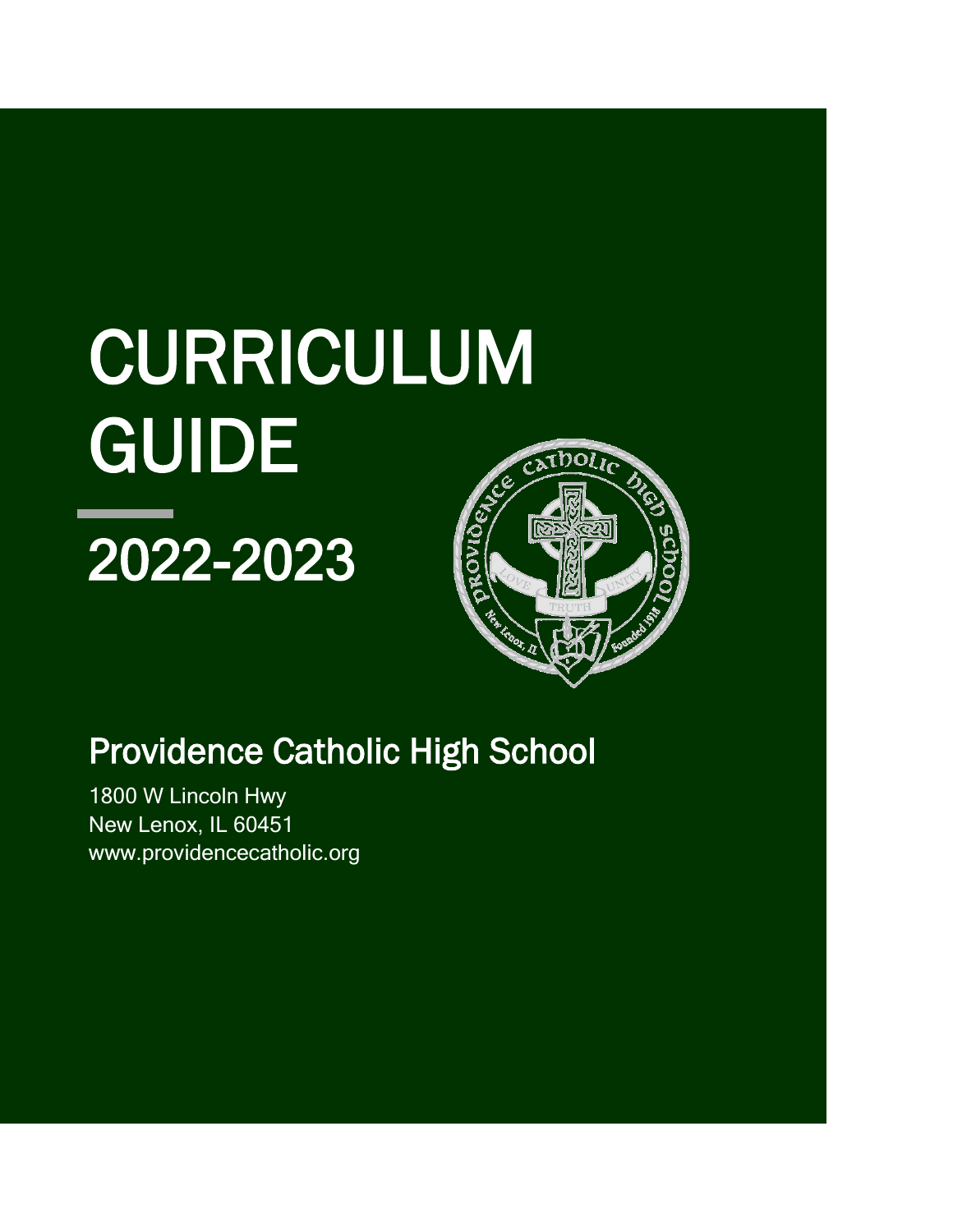# CURRICULUM GUIDE

## 2022-2023

## Providence Catholic High School

1800 W Lincoln Hwy
New Lenox, IL 60451
www.providencecatholic.org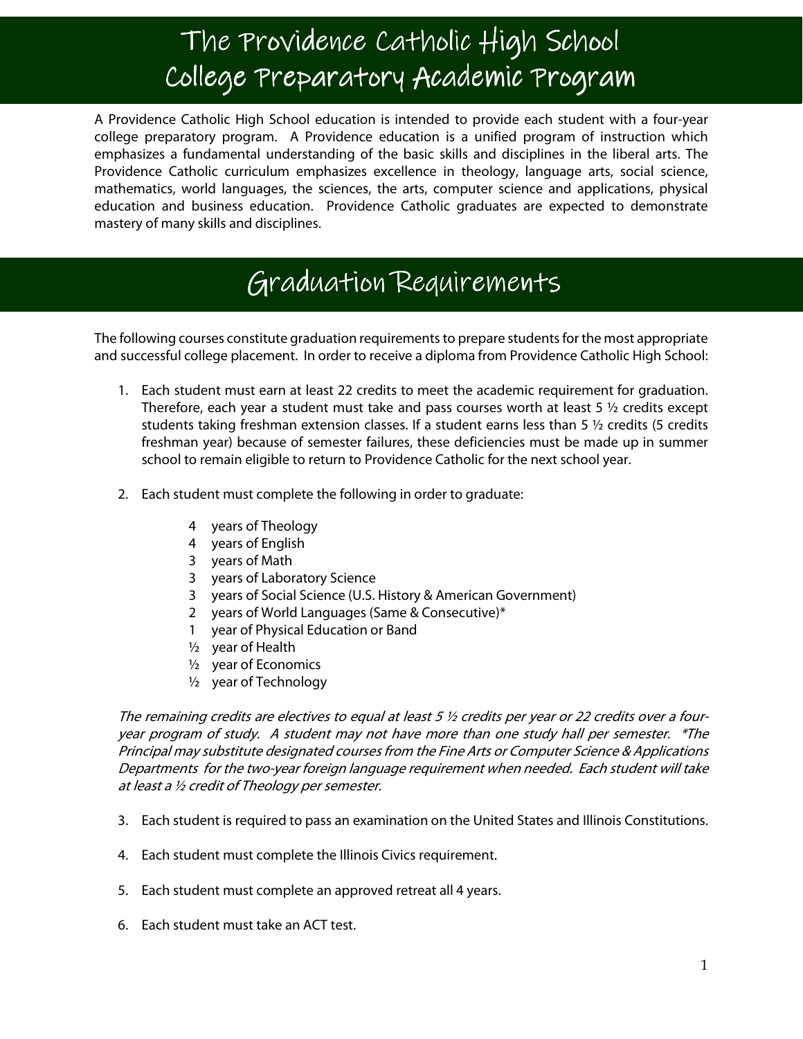# The Providence Catholic High School College Preparatory Academic Program

A Providence Catholic High School education is intended to provide each student with a four-year college preparatory program. A Providence education is a unified program of instruction which emphasizes a fundamental understanding of the basic skills and disciplines in the liberal arts. The Providence Catholic curriculum emphasizes excellence in theology, language arts, social science, mathematics, world languages, the sciences, the arts, computer science and applications, physical education and business education. Providence Catholic graduates are expected to demonstrate mastery of many skills and disciplines.

# Graduation Requirements

The following courses constitute graduation requirements to prepare students for the most appropriate and successful college placement. In order to receive a diploma from Providence Catholic High School:

1. Each student must earn at least 22 credits to meet the academic requirement for graduation. Therefore, each year a student must take and pass courses worth at least 5 ½ credits except students taking freshman extension classes. If a student earns less than 5 ½ credits (5 credits freshman year) because of semester failures, these deficiencies must be made up in summer school to remain eligible to return to Providence Catholic for the next school year.

2. Each student must complete the following in order to graduate:

   - 4 years of Theology
   - 4 years of English
   - 3 years of Math
   - 3 years of Laboratory Science
   - 3 years of Social Science (U.S. History & American Government)
   - 2 years of World Languages (Same & Consecutive)*
   - 1 year of Physical Education or Band
   - ½ year of Health
   - ½ year of Economics
   - ½ year of Technology

   *The remaining credits are electives to equal at least 5 ½ credits per year or 22 credits over a four-year program of study. A student may not have more than one study hall per semester. *The Principal may substitute designated courses from the Fine Arts or Computer Science & Applications Departments for the two-year foreign language requirement when needed. Each student will take at least a ½ credit of Theology per semester.*

3. Each student is required to pass an examination on the United States and Illinois Constitutions.

4. Each student must complete the Illinois Civics requirement.

5. Each student must complete an approved retreat all 4 years.

6. Each student must take an ACT test.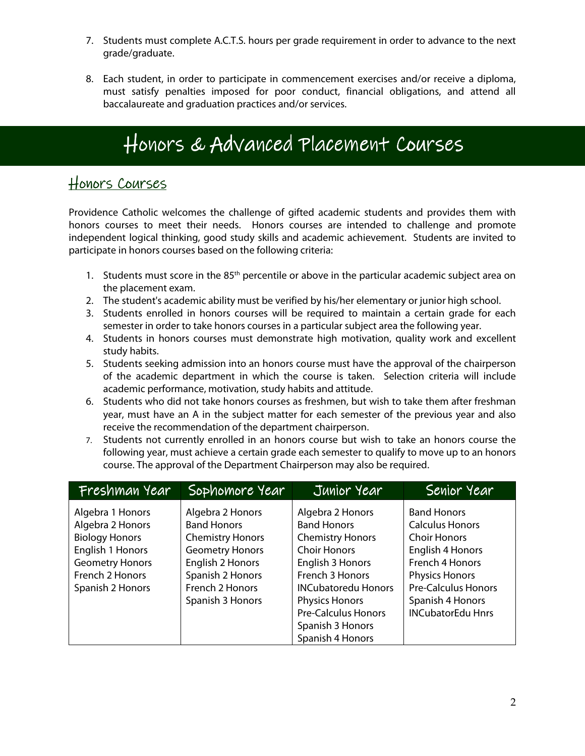7. Students must complete A.C.T.S. hours per grade requirement in order to advance to the next grade/graduate.

8. Each student, in order to participate in commencement exercises and/or receive a diploma, must satisfy penalties imposed for poor conduct, financial obligations, and attend all baccalaureate and graduation practices and/or services.

# Honors & Advanced Placement Courses

## Honors Courses

Providence Catholic welcomes the challenge of gifted academic students and provides them with honors courses to meet their needs. Honors courses are intended to challenge and promote independent logical thinking, good study skills and academic achievement. Students are invited to participate in honors courses based on the following criteria:

1. Students must score in the 85th percentile or above in the particular academic subject area on the placement exam.
2. The student's academic ability must be verified by his/her elementary or junior high school.
3. Students enrolled in honors courses will be required to maintain a certain grade for each semester in order to take honors courses in a particular subject area the following year.
4. Students in honors courses must demonstrate high motivation, quality work and excellent study habits.
5. Students seeking admission into an honors course must have the approval of the chairperson of the academic department in which the course is taken. Selection criteria will include academic performance, motivation, study habits and attitude.
6. Students who did not take honors courses as freshmen, but wish to take them after freshman year, must have an A in the subject matter for each semester of the previous year and also receive the recommendation of the department chairperson.
7. Students not currently enrolled in an honors course but wish to take an honors course the following year, must achieve a certain grade each semester to qualify to move up to an honors course. The approval of the Department Chairperson may also be required.

| Freshman Year | Sophomore Year | Junior Year | Senior Year |
|---|---|---|---|
| Algebra 1 Honors | Algebra 2 Honors | Algebra 2 Honors | Band Honors |
| Algebra 2 Honors | Band Honors | Band Honors | Calculus Honors |
| Biology Honors | Chemistry Honors | Chemistry Honors | Choir Honors |
| English 1 Honors | Geometry Honors | Choir Honors | English 4 Honors |
| Geometry Honors | English 2 Honors | English 3 Honors | French 4 Honors |
| French 2 Honors | Spanish 2 Honors | French 3 Honors | Physics Honors |
| Spanish 2 Honors | French 2 Honors | INCubatoredu Honors | Pre-Calculus Honors |
| | Spanish 3 Honors | Physics Honors | Spanish 4 Honors |
| | | Pre-Calculus Honors | INCubatorEdu Hnrs |
| | | Spanish 3 Honors | |
| | | Spanish 4 Honors | |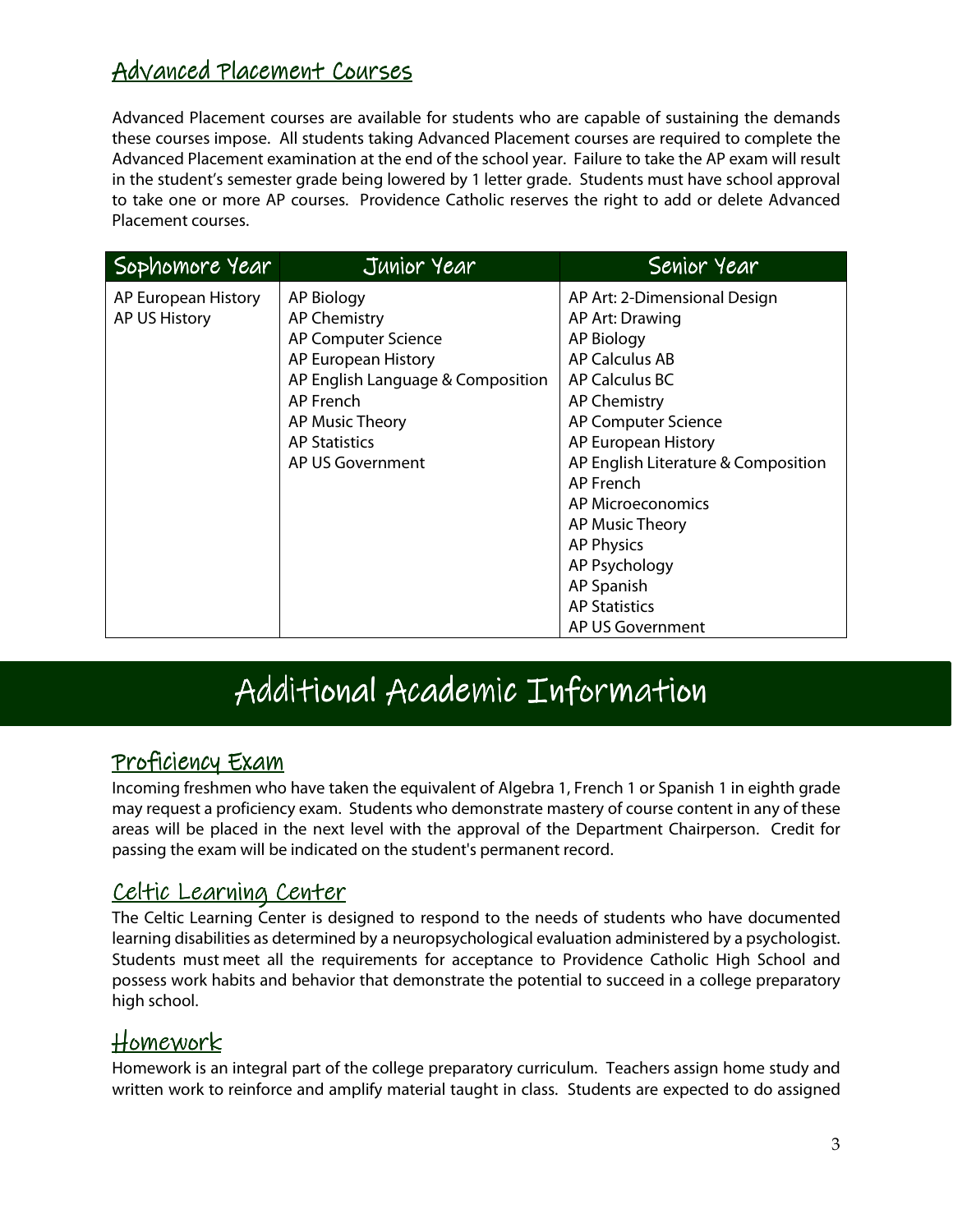## Advanced Placement Courses

Advanced Placement courses are available for students who are capable of sustaining the demands these courses impose. All students taking Advanced Placement courses are required to complete the Advanced Placement examination at the end of the school year. Failure to take the AP exam will result in the student's semester grade being lowered by 1 letter grade. Students must have school approval to take one or more AP courses. Providence Catholic reserves the right to add or delete Advanced Placement courses.

| Sophomore Year | Junior Year | Senior Year |
| --- | --- | --- |
| AP European History<br>AP US History | AP Biology<br>AP Chemistry<br>AP Computer Science<br>AP European History<br>AP English Language & Composition<br>AP French<br>AP Music Theory<br>AP Statistics<br>AP US Government | AP Art: 2-Dimensional Design<br>AP Art: Drawing<br>AP Biology<br>AP Calculus AB<br>AP Calculus BC<br>AP Chemistry<br>AP Computer Science<br>AP European History<br>AP English Literature & Composition<br>AP French<br>AP Microeconomics<br>AP Music Theory<br>AP Physics<br>AP Psychology<br>AP Spanish<br>AP Statistics<br>AP US Government |

# Additional Academic Information

## Proficiency Exam

Incoming freshmen who have taken the equivalent of Algebra 1, French 1 or Spanish 1 in eighth grade may request a proficiency exam. Students who demonstrate mastery of course content in any of these areas will be placed in the next level with the approval of the Department Chairperson. Credit for passing the exam will be indicated on the student's permanent record.

## Celtic Learning Center

The Celtic Learning Center is designed to respond to the needs of students who have documented learning disabilities as determined by a neuropsychological evaluation administered by a psychologist. Students must meet all the requirements for acceptance to Providence Catholic High School and possess work habits and behavior that demonstrate the potential to succeed in a college preparatory high school.

## Homework

Homework is an integral part of the college preparatory curriculum. Teachers assign home study and written work to reinforce and amplify material taught in class. Students are expected to do assigned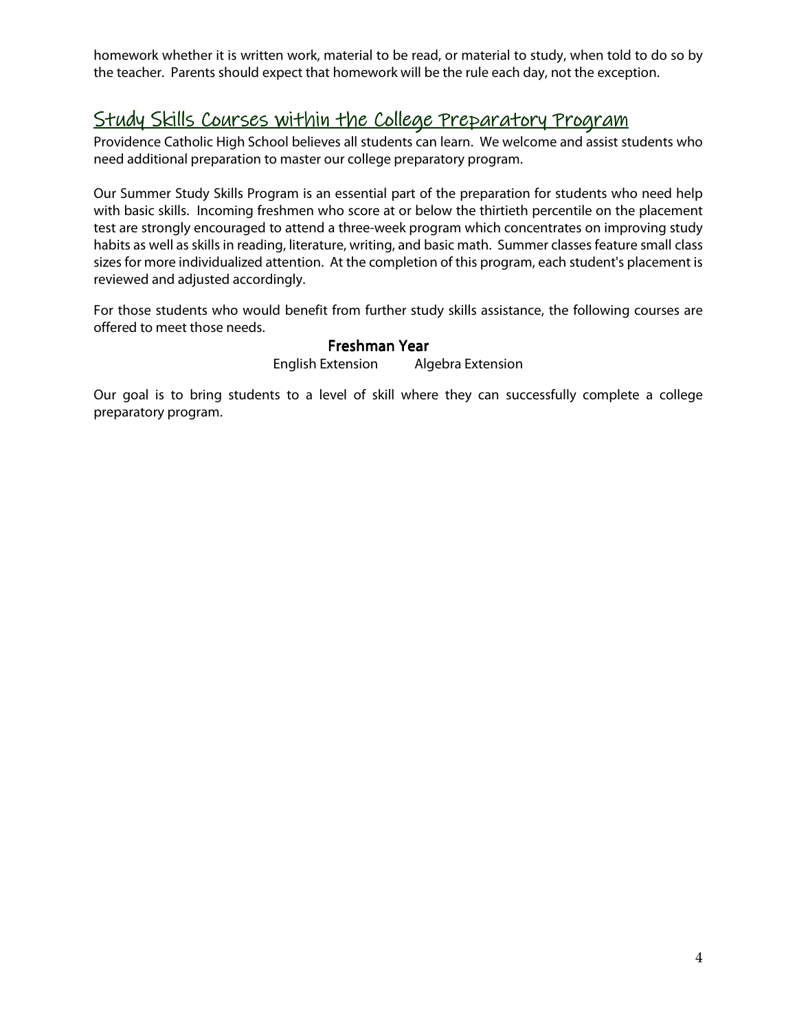homework whether it is written work, material to be read, or material to study, when told to do so by the teacher. Parents should expect that homework will be the rule each day, not the exception.

## Study Skills Courses within the College Preparatory Program

Providence Catholic High School believes all students can learn. We welcome and assist students who need additional preparation to master our college preparatory program.

Our Summer Study Skills Program is an essential part of the preparation for students who need help with basic skills. Incoming freshmen who score at or below the thirtieth percentile on the placement test are strongly encouraged to attend a three-week program which concentrates on improving study habits as well as skills in reading, literature, writing, and basic math. Summer classes feature small class sizes for more individualized attention. At the completion of this program, each student's placement is reviewed and adjusted accordingly.

For those students who would benefit from further study skills assistance, the following courses are offered to meet those needs.

**Freshman Year**

English Extension    Algebra Extension

Our goal is to bring students to a level of skill where they can successfully complete a college preparatory program.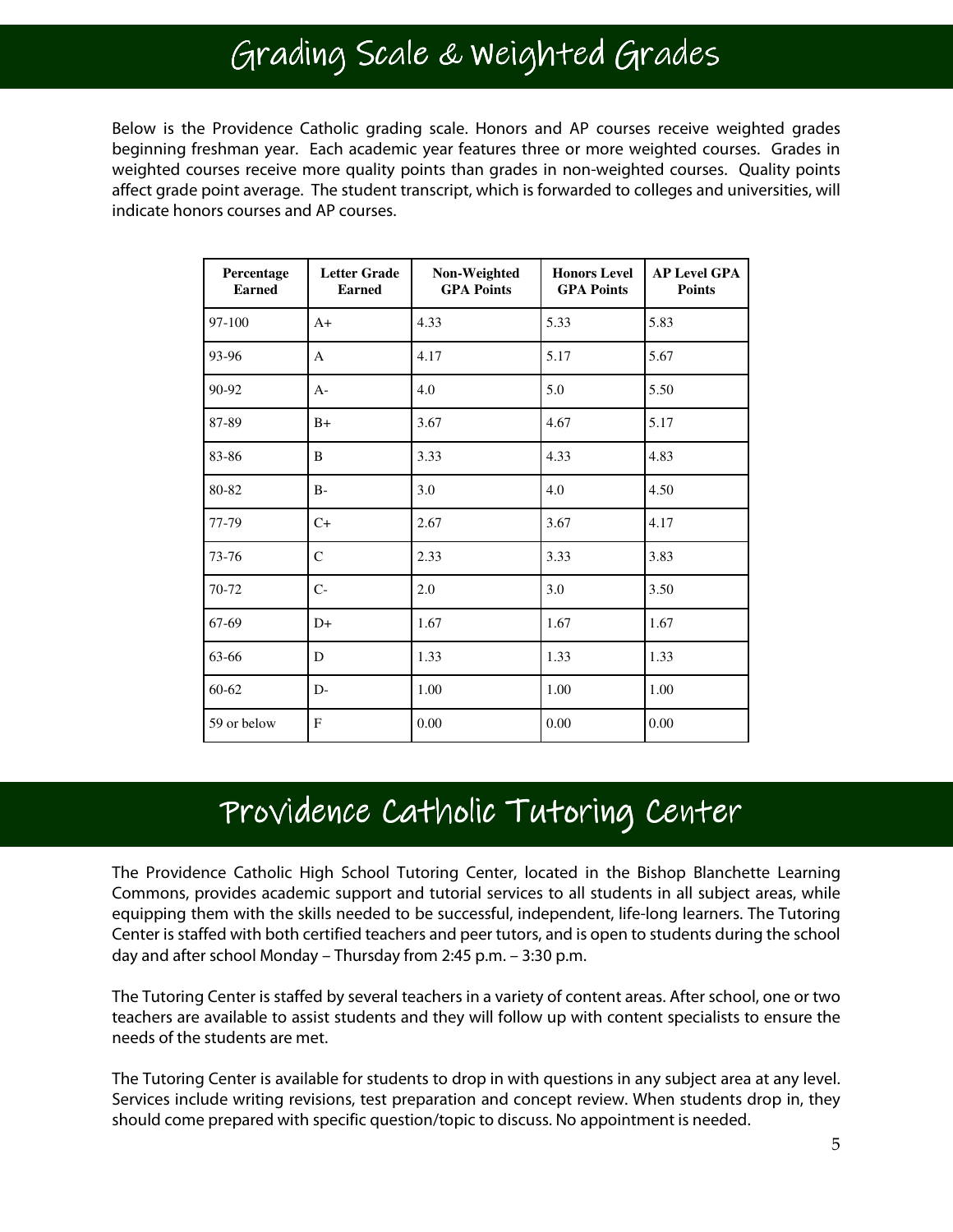# Grading Scale & Weighted Grades

Below is the Providence Catholic grading scale. Honors and AP courses receive weighted grades beginning freshman year. Each academic year features three or more weighted courses. Grades in weighted courses receive more quality points than grades in non-weighted courses. Quality points affect grade point average. The student transcript, which is forwarded to colleges and universities, will indicate honors courses and AP courses.

| Percentage Earned | Letter Grade Earned | Non-Weighted GPA Points | Honors Level GPA Points | AP Level GPA Points |
|---|---|---|---|---|
| 97-100 | A+ | 4.33 | 5.33 | 5.83 |
| 93-96 | A | 4.17 | 5.17 | 5.67 |
| 90-92 | A- | 4.0 | 5.0 | 5.50 |
| 87-89 | B+ | 3.67 | 4.67 | 5.17 |
| 83-86 | B | 3.33 | 4.33 | 4.83 |
| 80-82 | B- | 3.0 | 4.0 | 4.50 |
| 77-79 | C+ | 2.67 | 3.67 | 4.17 |
| 73-76 | C | 2.33 | 3.33 | 3.83 |
| 70-72 | C- | 2.0 | 3.0 | 3.50 |
| 67-69 | D+ | 1.67 | 1.67 | 1.67 |
| 63-66 | D | 1.33 | 1.33 | 1.33 |
| 60-62 | D- | 1.00 | 1.00 | 1.00 |
| 59 or below | F | 0.00 | 0.00 | 0.00 |

# Providence Catholic Tutoring Center

The Providence Catholic High School Tutoring Center, located in the Bishop Blanchette Learning Commons, provides academic support and tutorial services to all students in all subject areas, while equipping them with the skills needed to be successful, independent, life-long learners. The Tutoring Center is staffed with both certified teachers and peer tutors, and is open to students during the school day and after school Monday – Thursday from 2:45 p.m. – 3:30 p.m.

The Tutoring Center is staffed by several teachers in a variety of content areas. After school, one or two teachers are available to assist students and they will follow up with content specialists to ensure the needs of the students are met.

The Tutoring Center is available for students to drop in with questions in any subject area at any level. Services include writing revisions, test preparation and concept review. When students drop in, they should come prepared with specific question/topic to discuss. No appointment is needed.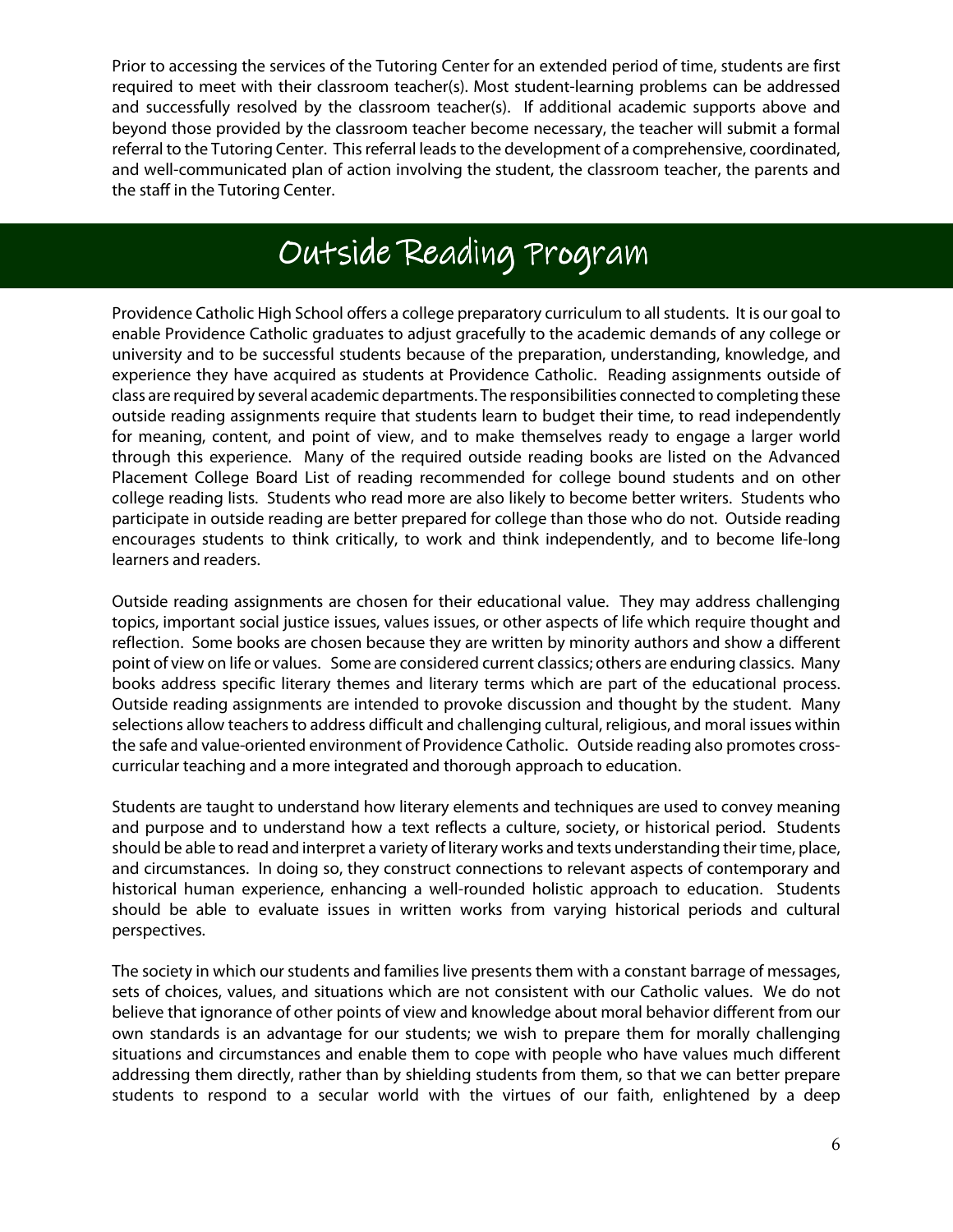Prior to accessing the services of the Tutoring Center for an extended period of time, students are first required to meet with their classroom teacher(s). Most student-learning problems can be addressed and successfully resolved by the classroom teacher(s). If additional academic supports above and beyond those provided by the classroom teacher become necessary, the teacher will submit a formal referral to the Tutoring Center. This referral leads to the development of a comprehensive, coordinated, and well-communicated plan of action involving the student, the classroom teacher, the parents and the staff in the Tutoring Center.

# Outside Reading Program

Providence Catholic High School offers a college preparatory curriculum to all students. It is our goal to enable Providence Catholic graduates to adjust gracefully to the academic demands of any college or university and to be successful students because of the preparation, understanding, knowledge, and experience they have acquired as students at Providence Catholic. Reading assignments outside of class are required by several academic departments. The responsibilities connected to completing these outside reading assignments require that students learn to budget their time, to read independently for meaning, content, and point of view, and to make themselves ready to engage a larger world through this experience. Many of the required outside reading books are listed on the Advanced Placement College Board List of reading recommended for college bound students and on other college reading lists. Students who read more are also likely to become better writers. Students who participate in outside reading are better prepared for college than those who do not. Outside reading encourages students to think critically, to work and think independently, and to become life-long learners and readers.

Outside reading assignments are chosen for their educational value. They may address challenging topics, important social justice issues, values issues, or other aspects of life which require thought and reflection. Some books are chosen because they are written by minority authors and show a different point of view on life or values. Some are considered current classics; others are enduring classics. Many books address specific literary themes and literary terms which are part of the educational process. Outside reading assignments are intended to provoke discussion and thought by the student. Many selections allow teachers to address difficult and challenging cultural, religious, and moral issues within the safe and value-oriented environment of Providence Catholic. Outside reading also promotes cross-curricular teaching and a more integrated and thorough approach to education.

Students are taught to understand how literary elements and techniques are used to convey meaning and purpose and to understand how a text reflects a culture, society, or historical period. Students should be able to read and interpret a variety of literary works and texts understanding their time, place, and circumstances. In doing so, they construct connections to relevant aspects of contemporary and historical human experience, enhancing a well-rounded holistic approach to education. Students should be able to evaluate issues in written works from varying historical periods and cultural perspectives.

The society in which our students and families live presents them with a constant barrage of messages, sets of choices, values, and situations which are not consistent with our Catholic values. We do not believe that ignorance of other points of view and knowledge about moral behavior different from our own standards is an advantage for our students; we wish to prepare them for morally challenging situations and circumstances and enable them to cope with people who have values much different addressing them directly, rather than by shielding students from them, so that we can better prepare students to respond to a secular world with the virtues of our faith, enlightened by a deep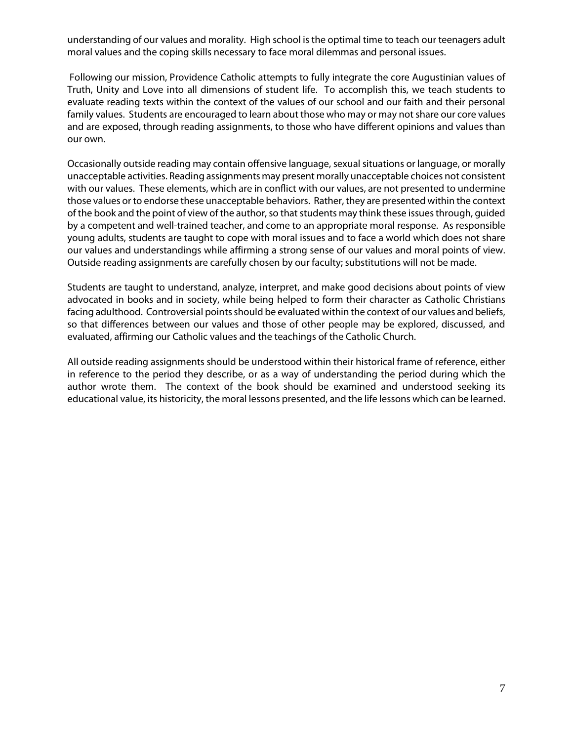understanding of our values and morality. High school is the optimal time to teach our teenagers adult moral values and the coping skills necessary to face moral dilemmas and personal issues.

Following our mission, Providence Catholic attempts to fully integrate the core Augustinian values of Truth, Unity and Love into all dimensions of student life. To accomplish this, we teach students to evaluate reading texts within the context of the values of our school and our faith and their personal family values. Students are encouraged to learn about those who may or may not share our core values and are exposed, through reading assignments, to those who have different opinions and values than our own.

Occasionally outside reading may contain offensive language, sexual situations or language, or morally unacceptable activities. Reading assignments may present morally unacceptable choices not consistent with our values. These elements, which are in conflict with our values, are not presented to undermine those values or to endorse these unacceptable behaviors. Rather, they are presented within the context of the book and the point of view of the author, so that students may think these issues through, guided by a competent and well-trained teacher, and come to an appropriate moral response. As responsible young adults, students are taught to cope with moral issues and to face a world which does not share our values and understandings while affirming a strong sense of our values and moral points of view. Outside reading assignments are carefully chosen by our faculty; substitutions will not be made.

Students are taught to understand, analyze, interpret, and make good decisions about points of view advocated in books and in society, while being helped to form their character as Catholic Christians facing adulthood. Controversial points should be evaluated within the context of our values and beliefs, so that differences between our values and those of other people may be explored, discussed, and evaluated, affirming our Catholic values and the teachings of the Catholic Church.

All outside reading assignments should be understood within their historical frame of reference, either in reference to the period they describe, or as a way of understanding the period during which the author wrote them. The context of the book should be examined and understood seeking its educational value, its historicity, the moral lessons presented, and the life lessons which can be learned.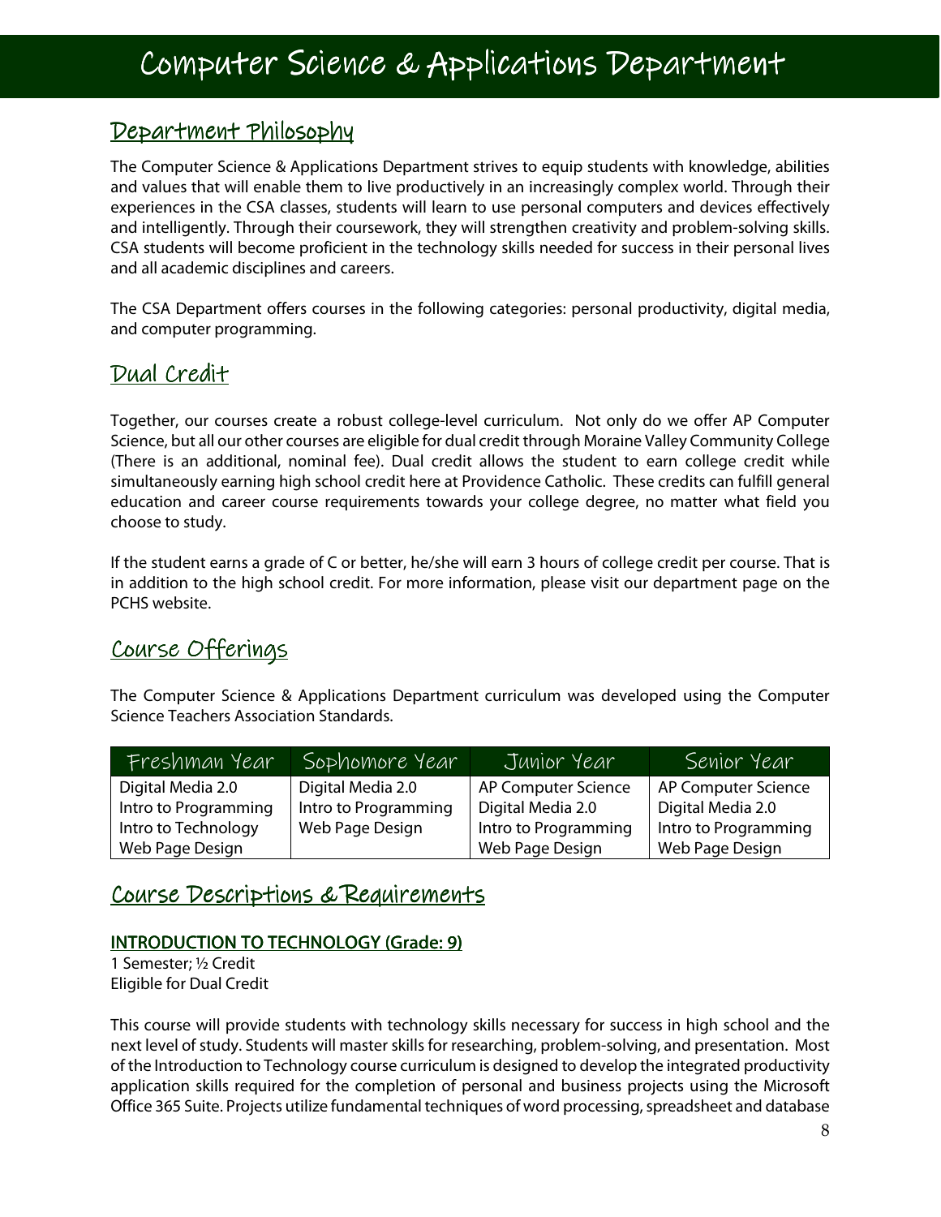# Computer Science & Applications Department

## Department Philosophy

The Computer Science & Applications Department strives to equip students with knowledge, abilities and values that will enable them to live productively in an increasingly complex world. Through their experiences in the CSA classes, students will learn to use personal computers and devices effectively and intelligently. Through their coursework, they will strengthen creativity and problem-solving skills. CSA students will become proficient in the technology skills needed for success in their personal lives and all academic disciplines and careers.

The CSA Department offers courses in the following categories: personal productivity, digital media, and computer programming.

## Dual Credit

Together, our courses create a robust college-level curriculum. Not only do we offer AP Computer Science, but all our other courses are eligible for dual credit through Moraine Valley Community College (There is an additional, nominal fee). Dual credit allows the student to earn college credit while simultaneously earning high school credit here at Providence Catholic. These credits can fulfill general education and career course requirements towards your college degree, no matter what field you choose to study.

If the student earns a grade of C or better, he/she will earn 3 hours of college credit per course. That is in addition to the high school credit. For more information, please visit our department page on the PCHS website.

## Course Offerings

The Computer Science & Applications Department curriculum was developed using the Computer Science Teachers Association Standards.

| Freshman Year | Sophomore Year | Junior Year | Senior Year |
|---|---|---|---|
| Digital Media 2.0 | Digital Media 2.0 | AP Computer Science | AP Computer Science |
| Intro to Programming | Intro to Programming | Digital Media 2.0 | Digital Media 2.0 |
| Intro to Technology | Web Page Design | Intro to Programming | Intro to Programming |
| Web Page Design | | Web Page Design | Web Page Design |

## Course Descriptions & Requirements

### INTRODUCTION TO TECHNOLOGY (Grade: 9)

1 Semester; ½ Credit
Eligible for Dual Credit

This course will provide students with technology skills necessary for success in high school and the next level of study. Students will master skills for researching, problem-solving, and presentation. Most of the Introduction to Technology course curriculum is designed to develop the integrated productivity application skills required for the completion of personal and business projects using the Microsoft Office 365 Suite. Projects utilize fundamental techniques of word processing, spreadsheet and database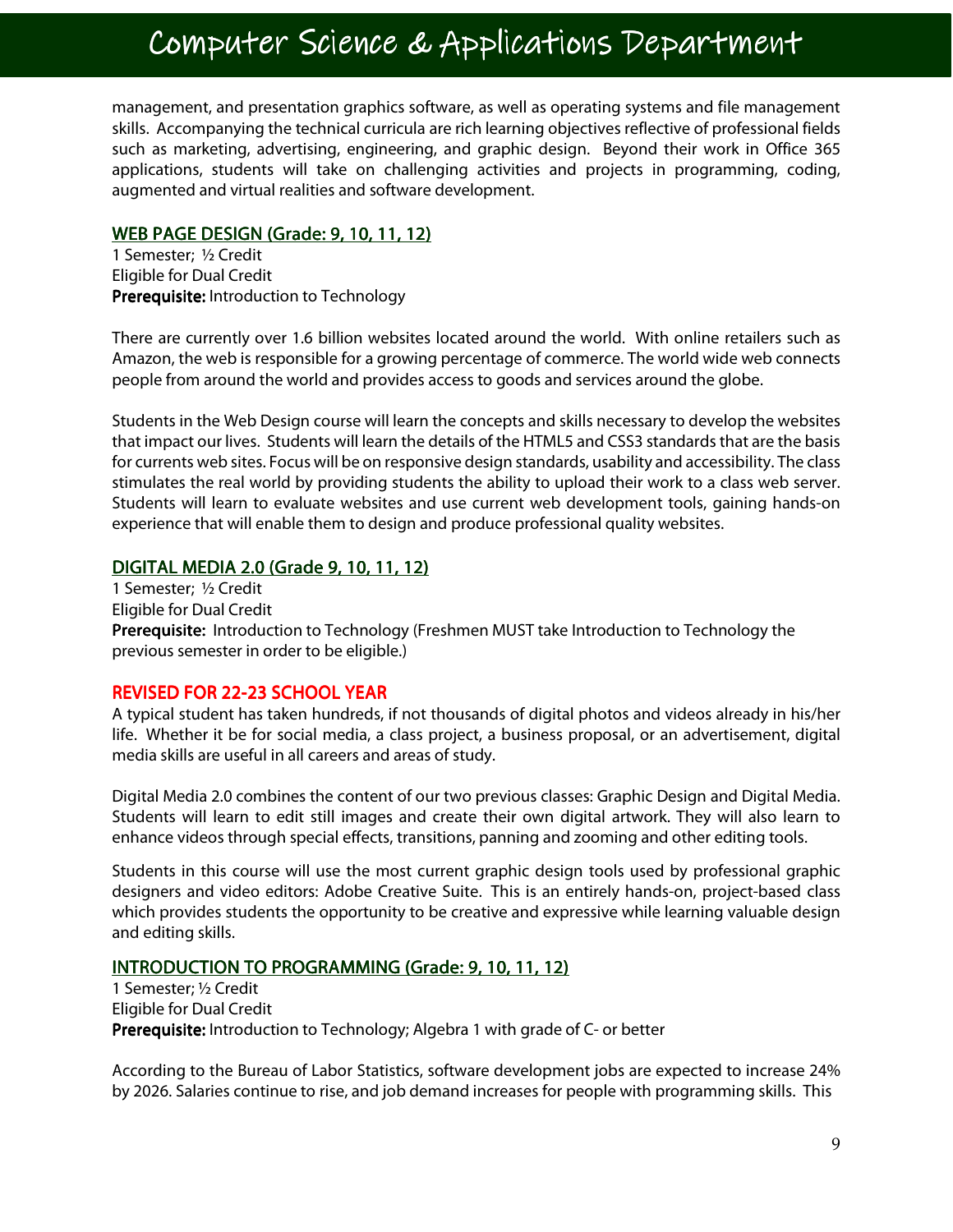management, and presentation graphics software, as well as operating systems and file management skills. Accompanying the technical curricula are rich learning objectives reflective of professional fields such as marketing, advertising, engineering, and graphic design. Beyond their work in Office 365 applications, students will take on challenging activities and projects in programming, coding, augmented and virtual realities and software development.

## WEB PAGE DESIGN (Grade: 9, 10, 11, 12)

1 Semester; ½ Credit
Eligible for Dual Credit
**Prerequisite:** Introduction to Technology

There are currently over 1.6 billion websites located around the world. With online retailers such as Amazon, the web is responsible for a growing percentage of commerce. The world wide web connects people from around the world and provides access to goods and services around the globe.

Students in the Web Design course will learn the concepts and skills necessary to develop the websites that impact our lives. Students will learn the details of the HTML5 and CSS3 standards that are the basis for currents web sites. Focus will be on responsive design standards, usability and accessibility. The class stimulates the real world by providing students the ability to upload their work to a class web server. Students will learn to evaluate websites and use current web development tools, gaining hands-on experience that will enable them to design and produce professional quality websites.

## DIGITAL MEDIA 2.0 (Grade 9, 10, 11, 12)

1 Semester; ½ Credit
Eligible for Dual Credit
**Prerequisite:** Introduction to Technology (Freshmen MUST take Introduction to Technology the previous semester in order to be eligible.)

**REVISED FOR 22-23 SCHOOL YEAR**

A typical student has taken hundreds, if not thousands of digital photos and videos already in his/her life. Whether it be for social media, a class project, a business proposal, or an advertisement, digital media skills are useful in all careers and areas of study.

Digital Media 2.0 combines the content of our two previous classes: Graphic Design and Digital Media. Students will learn to edit still images and create their own digital artwork. They will also learn to enhance videos through special effects, transitions, panning and zooming and other editing tools.

Students in this course will use the most current graphic design tools used by professional graphic designers and video editors: Adobe Creative Suite. This is an entirely hands-on, project-based class which provides students the opportunity to be creative and expressive while learning valuable design and editing skills.

## INTRODUCTION TO PROGRAMMING (Grade: 9, 10, 11, 12)

1 Semester; ½ Credit
Eligible for Dual Credit
**Prerequisite:** Introduction to Technology; Algebra 1 with grade of C- or better

According to the Bureau of Labor Statistics, software development jobs are expected to increase 24% by 2026. Salaries continue to rise, and job demand increases for people with programming skills. This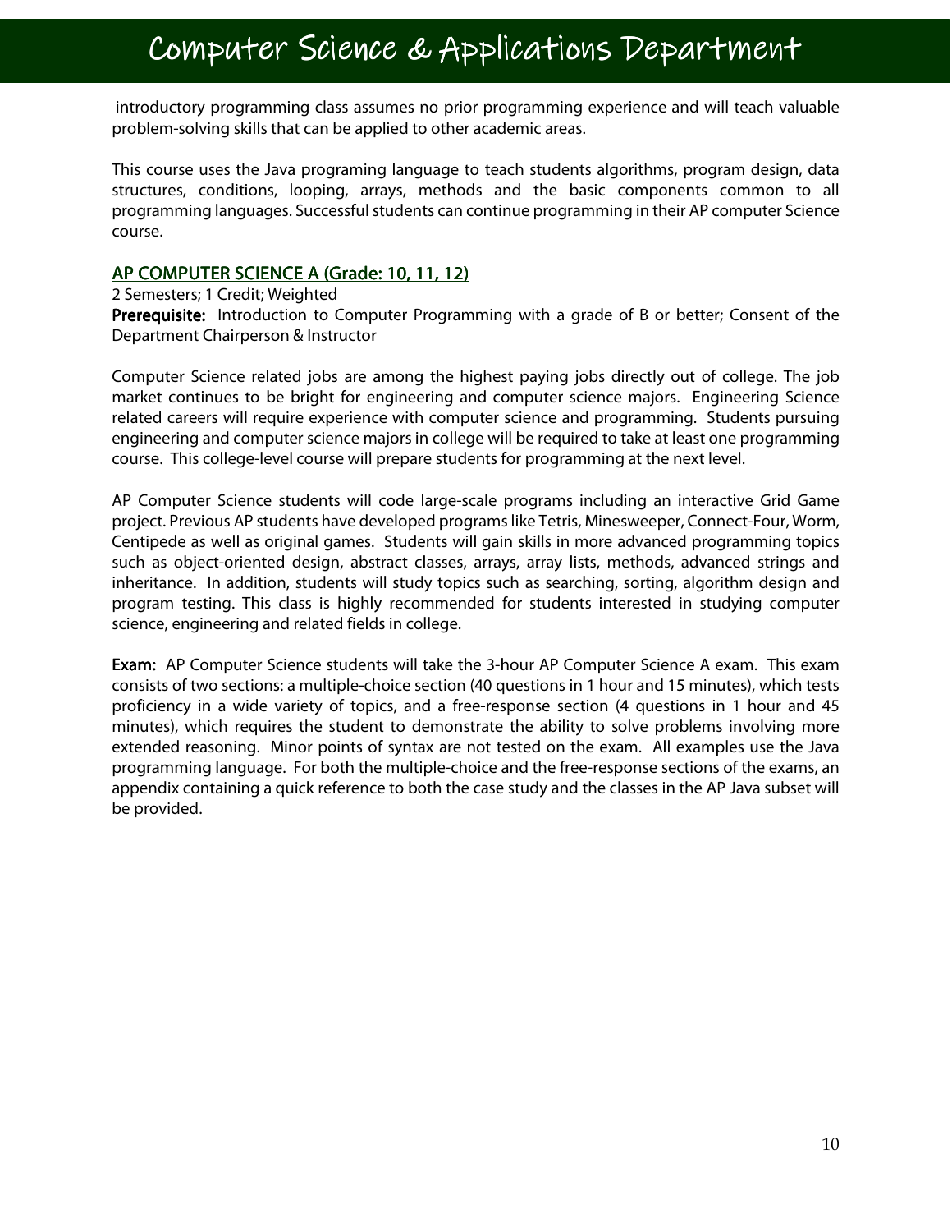introductory programming class assumes no prior programming experience and will teach valuable problem-solving skills that can be applied to other academic areas.

This course uses the Java programing language to teach students algorithms, program design, data structures, conditions, looping, arrays, methods and the basic components common to all programming languages. Successful students can continue programming in their AP computer Science course.

## AP COMPUTER SCIENCE A (Grade: 10, 11, 12)

2 Semesters; 1 Credit; Weighted

**Prerequisite:** Introduction to Computer Programming with a grade of B or better; Consent of the Department Chairperson & Instructor

Computer Science related jobs are among the highest paying jobs directly out of college. The job market continues to be bright for engineering and computer science majors. Engineering Science related careers will require experience with computer science and programming. Students pursuing engineering and computer science majors in college will be required to take at least one programming course. This college-level course will prepare students for programming at the next level.

AP Computer Science students will code large-scale programs including an interactive Grid Game project. Previous AP students have developed programs like Tetris, Minesweeper, Connect-Four, Worm, Centipede as well as original games. Students will gain skills in more advanced programming topics such as object-oriented design, abstract classes, arrays, array lists, methods, advanced strings and inheritance. In addition, students will study topics such as searching, sorting, algorithm design and program testing. This class is highly recommended for students interested in studying computer science, engineering and related fields in college.

**Exam:** AP Computer Science students will take the 3-hour AP Computer Science A exam. This exam consists of two sections: a multiple-choice section (40 questions in 1 hour and 15 minutes), which tests proficiency in a wide variety of topics, and a free-response section (4 questions in 1 hour and 45 minutes), which requires the student to demonstrate the ability to solve problems involving more extended reasoning. Minor points of syntax are not tested on the exam. All examples use the Java programming language. For both the multiple-choice and the free-response sections of the exams, an appendix containing a quick reference to both the case study and the classes in the AP Java subset will be provided.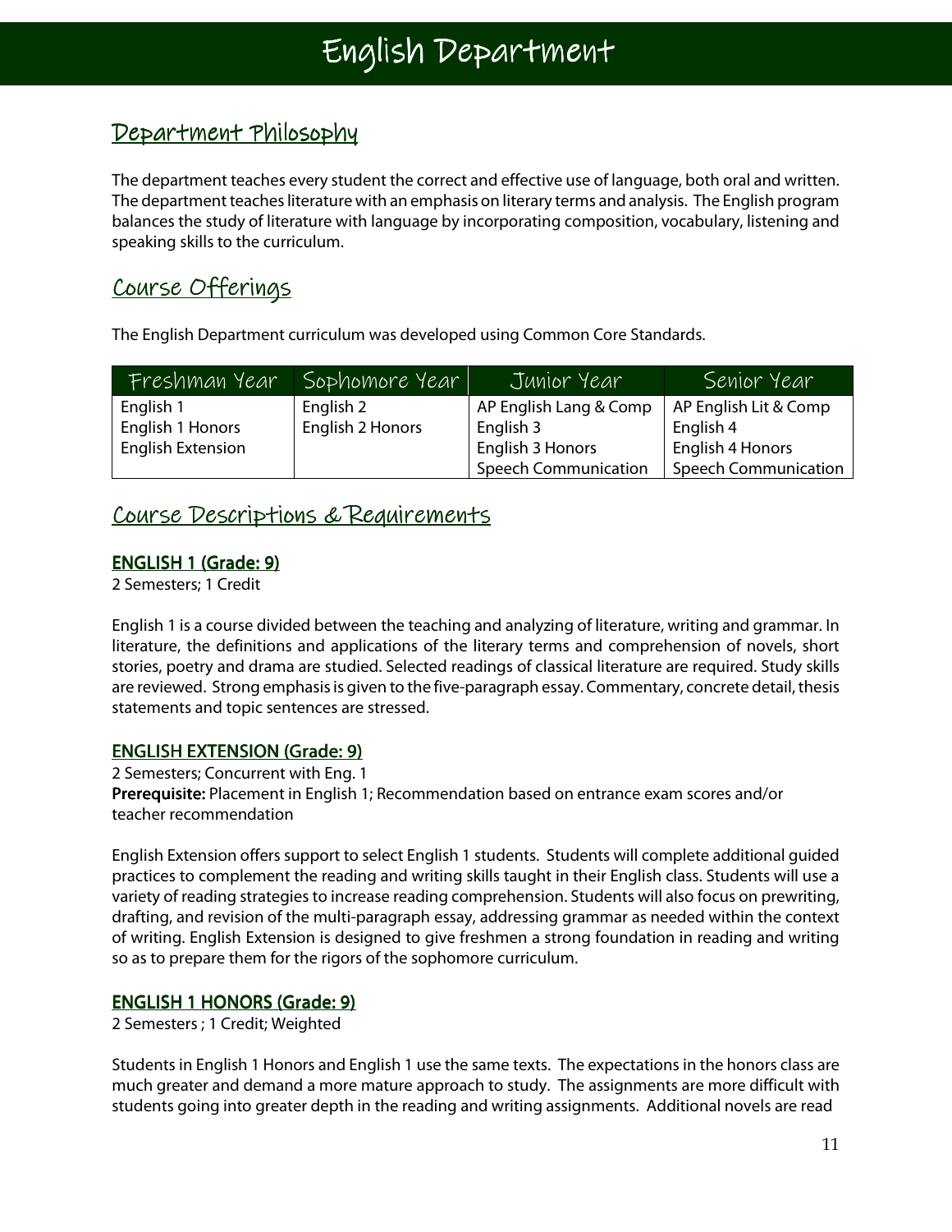# English Department

## Department Philosophy

The department teaches every student the correct and effective use of language, both oral and written. The department teaches literature with an emphasis on literary terms and analysis. The English program balances the study of literature with language by incorporating composition, vocabulary, listening and speaking skills to the curriculum.

## Course Offerings

The English Department curriculum was developed using Common Core Standards.

| Freshman Year | Sophomore Year | Junior Year | Senior Year |
|---|---|---|---|
| English 1<br>English 1 Honors<br>English Extension | English 2<br>English 2 Honors | AP English Lang & Comp<br>English 3<br>English 3 Honors<br>Speech Communication | AP English Lit & Comp<br>English 4<br>English 4 Honors<br>Speech Communication |

## Course Descriptions & Requirements

### ENGLISH 1 (Grade: 9)

2 Semesters; 1 Credit

English 1 is a course divided between the teaching and analyzing of literature, writing and grammar. In literature, the definitions and applications of the literary terms and comprehension of novels, short stories, poetry and drama are studied. Selected readings of classical literature are required. Study skills are reviewed. Strong emphasis is given to the five-paragraph essay. Commentary, concrete detail, thesis statements and topic sentences are stressed.

### ENGLISH EXTENSION (Grade: 9)

2 Semesters; Concurrent with Eng. 1

**Prerequisite:** Placement in English 1; Recommendation based on entrance exam scores and/or teacher recommendation

English Extension offers support to select English 1 students. Students will complete additional guided practices to complement the reading and writing skills taught in their English class. Students will use a variety of reading strategies to increase reading comprehension. Students will also focus on prewriting, drafting, and revision of the multi-paragraph essay, addressing grammar as needed within the context of writing. English Extension is designed to give freshmen a strong foundation in reading and writing so as to prepare them for the rigors of the sophomore curriculum.

### ENGLISH 1 HONORS (Grade: 9)

2 Semesters ; 1 Credit; Weighted

Students in English 1 Honors and English 1 use the same texts. The expectations in the honors class are much greater and demand a more mature approach to study. The assignments are more difficult with students going into greater depth in the reading and writing assignments. Additional novels are read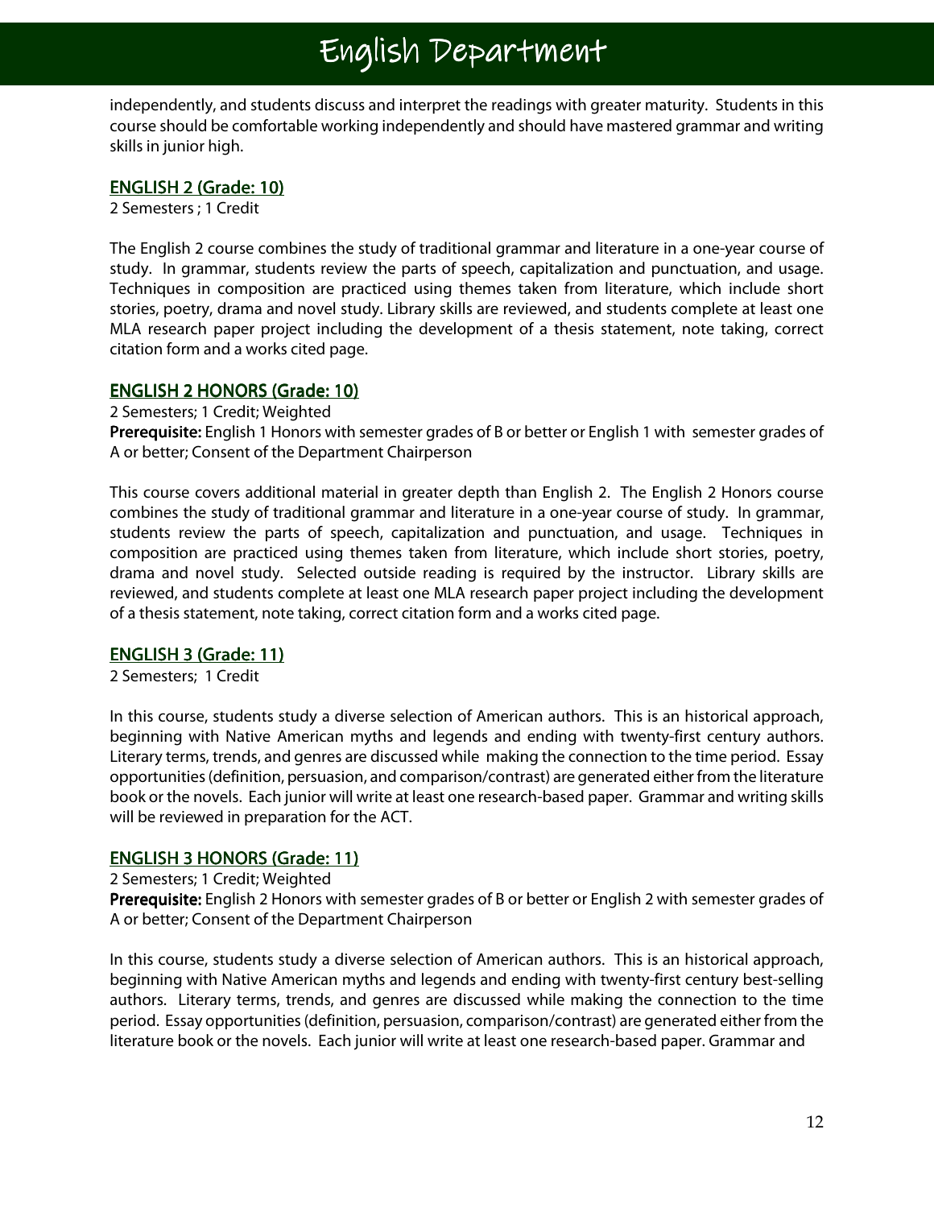independently, and students discuss and interpret the readings with greater maturity. Students in this course should be comfortable working independently and should have mastered grammar and writing skills in junior high.

## ENGLISH 2 (Grade: 10)

2 Semesters ; 1 Credit

The English 2 course combines the study of traditional grammar and literature in a one-year course of study. In grammar, students review the parts of speech, capitalization and punctuation, and usage. Techniques in composition are practiced using themes taken from literature, which include short stories, poetry, drama and novel study. Library skills are reviewed, and students complete at least one MLA research paper project including the development of a thesis statement, note taking, correct citation form and a works cited page.

## ENGLISH 2 HONORS (Grade: 10)

2 Semesters; 1 Credit; Weighted
**Prerequisite:** English 1 Honors with semester grades of B or better or English 1 with semester grades of A or better; Consent of the Department Chairperson

This course covers additional material in greater depth than English 2. The English 2 Honors course combines the study of traditional grammar and literature in a one-year course of study. In grammar, students review the parts of speech, capitalization and punctuation, and usage. Techniques in composition are practiced using themes taken from literature, which include short stories, poetry, drama and novel study. Selected outside reading is required by the instructor. Library skills are reviewed, and students complete at least one MLA research paper project including the development of a thesis statement, note taking, correct citation form and a works cited page.

## ENGLISH 3 (Grade: 11)

2 Semesters; 1 Credit

In this course, students study a diverse selection of American authors. This is an historical approach, beginning with Native American myths and legends and ending with twenty-first century authors. Literary terms, trends, and genres are discussed while making the connection to the time period. Essay opportunities (definition, persuasion, and comparison/contrast) are generated either from the literature book or the novels. Each junior will write at least one research-based paper. Grammar and writing skills will be reviewed in preparation for the ACT.

## ENGLISH 3 HONORS (Grade: 11)

2 Semesters; 1 Credit; Weighted
**Prerequisite:** English 2 Honors with semester grades of B or better or English 2 with semester grades of A or better; Consent of the Department Chairperson

In this course, students study a diverse selection of American authors. This is an historical approach, beginning with Native American myths and legends and ending with twenty-first century best-selling authors. Literary terms, trends, and genres are discussed while making the connection to the time period. Essay opportunities (definition, persuasion, comparison/contrast) are generated either from the literature book or the novels. Each junior will write at least one research-based paper. Grammar and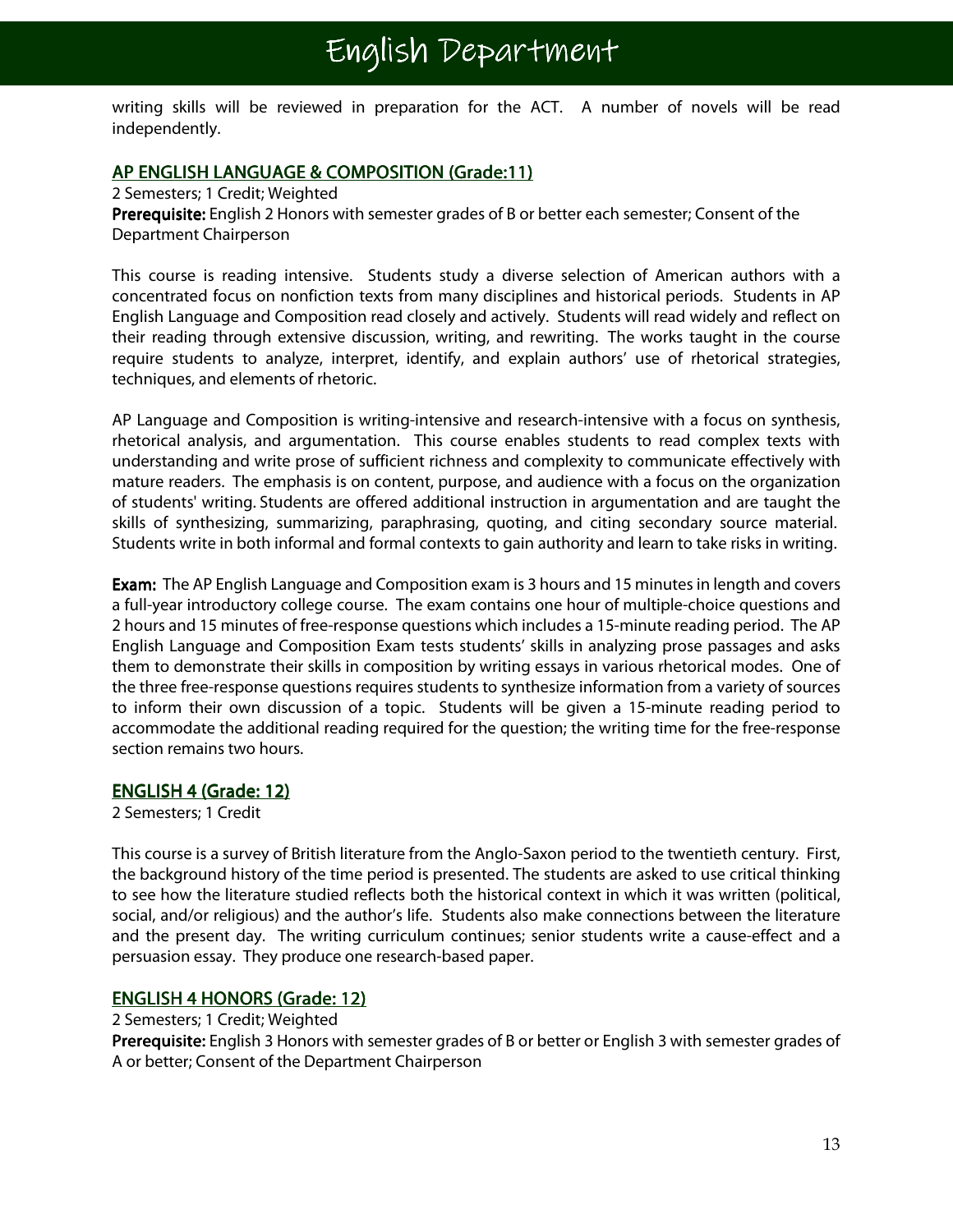writing skills will be reviewed in preparation for the ACT. A number of novels will be read independently.

## AP ENGLISH LANGUAGE & COMPOSITION (Grade:11)

2 Semesters; 1 Credit; Weighted
**Prerequisite:** English 2 Honors with semester grades of B or better each semester; Consent of the Department Chairperson

This course is reading intensive. Students study a diverse selection of American authors with a concentrated focus on nonfiction texts from many disciplines and historical periods. Students in AP English Language and Composition read closely and actively. Students will read widely and reflect on their reading through extensive discussion, writing, and rewriting. The works taught in the course require students to analyze, interpret, identify, and explain authors' use of rhetorical strategies, techniques, and elements of rhetoric.

AP Language and Composition is writing-intensive and research-intensive with a focus on synthesis, rhetorical analysis, and argumentation. This course enables students to read complex texts with understanding and write prose of sufficient richness and complexity to communicate effectively with mature readers. The emphasis is on content, purpose, and audience with a focus on the organization of students' writing. Students are offered additional instruction in argumentation and are taught the skills of synthesizing, summarizing, paraphrasing, quoting, and citing secondary source material. Students write in both informal and formal contexts to gain authority and learn to take risks in writing.

**Exam:** The AP English Language and Composition exam is 3 hours and 15 minutes in length and covers a full-year introductory college course. The exam contains one hour of multiple-choice questions and 2 hours and 15 minutes of free-response questions which includes a 15-minute reading period. The AP English Language and Composition Exam tests students' skills in analyzing prose passages and asks them to demonstrate their skills in composition by writing essays in various rhetorical modes. One of the three free-response questions requires students to synthesize information from a variety of sources to inform their own discussion of a topic. Students will be given a 15-minute reading period to accommodate the additional reading required for the question; the writing time for the free-response section remains two hours.

## ENGLISH 4 (Grade: 12)

2 Semesters; 1 Credit

This course is a survey of British literature from the Anglo-Saxon period to the twentieth century. First, the background history of the time period is presented. The students are asked to use critical thinking to see how the literature studied reflects both the historical context in which it was written (political, social, and/or religious) and the author's life. Students also make connections between the literature and the present day. The writing curriculum continues; senior students write a cause-effect and a persuasion essay. They produce one research-based paper.

## ENGLISH 4 HONORS (Grade: 12)

2 Semesters; 1 Credit; Weighted
**Prerequisite:** English 3 Honors with semester grades of B or better or English 3 with semester grades of A or better; Consent of the Department Chairperson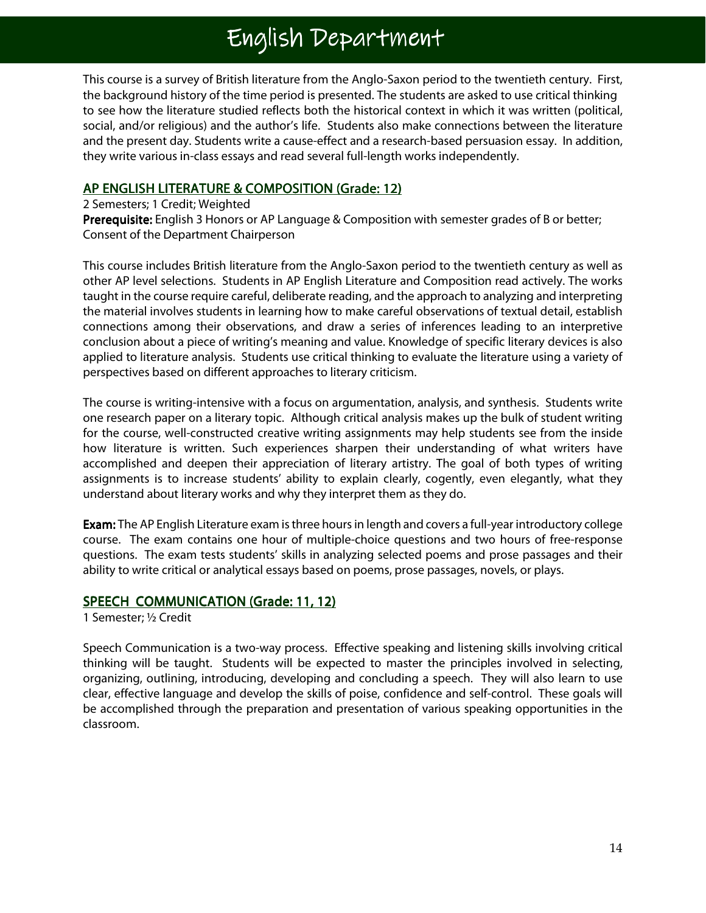This course is a survey of British literature from the Anglo-Saxon period to the twentieth century. First, the background history of the time period is presented. The students are asked to use critical thinking to see how the literature studied reflects both the historical context in which it was written (political, social, and/or religious) and the author's life. Students also make connections between the literature and the present day. Students write a cause-effect and a research-based persuasion essay. In addition, they write various in-class essays and read several full-length works independently.

## AP ENGLISH LITERATURE & COMPOSITION (Grade: 12)

2 Semesters; 1 Credit; Weighted
**Prerequisite:** English 3 Honors or AP Language & Composition with semester grades of B or better; Consent of the Department Chairperson

This course includes British literature from the Anglo-Saxon period to the twentieth century as well as other AP level selections. Students in AP English Literature and Composition read actively. The works taught in the course require careful, deliberate reading, and the approach to analyzing and interpreting the material involves students in learning how to make careful observations of textual detail, establish connections among their observations, and draw a series of inferences leading to an interpretive conclusion about a piece of writing's meaning and value. Knowledge of specific literary devices is also applied to literature analysis. Students use critical thinking to evaluate the literature using a variety of perspectives based on different approaches to literary criticism.

The course is writing-intensive with a focus on argumentation, analysis, and synthesis. Students write one research paper on a literary topic. Although critical analysis makes up the bulk of student writing for the course, well-constructed creative writing assignments may help students see from the inside how literature is written. Such experiences sharpen their understanding of what writers have accomplished and deepen their appreciation of literary artistry. The goal of both types of writing assignments is to increase students' ability to explain clearly, cogently, even elegantly, what they understand about literary works and why they interpret them as they do.

**Exam:** The AP English Literature exam is three hours in length and covers a full-year introductory college course. The exam contains one hour of multiple-choice questions and two hours of free-response questions. The exam tests students' skills in analyzing selected poems and prose passages and their ability to write critical or analytical essays based on poems, prose passages, novels, or plays.

## SPEECH COMMUNICATION (Grade: 11, 12)

1 Semester; ½ Credit

Speech Communication is a two-way process. Effective speaking and listening skills involving critical thinking will be taught. Students will be expected to master the principles involved in selecting, organizing, outlining, introducing, developing and concluding a speech. They will also learn to use clear, effective language and develop the skills of poise, confidence and self-control. These goals will be accomplished through the preparation and presentation of various speaking opportunities in the classroom.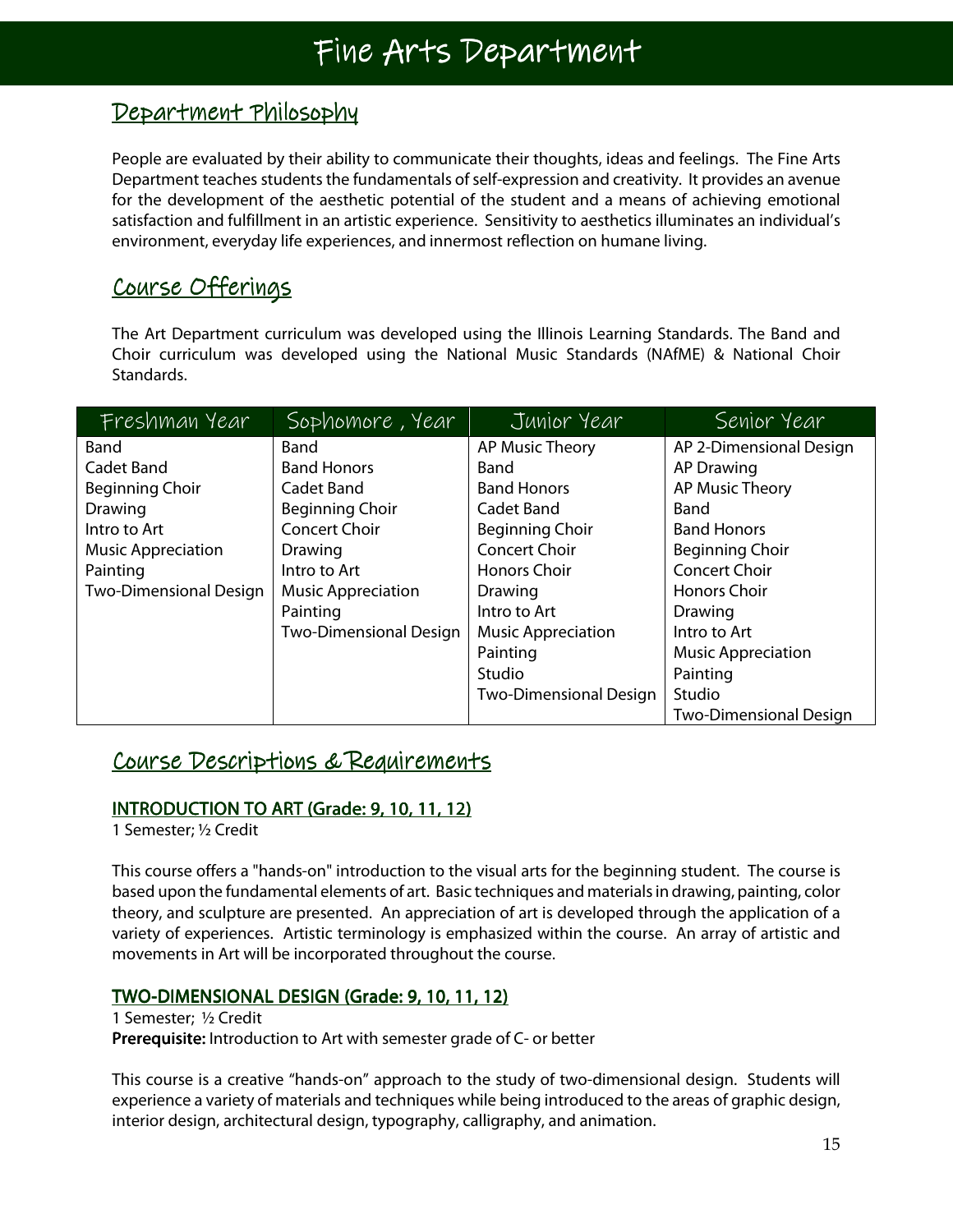# Fine Arts Department

## Department Philosophy

People are evaluated by their ability to communicate their thoughts, ideas and feelings. The Fine Arts Department teaches students the fundamentals of self-expression and creativity. It provides an avenue for the development of the aesthetic potential of the student and a means of achieving emotional satisfaction and fulfillment in an artistic experience. Sensitivity to aesthetics illuminates an individual's environment, everyday life experiences, and innermost reflection on humane living.

## Course Offerings

The Art Department curriculum was developed using the Illinois Learning Standards. The Band and Choir curriculum was developed using the National Music Standards (NAfME) & National Choir Standards.

| Freshman Year | Sophomore , Year | Junior Year | Senior Year |
|---|---|---|---|
| Band | Band | AP Music Theory | AP 2-Dimensional Design |
| Cadet Band | Band Honors | Band | AP Drawing |
| Beginning Choir | Cadet Band | Band Honors | AP Music Theory |
| Drawing | Beginning Choir | Cadet Band | Band |
| Intro to Art | Concert Choir | Beginning Choir | Band Honors |
| Music Appreciation | Drawing | Concert Choir | Beginning Choir |
| Painting | Intro to Art | Honors Choir | Concert Choir |
| Two-Dimensional Design | Music Appreciation | Drawing | Honors Choir |
| | Painting | Intro to Art | Drawing |
| | Two-Dimensional Design | Music Appreciation | Intro to Art |
| | | Painting | Music Appreciation |
| | | Studio | Painting |
| | | Two-Dimensional Design | Studio |
| | | | Two-Dimensional Design |

## Course Descriptions & Requirements

### INTRODUCTION TO ART (Grade: 9, 10, 11, 12)

1 Semester; ½ Credit

This course offers a "hands-on" introduction to the visual arts for the beginning student. The course is based upon the fundamental elements of art. Basic techniques and materials in drawing, painting, color theory, and sculpture are presented. An appreciation of art is developed through the application of a variety of experiences. Artistic terminology is emphasized within the course. An array of artistic and movements in Art will be incorporated throughout the course.

### TWO-DIMENSIONAL DESIGN (Grade: 9, 10, 11, 12)

1 Semester; ½ Credit
**Prerequisite:** Introduction to Art with semester grade of C- or better

This course is a creative "hands-on" approach to the study of two-dimensional design. Students will experience a variety of materials and techniques while being introduced to the areas of graphic design, interior design, architectural design, typography, calligraphy, and animation.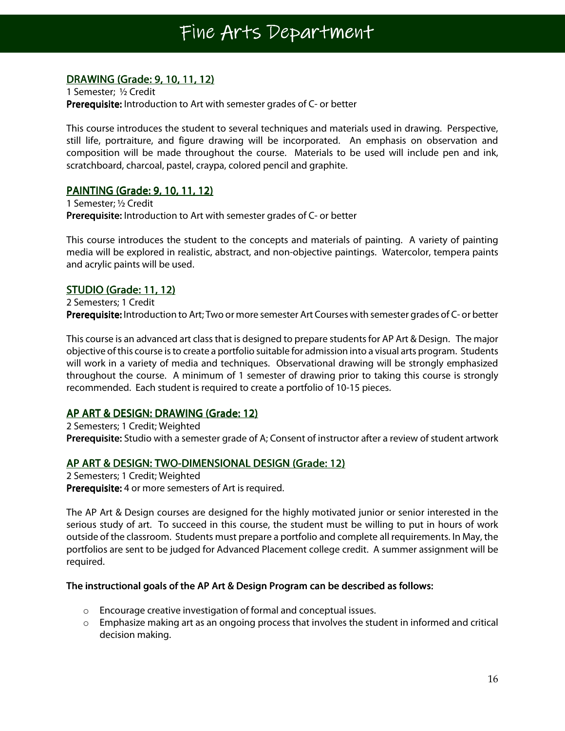# Fine Arts Department

## DRAWING (Grade: 9, 10, 11, 12)

1 Semester; ½ Credit
**Prerequisite:** Introduction to Art with semester grades of C- or better

This course introduces the student to several techniques and materials used in drawing. Perspective, still life, portraiture, and figure drawing will be incorporated. An emphasis on observation and composition will be made throughout the course. Materials to be used will include pen and ink, scratchboard, charcoal, pastel, craypa, colored pencil and graphite.

## PAINTING (Grade: 9, 10, 11, 12)

1 Semester; ½ Credit
**Prerequisite:** Introduction to Art with semester grades of C- or better

This course introduces the student to the concepts and materials of painting. A variety of painting media will be explored in realistic, abstract, and non-objective paintings. Watercolor, tempera paints and acrylic paints will be used.

## STUDIO (Grade: 11, 12)

2 Semesters; 1 Credit
**Prerequisite:** Introduction to Art; Two or more semester Art Courses with semester grades of C- or better

This course is an advanced art class that is designed to prepare students for AP Art & Design. The major objective of this course is to create a portfolio suitable for admission into a visual arts program. Students will work in a variety of media and techniques. Observational drawing will be strongly emphasized throughout the course. A minimum of 1 semester of drawing prior to taking this course is strongly recommended. Each student is required to create a portfolio of 10-15 pieces.

## AP ART & DESIGN: DRAWING (Grade: 12)

2 Semesters; 1 Credit; Weighted
**Prerequisite:** Studio with a semester grade of A; Consent of instructor after a review of student artwork

## AP ART & DESIGN: TWO-DIMENSIONAL DESIGN (Grade: 12)

2 Semesters; 1 Credit; Weighted
**Prerequisite:** 4 or more semesters of Art is required.

The AP Art & Design courses are designed for the highly motivated junior or senior interested in the serious study of art. To succeed in this course, the student must be willing to put in hours of work outside of the classroom. Students must prepare a portfolio and complete all requirements. In May, the portfolios are sent to be judged for Advanced Placement college credit. A summer assignment will be required.

**The instructional goals of the AP Art & Design Program can be described as follows:**

- Encourage creative investigation of formal and conceptual issues.
- Emphasize making art as an ongoing process that involves the student in informed and critical decision making.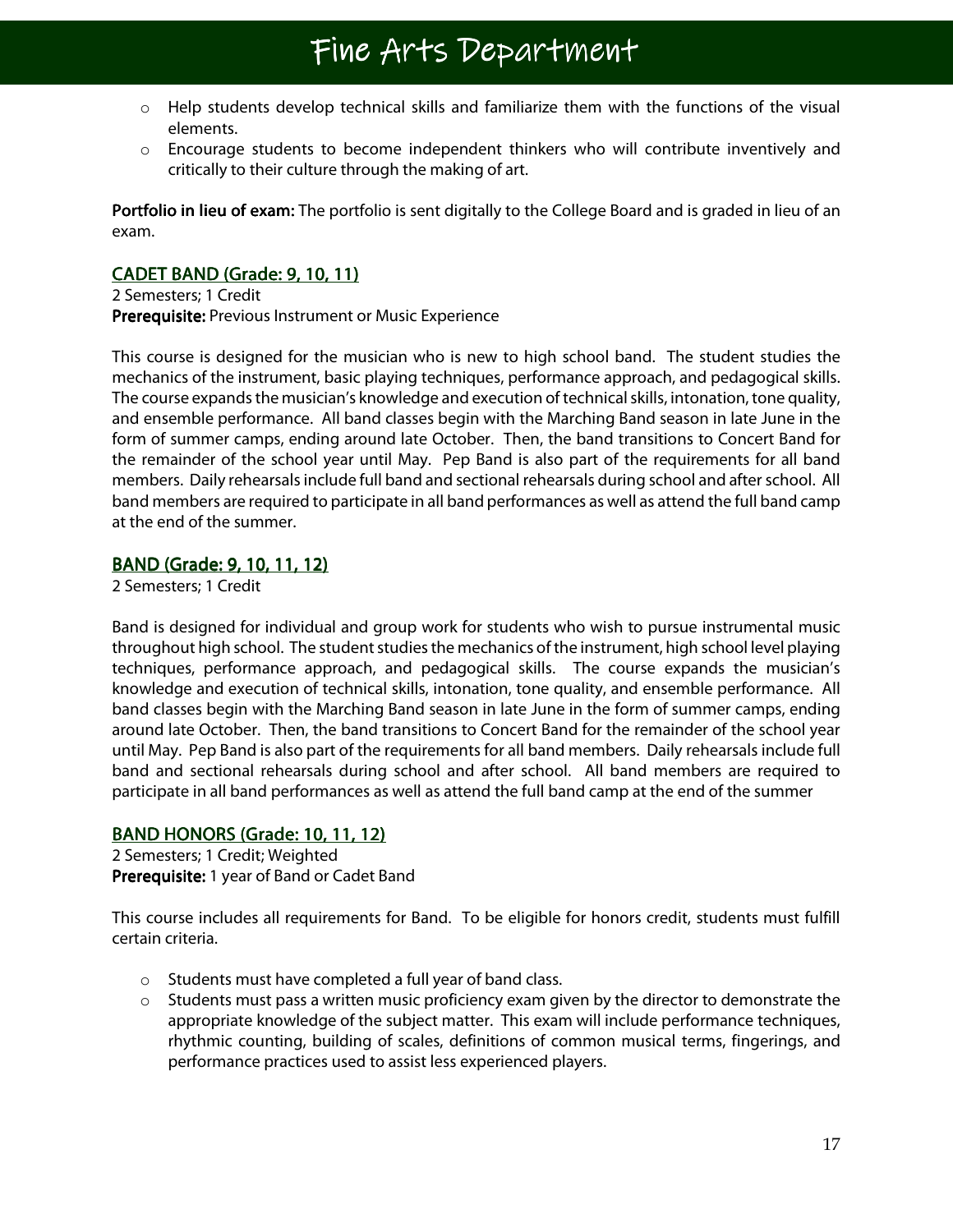- Help students develop technical skills and familiarize them with the functions of the visual elements.
- Encourage students to become independent thinkers who will contribute inventively and critically to their culture through the making of art.

**Portfolio in lieu of exam:** The portfolio is sent digitally to the College Board and is graded in lieu of an exam.

## CADET BAND (Grade: 9, 10, 11)

2 Semesters; 1 Credit
**Prerequisite:** Previous Instrument or Music Experience

This course is designed for the musician who is new to high school band. The student studies the mechanics of the instrument, basic playing techniques, performance approach, and pedagogical skills. The course expands the musician's knowledge and execution of technical skills, intonation, tone quality, and ensemble performance. All band classes begin with the Marching Band season in late June in the form of summer camps, ending around late October. Then, the band transitions to Concert Band for the remainder of the school year until May. Pep Band is also part of the requirements for all band members. Daily rehearsals include full band and sectional rehearsals during school and after school. All band members are required to participate in all band performances as well as attend the full band camp at the end of the summer.

## BAND (Grade: 9, 10, 11, 12)

2 Semesters; 1 Credit

Band is designed for individual and group work for students who wish to pursue instrumental music throughout high school. The student studies the mechanics of the instrument, high school level playing techniques, performance approach, and pedagogical skills. The course expands the musician's knowledge and execution of technical skills, intonation, tone quality, and ensemble performance. All band classes begin with the Marching Band season in late June in the form of summer camps, ending around late October. Then, the band transitions to Concert Band for the remainder of the school year until May. Pep Band is also part of the requirements for all band members. Daily rehearsals include full band and sectional rehearsals during school and after school. All band members are required to participate in all band performances as well as attend the full band camp at the end of the summer

## BAND HONORS (Grade: 10, 11, 12)

2 Semesters; 1 Credit; Weighted
**Prerequisite:** 1 year of Band or Cadet Band

This course includes all requirements for Band. To be eligible for honors credit, students must fulfill certain criteria.

- Students must have completed a full year of band class.
- Students must pass a written music proficiency exam given by the director to demonstrate the appropriate knowledge of the subject matter. This exam will include performance techniques, rhythmic counting, building of scales, definitions of common musical terms, fingerings, and performance practices used to assist less experienced players.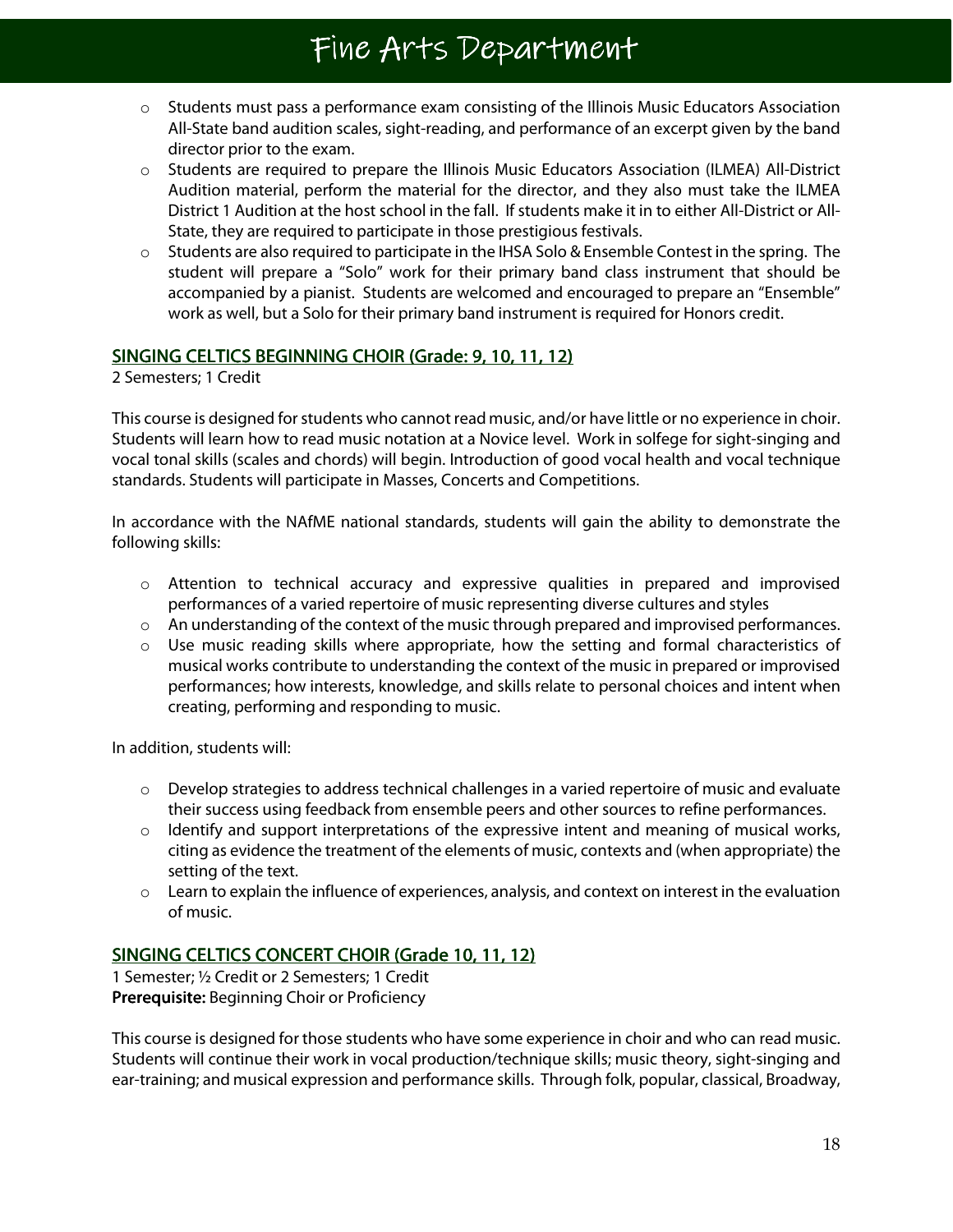- Students must pass a performance exam consisting of the Illinois Music Educators Association All-State band audition scales, sight-reading, and performance of an excerpt given by the band director prior to the exam.
- Students are required to prepare the Illinois Music Educators Association (ILMEA) All-District Audition material, perform the material for the director, and they also must take the ILMEA District 1 Audition at the host school in the fall. If students make it in to either All-District or All-State, they are required to participate in those prestigious festivals.
- Students are also required to participate in the IHSA Solo & Ensemble Contest in the spring. The student will prepare a "Solo" work for their primary band class instrument that should be accompanied by a pianist. Students are welcomed and encouraged to prepare an "Ensemble" work as well, but a Solo for their primary band instrument is required for Honors credit.

## SINGING CELTICS BEGINNING CHOIR (Grade: 9, 10, 11, 12)

2 Semesters; 1 Credit

This course is designed for students who cannot read music, and/or have little or no experience in choir. Students will learn how to read music notation at a Novice level. Work in solfege for sight-singing and vocal tonal skills (scales and chords) will begin. Introduction of good vocal health and vocal technique standards. Students will participate in Masses, Concerts and Competitions.

In accordance with the NAfME national standards, students will gain the ability to demonstrate the following skills:

- Attention to technical accuracy and expressive qualities in prepared and improvised performances of a varied repertoire of music representing diverse cultures and styles
- An understanding of the context of the music through prepared and improvised performances.
- Use music reading skills where appropriate, how the setting and formal characteristics of musical works contribute to understanding the context of the music in prepared or improvised performances; how interests, knowledge, and skills relate to personal choices and intent when creating, performing and responding to music.

In addition, students will:

- Develop strategies to address technical challenges in a varied repertoire of music and evaluate their success using feedback from ensemble peers and other sources to refine performances.
- Identify and support interpretations of the expressive intent and meaning of musical works, citing as evidence the treatment of the elements of music, contexts and (when appropriate) the setting of the text.
- Learn to explain the influence of experiences, analysis, and context on interest in the evaluation of music.

## SINGING CELTICS CONCERT CHOIR (Grade 10, 11, 12)

1 Semester; ½ Credit or 2 Semesters; 1 Credit
**Prerequisite:** Beginning Choir or Proficiency

This course is designed for those students who have some experience in choir and who can read music. Students will continue their work in vocal production/technique skills; music theory, sight-singing and ear-training; and musical expression and performance skills. Through folk, popular, classical, Broadway,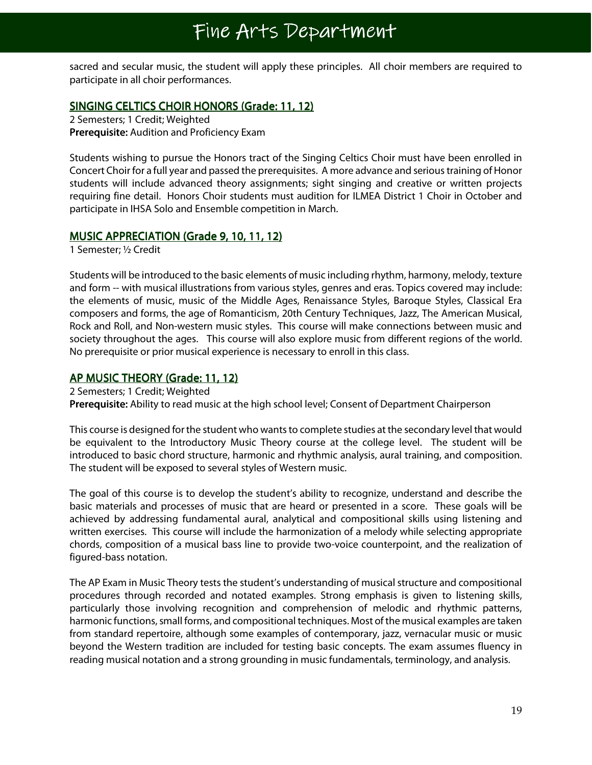sacred and secular music, the student will apply these principles. All choir members are required to participate in all choir performances.

## SINGING CELTICS CHOIR HONORS (Grade: 11, 12)

2 Semesters; 1 Credit; Weighted
**Prerequisite:** Audition and Proficiency Exam

Students wishing to pursue the Honors tract of the Singing Celtics Choir must have been enrolled in Concert Choir for a full year and passed the prerequisites. A more advance and serious training of Honor students will include advanced theory assignments; sight singing and creative or written projects requiring fine detail. Honors Choir students must audition for ILMEA District 1 Choir in October and participate in IHSA Solo and Ensemble competition in March.

## MUSIC APPRECIATION (Grade 9, 10, 11, 12)

1 Semester; ½ Credit

Students will be introduced to the basic elements of music including rhythm, harmony, melody, texture and form -- with musical illustrations from various styles, genres and eras. Topics covered may include: the elements of music, music of the Middle Ages, Renaissance Styles, Baroque Styles, Classical Era composers and forms, the age of Romanticism, 20th Century Techniques, Jazz, The American Musical, Rock and Roll, and Non-western music styles. This course will make connections between music and society throughout the ages. This course will also explore music from different regions of the world. No prerequisite or prior musical experience is necessary to enroll in this class.

## AP MUSIC THEORY (Grade: 11, 12)

2 Semesters; 1 Credit; Weighted
**Prerequisite:** Ability to read music at the high school level; Consent of Department Chairperson

This course is designed for the student who wants to complete studies at the secondary level that would be equivalent to the Introductory Music Theory course at the college level. The student will be introduced to basic chord structure, harmonic and rhythmic analysis, aural training, and composition. The student will be exposed to several styles of Western music.

The goal of this course is to develop the student's ability to recognize, understand and describe the basic materials and processes of music that are heard or presented in a score. These goals will be achieved by addressing fundamental aural, analytical and compositional skills using listening and written exercises. This course will include the harmonization of a melody while selecting appropriate chords, composition of a musical bass line to provide two-voice counterpoint, and the realization of figured-bass notation.

The AP Exam in Music Theory tests the student's understanding of musical structure and compositional procedures through recorded and notated examples. Strong emphasis is given to listening skills, particularly those involving recognition and comprehension of melodic and rhythmic patterns, harmonic functions, small forms, and compositional techniques. Most of the musical examples are taken from standard repertoire, although some examples of contemporary, jazz, vernacular music or music beyond the Western tradition are included for testing basic concepts. The exam assumes fluency in reading musical notation and a strong grounding in music fundamentals, terminology, and analysis.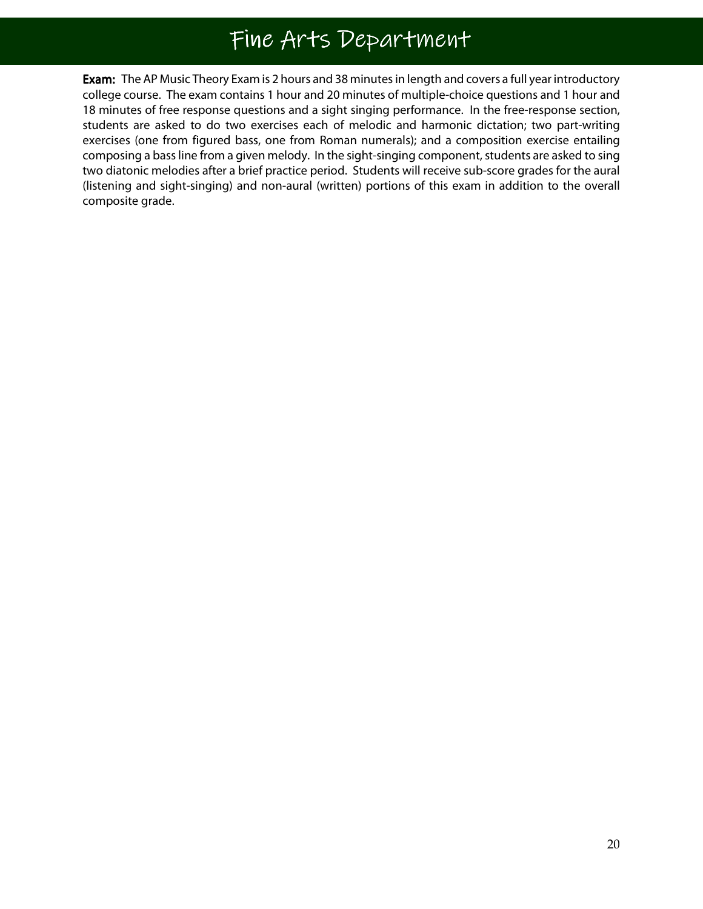# Fine Arts Department

**Exam:** The AP Music Theory Exam is 2 hours and 38 minutes in length and covers a full year introductory college course. The exam contains 1 hour and 20 minutes of multiple-choice questions and 1 hour and 18 minutes of free response questions and a sight singing performance. In the free-response section, students are asked to do two exercises each of melodic and harmonic dictation; two part-writing exercises (one from figured bass, one from Roman numerals); and a composition exercise entailing composing a bass line from a given melody. In the sight-singing component, students are asked to sing two diatonic melodies after a brief practice period. Students will receive sub-score grades for the aural (listening and sight-singing) and non-aural (written) portions of this exam in addition to the overall composite grade.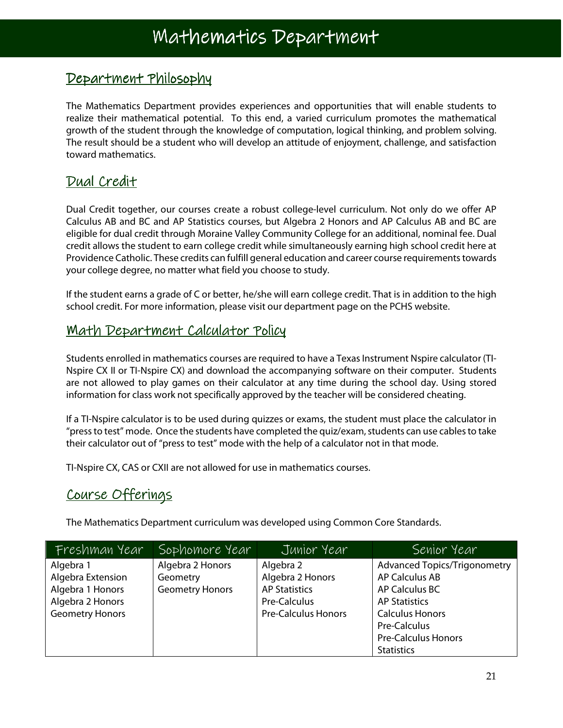# Mathematics Department

## Department Philosophy

The Mathematics Department provides experiences and opportunities that will enable students to realize their mathematical potential. To this end, a varied curriculum promotes the mathematical growth of the student through the knowledge of computation, logical thinking, and problem solving. The result should be a student who will develop an attitude of enjoyment, challenge, and satisfaction toward mathematics.

## Dual Credit

Dual Credit together, our courses create a robust college-level curriculum. Not only do we offer AP Calculus AB and BC and AP Statistics courses, but Algebra 2 Honors and AP Calculus AB and BC are eligible for dual credit through Moraine Valley Community College for an additional, nominal fee. Dual credit allows the student to earn college credit while simultaneously earning high school credit here at Providence Catholic. These credits can fulfill general education and career course requirements towards your college degree, no matter what field you choose to study.

If the student earns a grade of C or better, he/she will earn college credit. That is in addition to the high school credit. For more information, please visit our department page on the PCHS website.

## Math Department Calculator Policy

Students enrolled in mathematics courses are required to have a Texas Instrument Nspire calculator (TI-Nspire CX II or TI-Nspire CX) and download the accompanying software on their computer. Students are not allowed to play games on their calculator at any time during the school day. Using stored information for class work not specifically approved by the teacher will be considered cheating.

If a TI-Nspire calculator is to be used during quizzes or exams, the student must place the calculator in "press to test" mode. Once the students have completed the quiz/exam, students can use cables to take their calculator out of "press to test" mode with the help of a calculator not in that mode.

TI-Nspire CX, CAS or CXII are not allowed for use in mathematics courses.

## Course Offerings

The Mathematics Department curriculum was developed using Common Core Standards.

| Freshman Year | Sophomore Year | Junior Year | Senior Year |
|---|---|---|---|
| Algebra 1 | Algebra 2 Honors | Algebra 2 | Advanced Topics/Trigonometry |
| Algebra Extension | Geometry | Algebra 2 Honors | AP Calculus AB |
| Algebra 1 Honors | Geometry Honors | AP Statistics | AP Calculus BC |
| Algebra 2 Honors | | Pre-Calculus | AP Statistics |
| Geometry Honors | | Pre-Calculus Honors | Calculus Honors |
| | | | Pre-Calculus |
| | | | Pre-Calculus Honors |
| | | | Statistics |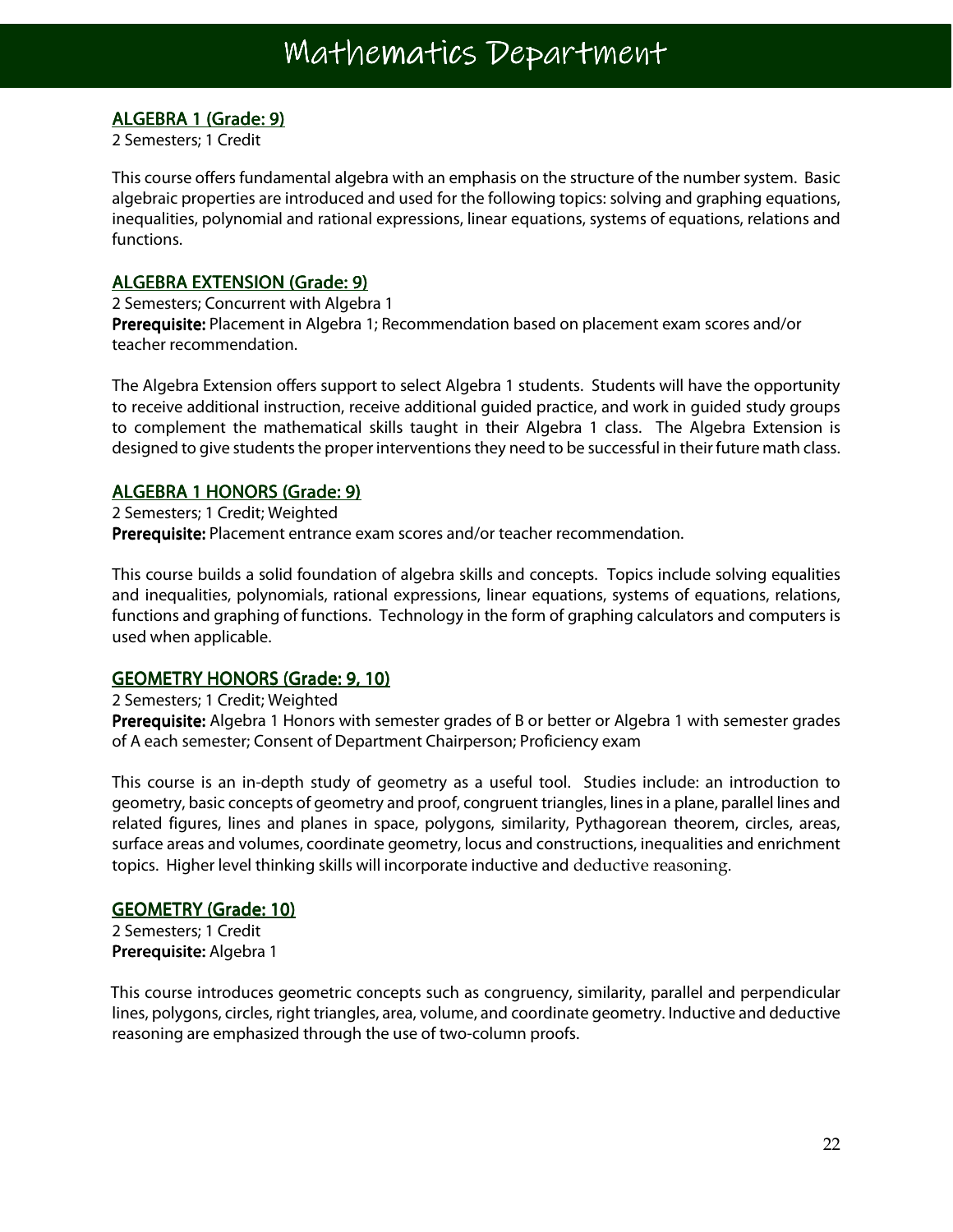# Mathematics Department

## ALGEBRA 1 (Grade: 9)

2 Semesters; 1 Credit

This course offers fundamental algebra with an emphasis on the structure of the number system. Basic algebraic properties are introduced and used for the following topics: solving and graphing equations, inequalities, polynomial and rational expressions, linear equations, systems of equations, relations and functions.

## ALGEBRA EXTENSION (Grade: 9)

2 Semesters; Concurrent with Algebra 1
**Prerequisite:** Placement in Algebra 1; Recommendation based on placement exam scores and/or teacher recommendation.

The Algebra Extension offers support to select Algebra 1 students. Students will have the opportunity to receive additional instruction, receive additional guided practice, and work in guided study groups to complement the mathematical skills taught in their Algebra 1 class. The Algebra Extension is designed to give students the proper interventions they need to be successful in their future math class.

## ALGEBRA 1 HONORS (Grade: 9)

2 Semesters; 1 Credit; Weighted
**Prerequisite:** Placement entrance exam scores and/or teacher recommendation.

This course builds a solid foundation of algebra skills and concepts. Topics include solving equalities and inequalities, polynomials, rational expressions, linear equations, systems of equations, relations, functions and graphing of functions. Technology in the form of graphing calculators and computers is used when applicable.

## GEOMETRY HONORS (Grade: 9, 10)

2 Semesters; 1 Credit; Weighted
**Prerequisite:** Algebra 1 Honors with semester grades of B or better or Algebra 1 with semester grades of A each semester; Consent of Department Chairperson; Proficiency exam

This course is an in-depth study of geometry as a useful tool. Studies include: an introduction to geometry, basic concepts of geometry and proof, congruent triangles, lines in a plane, parallel lines and related figures, lines and planes in space, polygons, similarity, Pythagorean theorem, circles, areas, surface areas and volumes, coordinate geometry, locus and constructions, inequalities and enrichment topics. Higher level thinking skills will incorporate inductive and deductive reasoning.

## GEOMETRY (Grade: 10)

2 Semesters; 1 Credit
**Prerequisite:** Algebra 1

This course introduces geometric concepts such as congruency, similarity, parallel and perpendicular lines, polygons, circles, right triangles, area, volume, and coordinate geometry. Inductive and deductive reasoning are emphasized through the use of two-column proofs.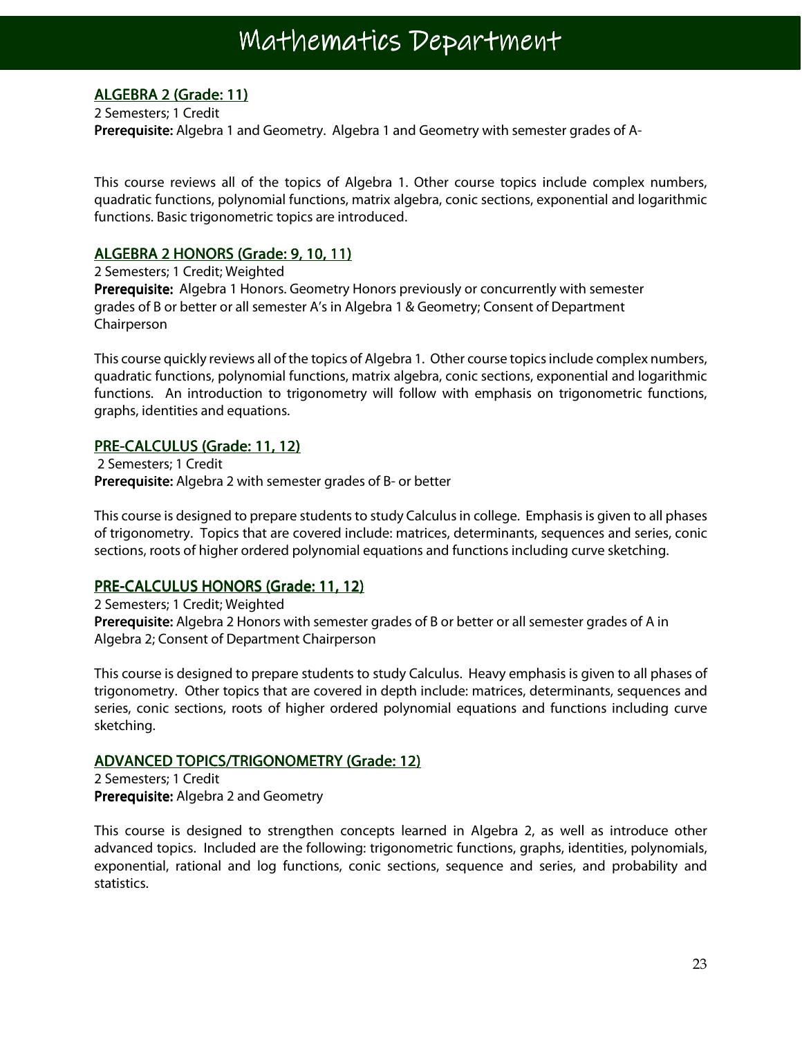# Mathematics Department

## ALGEBRA 2 (Grade: 11)

2 Semesters; 1 Credit
**Prerequisite:** Algebra 1 and Geometry. Algebra 1 and Geometry with semester grades of A-

This course reviews all of the topics of Algebra 1. Other course topics include complex numbers, quadratic functions, polynomial functions, matrix algebra, conic sections, exponential and logarithmic functions. Basic trigonometric topics are introduced.

## ALGEBRA 2 HONORS (Grade: 9, 10, 11)

2 Semesters; 1 Credit; Weighted
**Prerequisite:** Algebra 1 Honors. Geometry Honors previously or concurrently with semester grades of B or better or all semester A's in Algebra 1 & Geometry; Consent of Department Chairperson

This course quickly reviews all of the topics of Algebra 1. Other course topics include complex numbers, quadratic functions, polynomial functions, matrix algebra, conic sections, exponential and logarithmic functions. An introduction to trigonometry will follow with emphasis on trigonometric functions, graphs, identities and equations.

## PRE-CALCULUS (Grade: 11, 12)

2 Semesters; 1 Credit
**Prerequisite:** Algebra 2 with semester grades of B- or better

This course is designed to prepare students to study Calculus in college. Emphasis is given to all phases of trigonometry. Topics that are covered include: matrices, determinants, sequences and series, conic sections, roots of higher ordered polynomial equations and functions including curve sketching.

## PRE-CALCULUS HONORS (Grade: 11, 12)

2 Semesters; 1 Credit; Weighted
**Prerequisite:** Algebra 2 Honors with semester grades of B or better or all semester grades of A in Algebra 2; Consent of Department Chairperson

This course is designed to prepare students to study Calculus. Heavy emphasis is given to all phases of trigonometry. Other topics that are covered in depth include: matrices, determinants, sequences and series, conic sections, roots of higher ordered polynomial equations and functions including curve sketching.

## ADVANCED TOPICS/TRIGONOMETRY (Grade: 12)

2 Semesters; 1 Credit
**Prerequisite:** Algebra 2 and Geometry

This course is designed to strengthen concepts learned in Algebra 2, as well as introduce other advanced topics. Included are the following: trigonometric functions, graphs, identities, polynomials, exponential, rational and log functions, conic sections, sequence and series, and probability and statistics.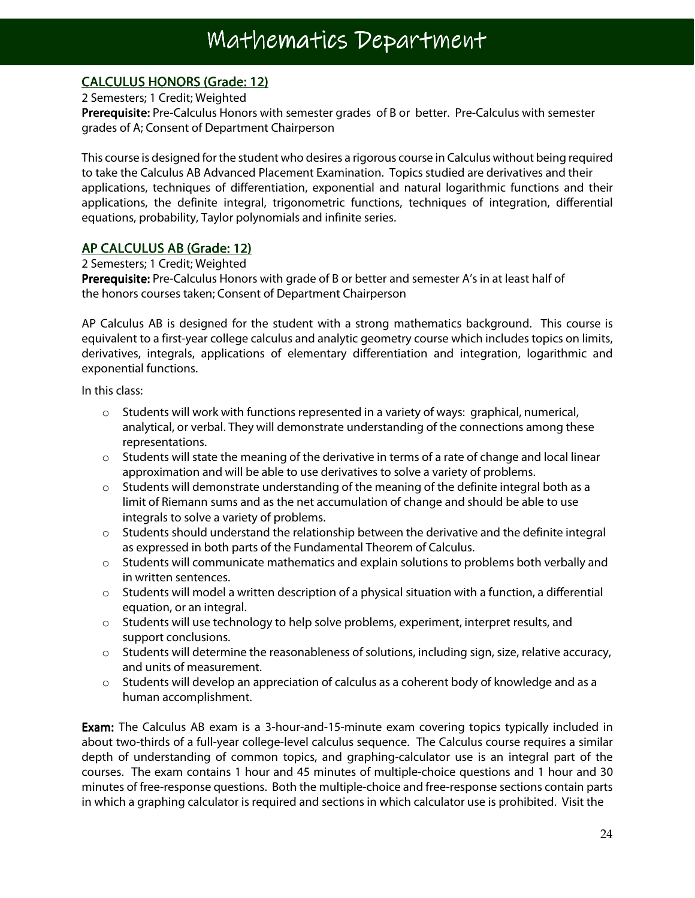# Mathematics Department

## CALCULUS HONORS (Grade: 12)

2 Semesters; 1 Credit; Weighted

**Prerequisite:** Pre-Calculus Honors with semester grades of B or better. Pre-Calculus with semester grades of A; Consent of Department Chairperson

This course is designed for the student who desires a rigorous course in Calculus without being required to take the Calculus AB Advanced Placement Examination. Topics studied are derivatives and their applications, techniques of differentiation, exponential and natural logarithmic functions and their applications, the definite integral, trigonometric functions, techniques of integration, differential equations, probability, Taylor polynomials and infinite series.

## AP CALCULUS AB (Grade: 12)

2 Semesters; 1 Credit; Weighted

**Prerequisite:** Pre-Calculus Honors with grade of B or better and semester A's in at least half of the honors courses taken; Consent of Department Chairperson

AP Calculus AB is designed for the student with a strong mathematics background. This course is equivalent to a first-year college calculus and analytic geometry course which includes topics on limits, derivatives, integrals, applications of elementary differentiation and integration, logarithmic and exponential functions.

In this class:

- Students will work with functions represented in a variety of ways: graphical, numerical, analytical, or verbal. They will demonstrate understanding of the connections among these representations.
- Students will state the meaning of the derivative in terms of a rate of change and local linear approximation and will be able to use derivatives to solve a variety of problems.
- Students will demonstrate understanding of the meaning of the definite integral both as a limit of Riemann sums and as the net accumulation of change and should be able to use integrals to solve a variety of problems.
- Students should understand the relationship between the derivative and the definite integral as expressed in both parts of the Fundamental Theorem of Calculus.
- Students will communicate mathematics and explain solutions to problems both verbally and in written sentences.
- Students will model a written description of a physical situation with a function, a differential equation, or an integral.
- Students will use technology to help solve problems, experiment, interpret results, and support conclusions.
- Students will determine the reasonableness of solutions, including sign, size, relative accuracy, and units of measurement.
- Students will develop an appreciation of calculus as a coherent body of knowledge and as a human accomplishment.

**Exam:** The Calculus AB exam is a 3-hour-and-15-minute exam covering topics typically included in about two-thirds of a full-year college-level calculus sequence. The Calculus course requires a similar depth of understanding of common topics, and graphing-calculator use is an integral part of the courses. The exam contains 1 hour and 45 minutes of multiple-choice questions and 1 hour and 30 minutes of free-response questions. Both the multiple-choice and free-response sections contain parts in which a graphing calculator is required and sections in which calculator use is prohibited. Visit the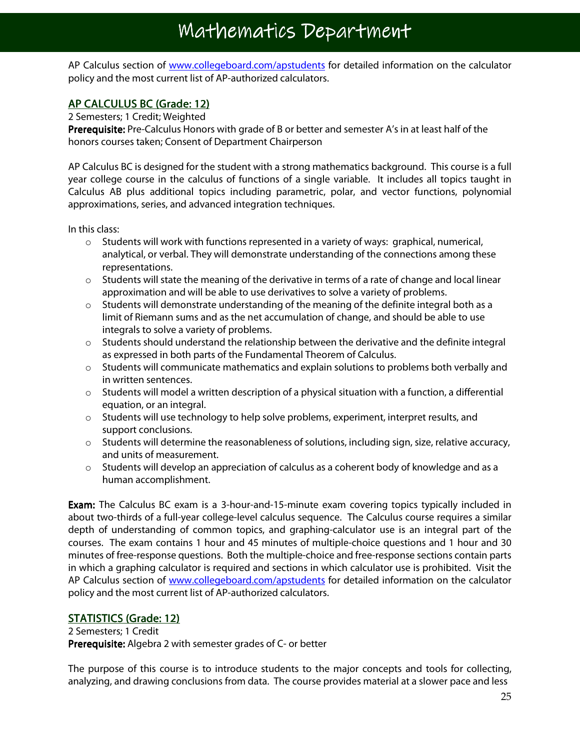AP Calculus section of [www.collegeboard.com/apstudents](http://www.collegeboard.com/apstudents) for detailed information on the calculator policy and the most current list of AP-authorized calculators.

## AP CALCULUS BC (Grade: 12)

2 Semesters; 1 Credit; Weighted
**Prerequisite:** Pre-Calculus Honors with grade of B or better and semester A's in at least half of the honors courses taken; Consent of Department Chairperson

AP Calculus BC is designed for the student with a strong mathematics background. This course is a full year college course in the calculus of functions of a single variable. It includes all topics taught in Calculus AB plus additional topics including parametric, polar, and vector functions, polynomial approximations, series, and advanced integration techniques.

In this class:

- Students will work with functions represented in a variety of ways: graphical, numerical, analytical, or verbal. They will demonstrate understanding of the connections among these representations.
- Students will state the meaning of the derivative in terms of a rate of change and local linear approximation and will be able to use derivatives to solve a variety of problems.
- Students will demonstrate understanding of the meaning of the definite integral both as a limit of Riemann sums and as the net accumulation of change, and should be able to use integrals to solve a variety of problems.
- Students should understand the relationship between the derivative and the definite integral as expressed in both parts of the Fundamental Theorem of Calculus.
- Students will communicate mathematics and explain solutions to problems both verbally and in written sentences.
- Students will model a written description of a physical situation with a function, a differential equation, or an integral.
- Students will use technology to help solve problems, experiment, interpret results, and support conclusions.
- Students will determine the reasonableness of solutions, including sign, size, relative accuracy, and units of measurement.
- Students will develop an appreciation of calculus as a coherent body of knowledge and as a human accomplishment.

**Exam:** The Calculus BC exam is a 3-hour-and-15-minute exam covering topics typically included in about two-thirds of a full-year college-level calculus sequence. The Calculus course requires a similar depth of understanding of common topics, and graphing-calculator use is an integral part of the courses. The exam contains 1 hour and 45 minutes of multiple-choice questions and 1 hour and 30 minutes of free-response questions. Both the multiple-choice and free-response sections contain parts in which a graphing calculator is required and sections in which calculator use is prohibited. Visit the AP Calculus section of [www.collegeboard.com/apstudents](http://www.collegeboard.com/apstudents) for detailed information on the calculator policy and the most current list of AP-authorized calculators.

## STATISTICS (Grade: 12)

2 Semesters; 1 Credit
**Prerequisite:** Algebra 2 with semester grades of C- or better

The purpose of this course is to introduce students to the major concepts and tools for collecting, analyzing, and drawing conclusions from data. The course provides material at a slower pace and less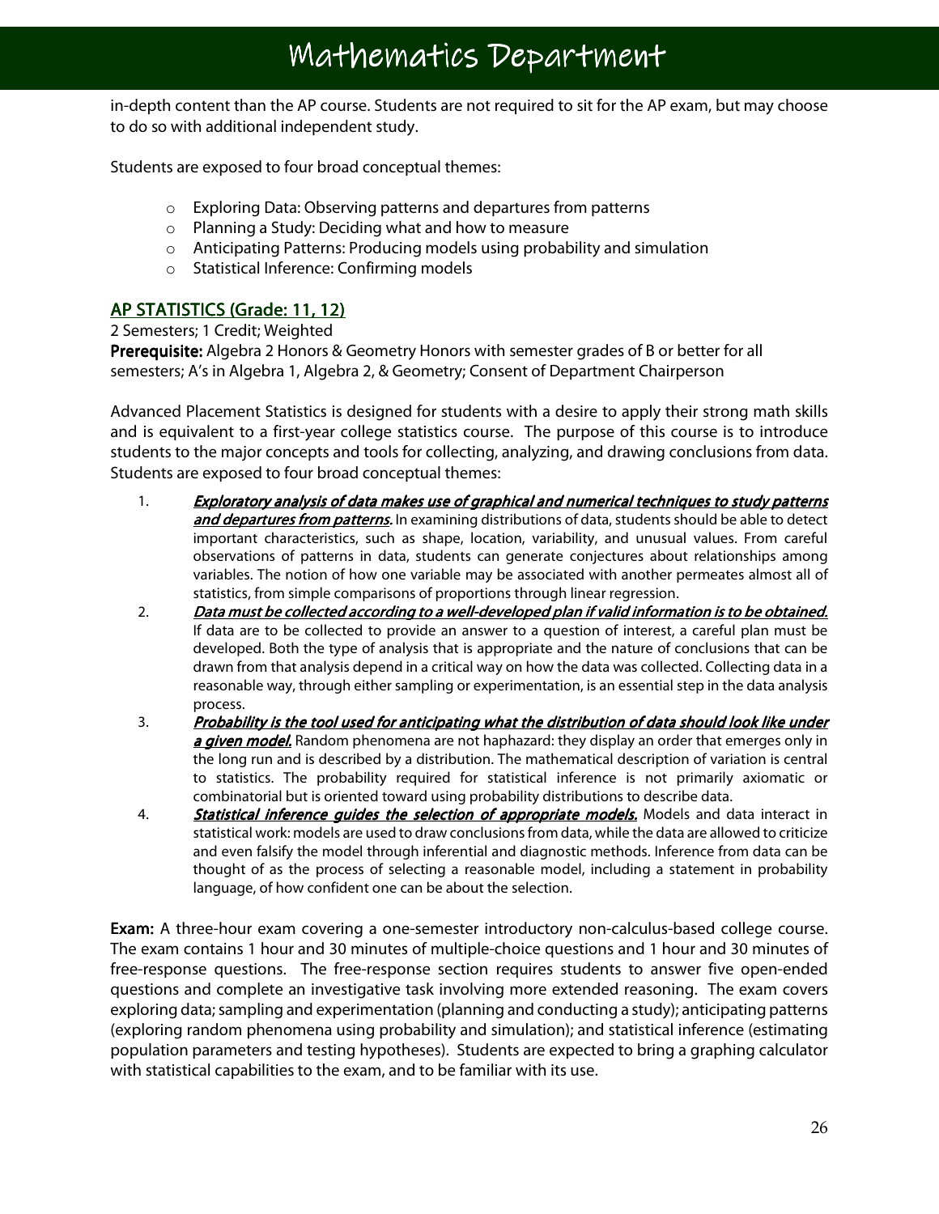in-depth content than the AP course. Students are not required to sit for the AP exam, but may choose to do so with additional independent study.

Students are exposed to four broad conceptual themes:

- Exploring Data: Observing patterns and departures from patterns
- Planning a Study: Deciding what and how to measure
- Anticipating Patterns: Producing models using probability and simulation
- Statistical Inference: Confirming models

## AP STATISTICS (Grade: 11, 12)

2 Semesters; 1 Credit; Weighted

**Prerequisite:** Algebra 2 Honors & Geometry Honors with semester grades of B or better for all semesters; A's in Algebra 1, Algebra 2, & Geometry; Consent of Department Chairperson

Advanced Placement Statistics is designed for students with a desire to apply their strong math skills and is equivalent to a first-year college statistics course. The purpose of this course is to introduce students to the major concepts and tools for collecting, analyzing, and drawing conclusions from data. Students are exposed to four broad conceptual themes:

1. ***Exploratory analysis of data makes use of graphical and numerical techniques to study patterns and departures from patterns.*** In examining distributions of data, students should be able to detect important characteristics, such as shape, location, variability, and unusual values. From careful observations of patterns in data, students can generate conjectures about relationships among variables. The notion of how one variable may be associated with another permeates almost all of statistics, from simple comparisons of proportions through linear regression.
2. ***Data must be collected according to a well-developed plan if valid information is to be obtained.*** If data are to be collected to provide an answer to a question of interest, a careful plan must be developed. Both the type of analysis that is appropriate and the nature of conclusions that can be drawn from that analysis depend in a critical way on how the data was collected. Collecting data in a reasonable way, through either sampling or experimentation, is an essential step in the data analysis process.
3. ***Probability is the tool used for anticipating what the distribution of data should look like under a given model.*** Random phenomena are not haphazard: they display an order that emerges only in the long run and is described by a distribution. The mathematical description of variation is central to statistics. The probability required for statistical inference is not primarily axiomatic or combinatorial but is oriented toward using probability distributions to describe data.
4. ***Statistical inference guides the selection of appropriate models.*** Models and data interact in statistical work: models are used to draw conclusions from data, while the data are allowed to criticize and even falsify the model through inferential and diagnostic methods. Inference from data can be thought of as the process of selecting a reasonable model, including a statement in probability language, of how confident one can be about the selection.

**Exam:** A three-hour exam covering a one-semester introductory non-calculus-based college course. The exam contains 1 hour and 30 minutes of multiple-choice questions and 1 hour and 30 minutes of free-response questions. The free-response section requires students to answer five open-ended questions and complete an investigative task involving more extended reasoning. The exam covers exploring data; sampling and experimentation (planning and conducting a study); anticipating patterns (exploring random phenomena using probability and simulation); and statistical inference (estimating population parameters and testing hypotheses). Students are expected to bring a graphing calculator with statistical capabilities to the exam, and to be familiar with its use.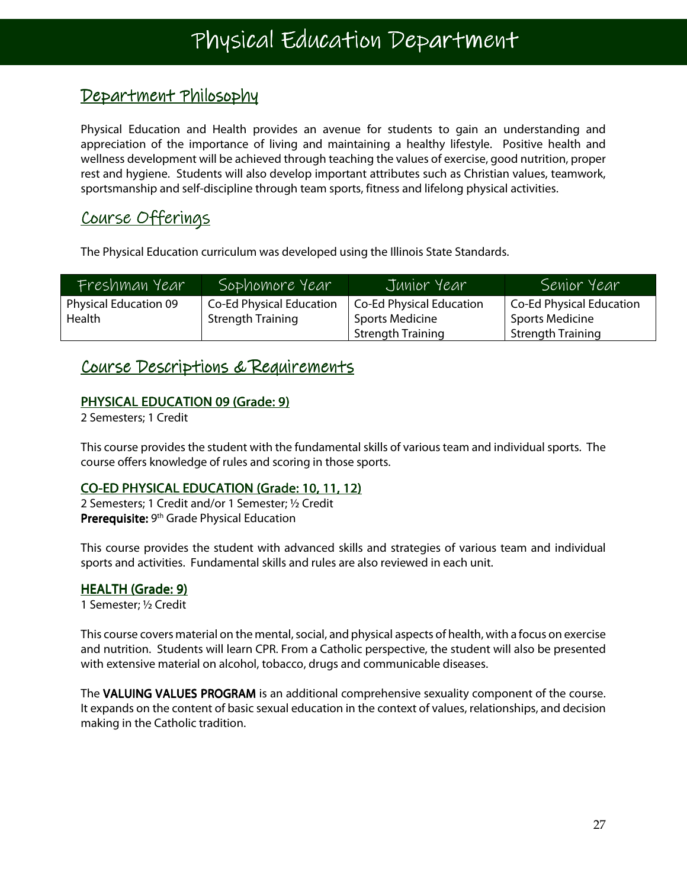# Physical Education Department

## Department Philosophy

Physical Education and Health provides an avenue for students to gain an understanding and appreciation of the importance of living and maintaining a healthy lifestyle. Positive health and wellness development will be achieved through teaching the values of exercise, good nutrition, proper rest and hygiene. Students will also develop important attributes such as Christian values, teamwork, sportsmanship and self-discipline through team sports, fitness and lifelong physical activities.

## Course Offerings

The Physical Education curriculum was developed using the Illinois State Standards.

| Freshman Year | Sophomore Year | Junior Year | Senior Year |
|---|---|---|---|
| Physical Education 09<br>Health | Co-Ed Physical Education<br>Strength Training | Co-Ed Physical Education<br>Sports Medicine<br>Strength Training | Co-Ed Physical Education<br>Sports Medicine<br>Strength Training |

## Course Descriptions & Requirements

### PHYSICAL EDUCATION 09 (Grade: 9)

2 Semesters; 1 Credit

This course provides the student with the fundamental skills of various team and individual sports. The course offers knowledge of rules and scoring in those sports.

### CO-ED PHYSICAL EDUCATION (Grade: 10, 11, 12)

2 Semesters; 1 Credit and/or 1 Semester; ½ Credit
**Prerequisite:** 9th Grade Physical Education

This course provides the student with advanced skills and strategies of various team and individual sports and activities. Fundamental skills and rules are also reviewed in each unit.

### HEALTH (Grade: 9)

1 Semester; ½ Credit

This course covers material on the mental, social, and physical aspects of health, with a focus on exercise and nutrition. Students will learn CPR. From a Catholic perspective, the student will also be presented with extensive material on alcohol, tobacco, drugs and communicable diseases.

The **VALUING VALUES PROGRAM** is an additional comprehensive sexuality component of the course. It expands on the content of basic sexual education in the context of values, relationships, and decision making in the Catholic tradition.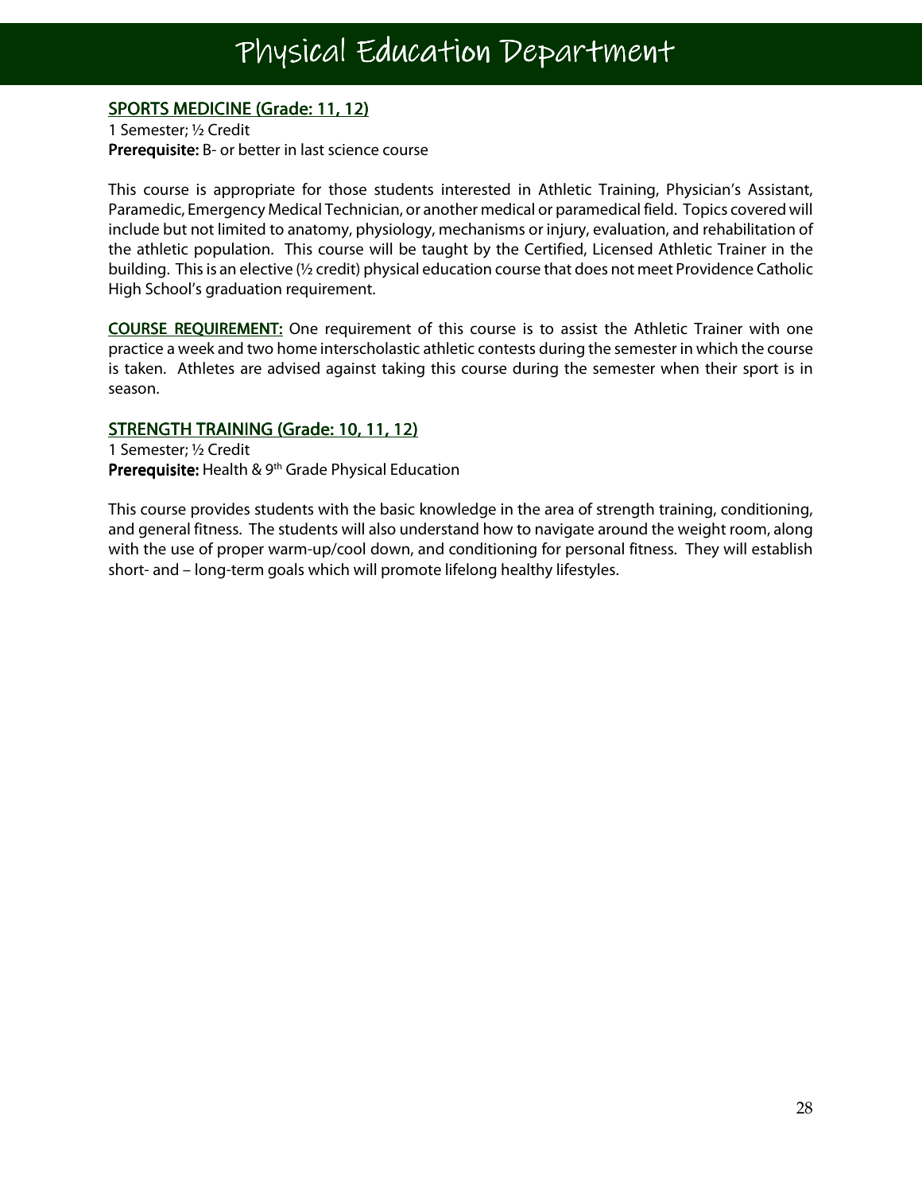# Physical Education Department

## SPORTS MEDICINE (Grade: 11, 12)

1 Semester; ½ Credit
**Prerequisite:** B- or better in last science course

This course is appropriate for those students interested in Athletic Training, Physician's Assistant, Paramedic, Emergency Medical Technician, or another medical or paramedical field. Topics covered will include but not limited to anatomy, physiology, mechanisms or injury, evaluation, and rehabilitation of the athletic population. This course will be taught by the Certified, Licensed Athletic Trainer in the building. This is an elective (½ credit) physical education course that does not meet Providence Catholic High School's graduation requirement.

**COURSE REQUIREMENT:** One requirement of this course is to assist the Athletic Trainer with one practice a week and two home interscholastic athletic contests during the semester in which the course is taken. Athletes are advised against taking this course during the semester when their sport is in season.

## STRENGTH TRAINING (Grade: 10, 11, 12)

1 Semester; ½ Credit
**Prerequisite:** Health & 9th Grade Physical Education

This course provides students with the basic knowledge in the area of strength training, conditioning, and general fitness. The students will also understand how to navigate around the weight room, along with the use of proper warm-up/cool down, and conditioning for personal fitness. They will establish short- and – long-term goals which will promote lifelong healthy lifestyles.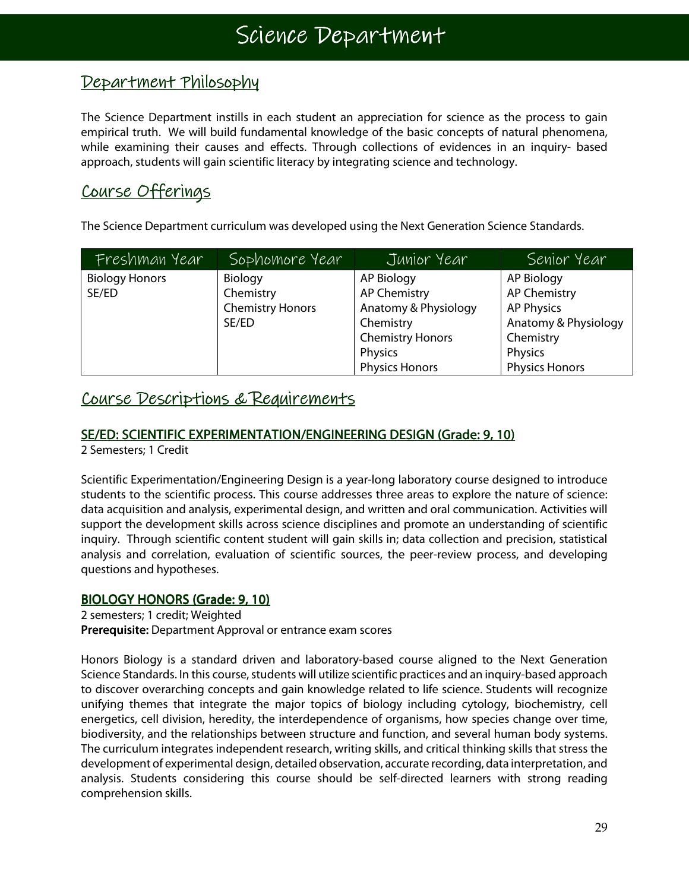# Science Department

## Department Philosophy

The Science Department instills in each student an appreciation for science as the process to gain empirical truth. We will build fundamental knowledge of the basic concepts of natural phenomena, while examining their causes and effects. Through collections of evidences in an inquiry- based approach, students will gain scientific literacy by integrating science and technology.

## Course Offerings

The Science Department curriculum was developed using the Next Generation Science Standards.

| Freshman Year | Sophomore Year | Junior Year | Senior Year |
|---|---|---|---|
| Biology Honors<br>SE/ED | Biology<br>Chemistry<br>Chemistry Honors<br>SE/ED | AP Biology<br>AP Chemistry<br>Anatomy & Physiology<br>Chemistry<br>Chemistry Honors<br>Physics<br>Physics Honors | AP Biology<br>AP Chemistry<br>AP Physics<br>Anatomy & Physiology<br>Chemistry<br>Physics<br>Physics Honors |

## Course Descriptions & Requirements

### SE/ED: SCIENTIFIC EXPERIMENTATION/ENGINEERING DESIGN (Grade: 9, 10)

2 Semesters; 1 Credit

Scientific Experimentation/Engineering Design is a year-long laboratory course designed to introduce students to the scientific process. This course addresses three areas to explore the nature of science: data acquisition and analysis, experimental design, and written and oral communication. Activities will support the development skills across science disciplines and promote an understanding of scientific inquiry. Through scientific content student will gain skills in; data collection and precision, statistical analysis and correlation, evaluation of scientific sources, the peer-review process, and developing questions and hypotheses.

### BIOLOGY HONORS (Grade: 9, 10)

2 semesters; 1 credit; Weighted
**Prerequisite:** Department Approval or entrance exam scores

Honors Biology is a standard driven and laboratory-based course aligned to the Next Generation Science Standards. In this course, students will utilize scientific practices and an inquiry-based approach to discover overarching concepts and gain knowledge related to life science. Students will recognize unifying themes that integrate the major topics of biology including cytology, biochemistry, cell energetics, cell division, heredity, the interdependence of organisms, how species change over time, biodiversity, and the relationships between structure and function, and several human body systems. The curriculum integrates independent research, writing skills, and critical thinking skills that stress the development of experimental design, detailed observation, accurate recording, data interpretation, and analysis. Students considering this course should be self-directed learners with strong reading comprehension skills.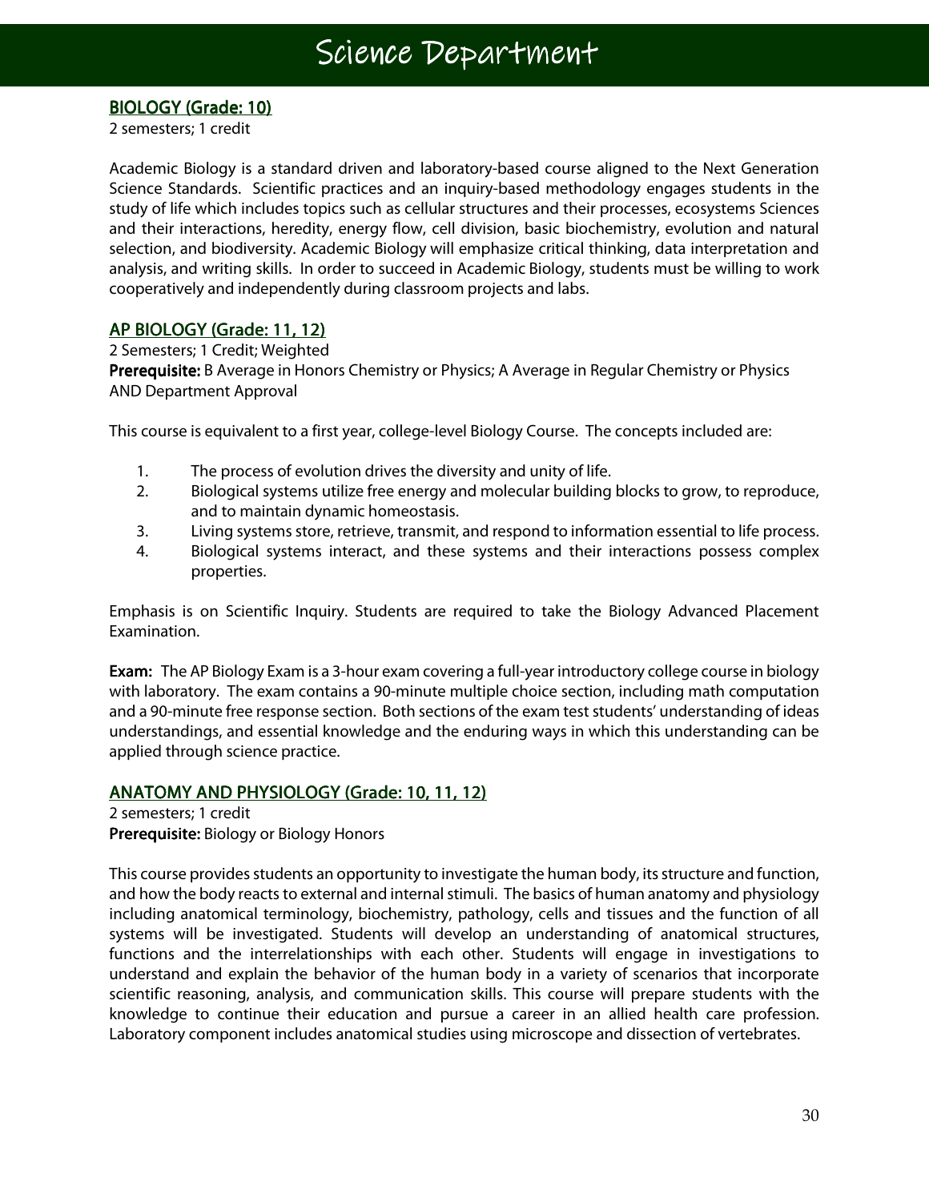# Science Department

## BIOLOGY (Grade: 10)

2 semesters; 1 credit

Academic Biology is a standard driven and laboratory-based course aligned to the Next Generation Science Standards. Scientific practices and an inquiry-based methodology engages students in the study of life which includes topics such as cellular structures and their processes, ecosystems Sciences and their interactions, heredity, energy flow, cell division, basic biochemistry, evolution and natural selection, and biodiversity. Academic Biology will emphasize critical thinking, data interpretation and analysis, and writing skills. In order to succeed in Academic Biology, students must be willing to work cooperatively and independently during classroom projects and labs.

## AP BIOLOGY (Grade: 11, 12)

2 Semesters; 1 Credit; Weighted
**Prerequisite:** B Average in Honors Chemistry or Physics; A Average in Regular Chemistry or Physics AND Department Approval

This course is equivalent to a first year, college-level Biology Course. The concepts included are:

1. The process of evolution drives the diversity and unity of life.
2. Biological systems utilize free energy and molecular building blocks to grow, to reproduce, and to maintain dynamic homeostasis.
3. Living systems store, retrieve, transmit, and respond to information essential to life process.
4. Biological systems interact, and these systems and their interactions possess complex properties.

Emphasis is on Scientific Inquiry. Students are required to take the Biology Advanced Placement Examination.

**Exam:** The AP Biology Exam is a 3-hour exam covering a full-year introductory college course in biology with laboratory. The exam contains a 90-minute multiple choice section, including math computation and a 90-minute free response section. Both sections of the exam test students' understanding of ideas understandings, and essential knowledge and the enduring ways in which this understanding can be applied through science practice.

## ANATOMY AND PHYSIOLOGY (Grade: 10, 11, 12)

2 semesters; 1 credit
**Prerequisite:** Biology or Biology Honors

This course provides students an opportunity to investigate the human body, its structure and function, and how the body reacts to external and internal stimuli. The basics of human anatomy and physiology including anatomical terminology, biochemistry, pathology, cells and tissues and the function of all systems will be investigated. Students will develop an understanding of anatomical structures, functions and the interrelationships with each other. Students will engage in investigations to understand and explain the behavior of the human body in a variety of scenarios that incorporate scientific reasoning, analysis, and communication skills. This course will prepare students with the knowledge to continue their education and pursue a career in an allied health care profession. Laboratory component includes anatomical studies using microscope and dissection of vertebrates.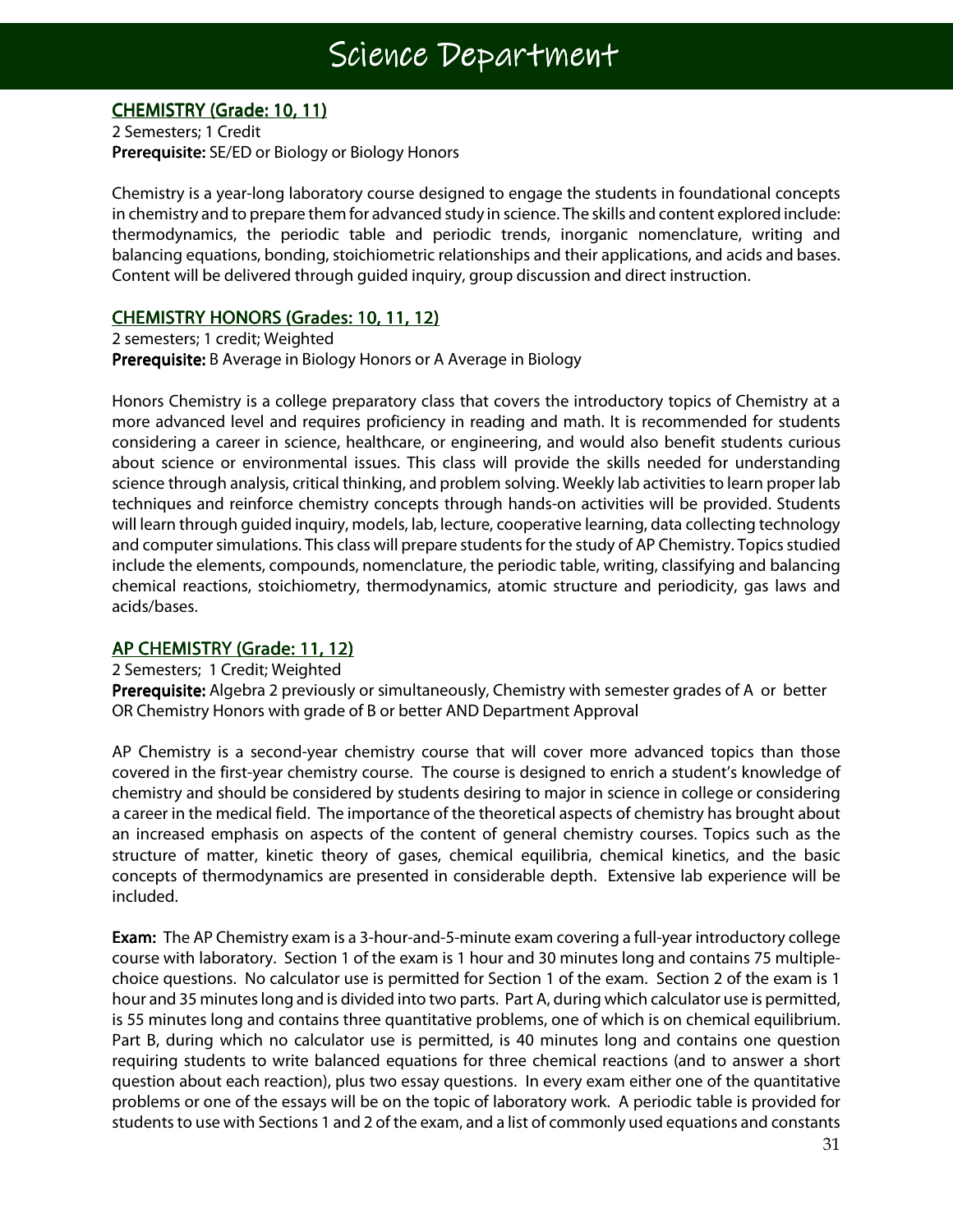# Science Department

## CHEMISTRY (Grade: 10, 11)

2 Semesters; 1 Credit
**Prerequisite:** SE/ED or Biology or Biology Honors

Chemistry is a year-long laboratory course designed to engage the students in foundational concepts in chemistry and to prepare them for advanced study in science. The skills and content explored include: thermodynamics, the periodic table and periodic trends, inorganic nomenclature, writing and balancing equations, bonding, stoichiometric relationships and their applications, and acids and bases. Content will be delivered through guided inquiry, group discussion and direct instruction.

## CHEMISTRY HONORS (Grades: 10, 11, 12)

2 semesters; 1 credit; Weighted
**Prerequisite:** B Average in Biology Honors or A Average in Biology

Honors Chemistry is a college preparatory class that covers the introductory topics of Chemistry at a more advanced level and requires proficiency in reading and math. It is recommended for students considering a career in science, healthcare, or engineering, and would also benefit students curious about science or environmental issues. This class will provide the skills needed for understanding science through analysis, critical thinking, and problem solving. Weekly lab activities to learn proper lab techniques and reinforce chemistry concepts through hands-on activities will be provided. Students will learn through guided inquiry, models, lab, lecture, cooperative learning, data collecting technology and computer simulations. This class will prepare students for the study of AP Chemistry. Topics studied include the elements, compounds, nomenclature, the periodic table, writing, classifying and balancing chemical reactions, stoichiometry, thermodynamics, atomic structure and periodicity, gas laws and acids/bases.

## AP CHEMISTRY (Grade: 11, 12)

2 Semesters; 1 Credit; Weighted
**Prerequisite:** Algebra 2 previously or simultaneously, Chemistry with semester grades of A or better OR Chemistry Honors with grade of B or better AND Department Approval

AP Chemistry is a second-year chemistry course that will cover more advanced topics than those covered in the first-year chemistry course. The course is designed to enrich a student's knowledge of chemistry and should be considered by students desiring to major in science in college or considering a career in the medical field. The importance of the theoretical aspects of chemistry has brought about an increased emphasis on aspects of the content of general chemistry courses. Topics such as the structure of matter, kinetic theory of gases, chemical equilibria, chemical kinetics, and the basic concepts of thermodynamics are presented in considerable depth. Extensive lab experience will be included.

**Exam:** The AP Chemistry exam is a 3-hour-and-5-minute exam covering a full-year introductory college course with laboratory. Section 1 of the exam is 1 hour and 30 minutes long and contains 75 multiple-choice questions. No calculator use is permitted for Section 1 of the exam. Section 2 of the exam is 1 hour and 35 minutes long and is divided into two parts. Part A, during which calculator use is permitted, is 55 minutes long and contains three quantitative problems, one of which is on chemical equilibrium. Part B, during which no calculator use is permitted, is 40 minutes long and contains one question requiring students to write balanced equations for three chemical reactions (and to answer a short question about each reaction), plus two essay questions. In every exam either one of the quantitative problems or one of the essays will be on the topic of laboratory work. A periodic table is provided for students to use with Sections 1 and 2 of the exam, and a list of commonly used equations and constants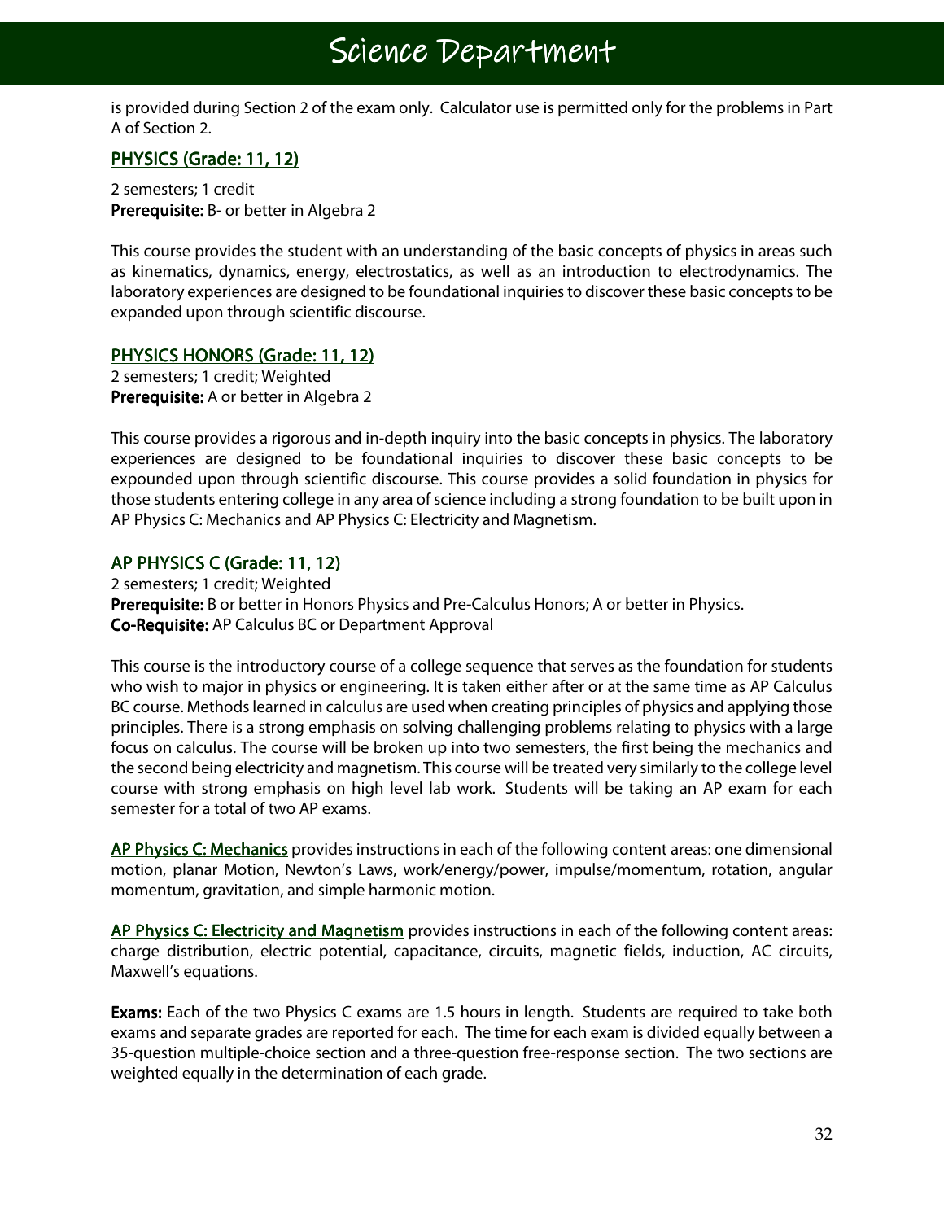is provided during Section 2 of the exam only. Calculator use is permitted only for the problems in Part A of Section 2.

## PHYSICS (Grade: 11, 12)

2 semesters; 1 credit
**Prerequisite:** B- or better in Algebra 2

This course provides the student with an understanding of the basic concepts of physics in areas such as kinematics, dynamics, energy, electrostatics, as well as an introduction to electrodynamics. The laboratory experiences are designed to be foundational inquiries to discover these basic concepts to be expanded upon through scientific discourse.

## PHYSICS HONORS (Grade: 11, 12)

2 semesters; 1 credit; Weighted
**Prerequisite:** A or better in Algebra 2

This course provides a rigorous and in-depth inquiry into the basic concepts in physics. The laboratory experiences are designed to be foundational inquiries to discover these basic concepts to be expounded upon through scientific discourse. This course provides a solid foundation in physics for those students entering college in any area of science including a strong foundation to be built upon in AP Physics C: Mechanics and AP Physics C: Electricity and Magnetism.

## AP PHYSICS C (Grade: 11, 12)

2 semesters; 1 credit; Weighted
**Prerequisite:** B or better in Honors Physics and Pre-Calculus Honors; A or better in Physics.
**Co-Requisite:** AP Calculus BC or Department Approval

This course is the introductory course of a college sequence that serves as the foundation for students who wish to major in physics or engineering. It is taken either after or at the same time as AP Calculus BC course. Methods learned in calculus are used when creating principles of physics and applying those principles. There is a strong emphasis on solving challenging problems relating to physics with a large focus on calculus. The course will be broken up into two semesters, the first being the mechanics and the second being electricity and magnetism. This course will be treated very similarly to the college level course with strong emphasis on high level lab work. Students will be taking an AP exam for each semester for a total of two AP exams.

**AP Physics C: Mechanics** provides instructions in each of the following content areas: one dimensional motion, planar Motion, Newton's Laws, work/energy/power, impulse/momentum, rotation, angular momentum, gravitation, and simple harmonic motion.

**AP Physics C: Electricity and Magnetism** provides instructions in each of the following content areas: charge distribution, electric potential, capacitance, circuits, magnetic fields, induction, AC circuits, Maxwell's equations.

**Exams:** Each of the two Physics C exams are 1.5 hours in length. Students are required to take both exams and separate grades are reported for each. The time for each exam is divided equally between a 35-question multiple-choice section and a three-question free-response section. The two sections are weighted equally in the determination of each grade.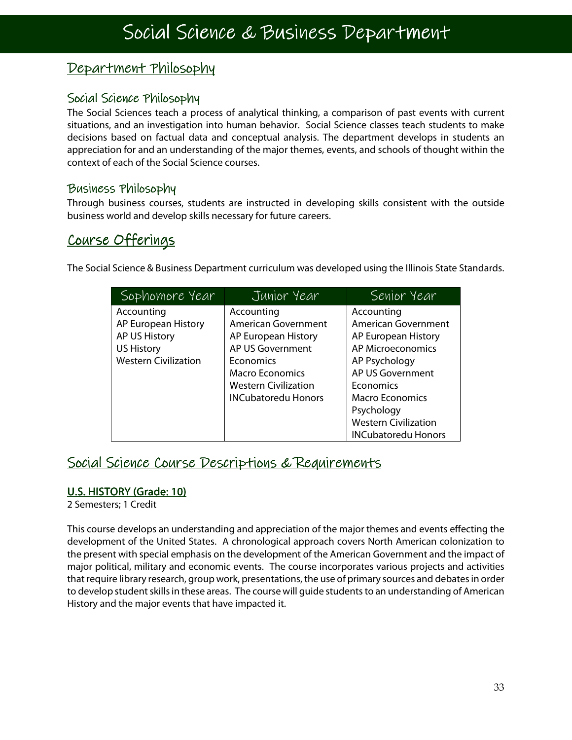# Social Science & Business Department

## Department Philosophy

### Social Science Philosophy

The Social Sciences teach a process of analytical thinking, a comparison of past events with current situations, and an investigation into human behavior. Social Science classes teach students to make decisions based on factual data and conceptual analysis. The department develops in students an appreciation for and an understanding of the major themes, events, and schools of thought within the context of each of the Social Science courses.

### Business Philosophy

Through business courses, students are instructed in developing skills consistent with the outside business world and develop skills necessary for future careers.

## Course Offerings

The Social Science & Business Department curriculum was developed using the Illinois State Standards.

| Sophomore Year | Junior Year | Senior Year |
|---|---|---|
| Accounting | Accounting | Accounting |
| AP European History | American Government | American Government |
| AP US History | AP European History | AP European History |
| US History | AP US Government | AP Microeconomics |
| Western Civilization | Economics | AP Psychology |
| | Macro Economics | AP US Government |
| | Western Civilization | Economics |
| | INCubatoredu Honors | Macro Economics |
| | | Psychology |
| | | Western Civilization |
| | | INCubatoredu Honors |

## Social Science Course Descriptions & Requirements

### U.S. HISTORY (Grade: 10)

2 Semesters; 1 Credit

This course develops an understanding and appreciation of the major themes and events effecting the development of the United States. A chronological approach covers North American colonization to the present with special emphasis on the development of the American Government and the impact of major political, military and economic events. The course incorporates various projects and activities that require library research, group work, presentations, the use of primary sources and debates in order to develop student skills in these areas. The course will guide students to an understanding of American History and the major events that have impacted it.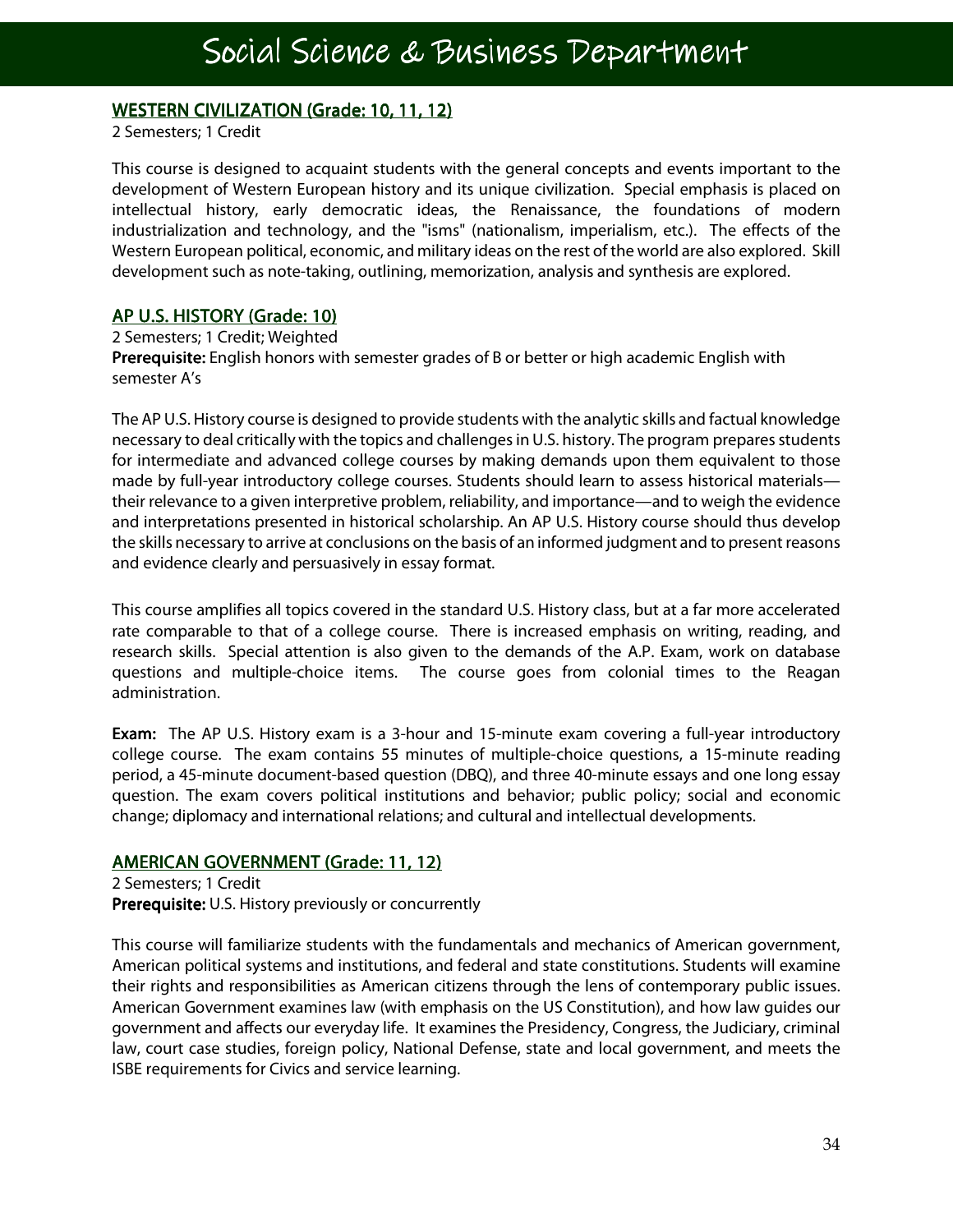# Social Science & Business Department

## WESTERN CIVILIZATION (Grade: 10, 11, 12)

2 Semesters; 1 Credit

This course is designed to acquaint students with the general concepts and events important to the development of Western European history and its unique civilization. Special emphasis is placed on intellectual history, early democratic ideas, the Renaissance, the foundations of modern industrialization and technology, and the "isms" (nationalism, imperialism, etc.). The effects of the Western European political, economic, and military ideas on the rest of the world are also explored. Skill development such as note-taking, outlining, memorization, analysis and synthesis are explored.

## AP U.S. HISTORY (Grade: 10)

2 Semesters; 1 Credit; Weighted
**Prerequisite:** English honors with semester grades of B or better or high academic English with semester A's

The AP U.S. History course is designed to provide students with the analytic skills and factual knowledge necessary to deal critically with the topics and challenges in U.S. history. The program prepares students for intermediate and advanced college courses by making demands upon them equivalent to those made by full-year introductory college courses. Students should learn to assess historical materials—their relevance to a given interpretive problem, reliability, and importance—and to weigh the evidence and interpretations presented in historical scholarship. An AP U.S. History course should thus develop the skills necessary to arrive at conclusions on the basis of an informed judgment and to present reasons and evidence clearly and persuasively in essay format.

This course amplifies all topics covered in the standard U.S. History class, but at a far more accelerated rate comparable to that of a college course. There is increased emphasis on writing, reading, and research skills. Special attention is also given to the demands of the A.P. Exam, work on database questions and multiple-choice items. The course goes from colonial times to the Reagan administration.

**Exam:** The AP U.S. History exam is a 3-hour and 15-minute exam covering a full-year introductory college course. The exam contains 55 minutes of multiple-choice questions, a 15-minute reading period, a 45-minute document-based question (DBQ), and three 40-minute essays and one long essay question. The exam covers political institutions and behavior; public policy; social and economic change; diplomacy and international relations; and cultural and intellectual developments.

## AMERICAN GOVERNMENT (Grade: 11, 12)

2 Semesters; 1 Credit
**Prerequisite:** U.S. History previously or concurrently

This course will familiarize students with the fundamentals and mechanics of American government, American political systems and institutions, and federal and state constitutions. Students will examine their rights and responsibilities as American citizens through the lens of contemporary public issues. American Government examines law (with emphasis on the US Constitution), and how law guides our government and affects our everyday life. It examines the Presidency, Congress, the Judiciary, criminal law, court case studies, foreign policy, National Defense, state and local government, and meets the ISBE requirements for Civics and service learning.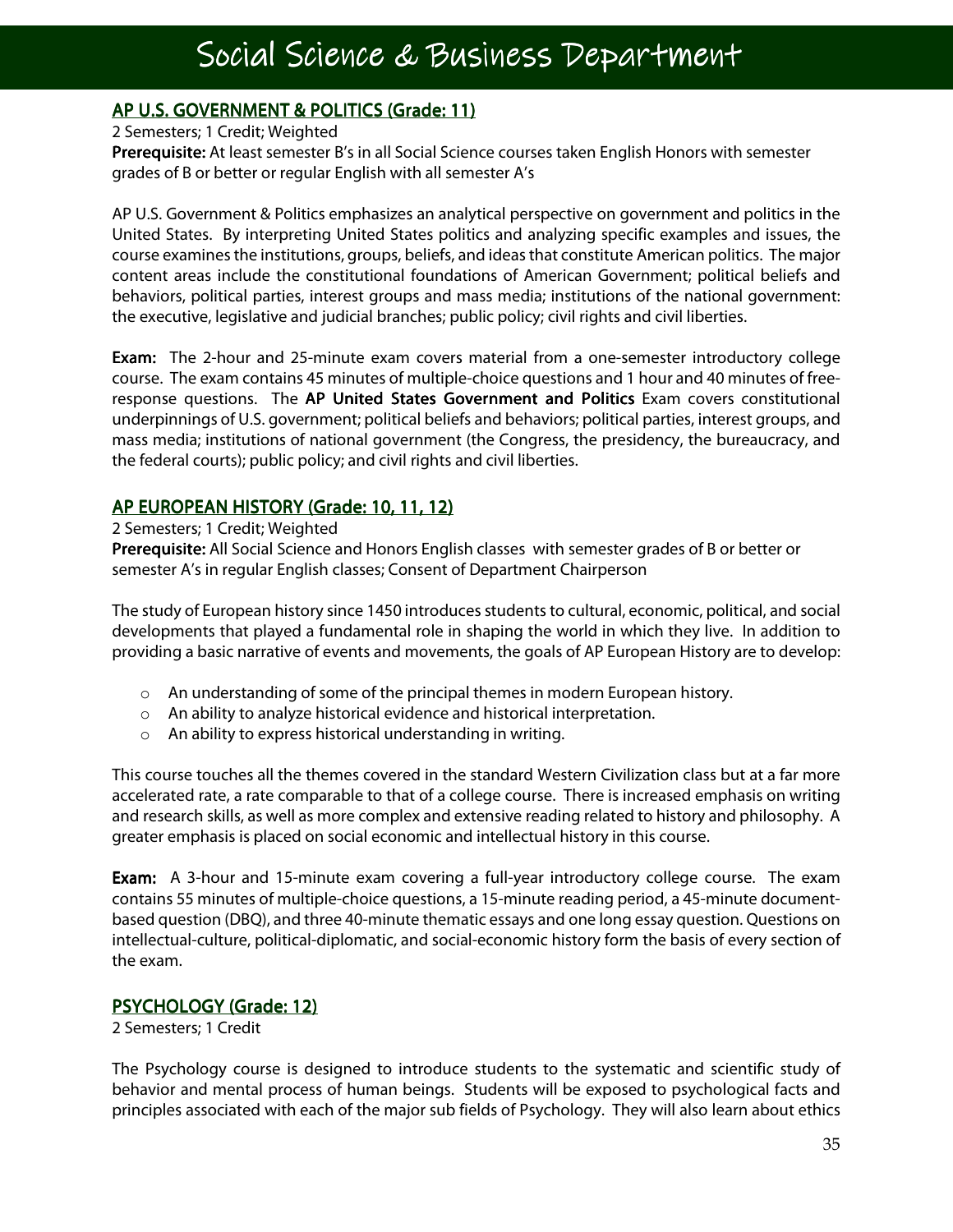# Social Science & Business Department

## AP U.S. GOVERNMENT & POLITICS (Grade: 11)

2 Semesters; 1 Credit; Weighted

**Prerequisite:** At least semester B's in all Social Science courses taken English Honors with semester grades of B or better or regular English with all semester A's

AP U.S. Government & Politics emphasizes an analytical perspective on government and politics in the United States. By interpreting United States politics and analyzing specific examples and issues, the course examines the institutions, groups, beliefs, and ideas that constitute American politics. The major content areas include the constitutional foundations of American Government; political beliefs and behaviors, political parties, interest groups and mass media; institutions of the national government: the executive, legislative and judicial branches; public policy; civil rights and civil liberties.

**Exam:** The 2-hour and 25-minute exam covers material from a one-semester introductory college course. The exam contains 45 minutes of multiple-choice questions and 1 hour and 40 minutes of free-response questions. The **AP United States Government and Politics** Exam covers constitutional underpinnings of U.S. government; political beliefs and behaviors; political parties, interest groups, and mass media; institutions of national government (the Congress, the presidency, the bureaucracy, and the federal courts); public policy; and civil rights and civil liberties.

## AP EUROPEAN HISTORY (Grade: 10, 11, 12)

2 Semesters; 1 Credit; Weighted

**Prerequisite:** All Social Science and Honors English classes with semester grades of B or better or semester A's in regular English classes; Consent of Department Chairperson

The study of European history since 1450 introduces students to cultural, economic, political, and social developments that played a fundamental role in shaping the world in which they live. In addition to providing a basic narrative of events and movements, the goals of AP European History are to develop:

- An understanding of some of the principal themes in modern European history.
- An ability to analyze historical evidence and historical interpretation.
- An ability to express historical understanding in writing.

This course touches all the themes covered in the standard Western Civilization class but at a far more accelerated rate, a rate comparable to that of a college course. There is increased emphasis on writing and research skills, as well as more complex and extensive reading related to history and philosophy. A greater emphasis is placed on social economic and intellectual history in this course.

**Exam:** A 3-hour and 15-minute exam covering a full-year introductory college course. The exam contains 55 minutes of multiple-choice questions, a 15-minute reading period, a 45-minute document-based question (DBQ), and three 40-minute thematic essays and one long essay question. Questions on intellectual-culture, political-diplomatic, and social-economic history form the basis of every section of the exam.

## PSYCHOLOGY (Grade: 12)

2 Semesters; 1 Credit

The Psychology course is designed to introduce students to the systematic and scientific study of behavior and mental process of human beings. Students will be exposed to psychological facts and principles associated with each of the major sub fields of Psychology. They will also learn about ethics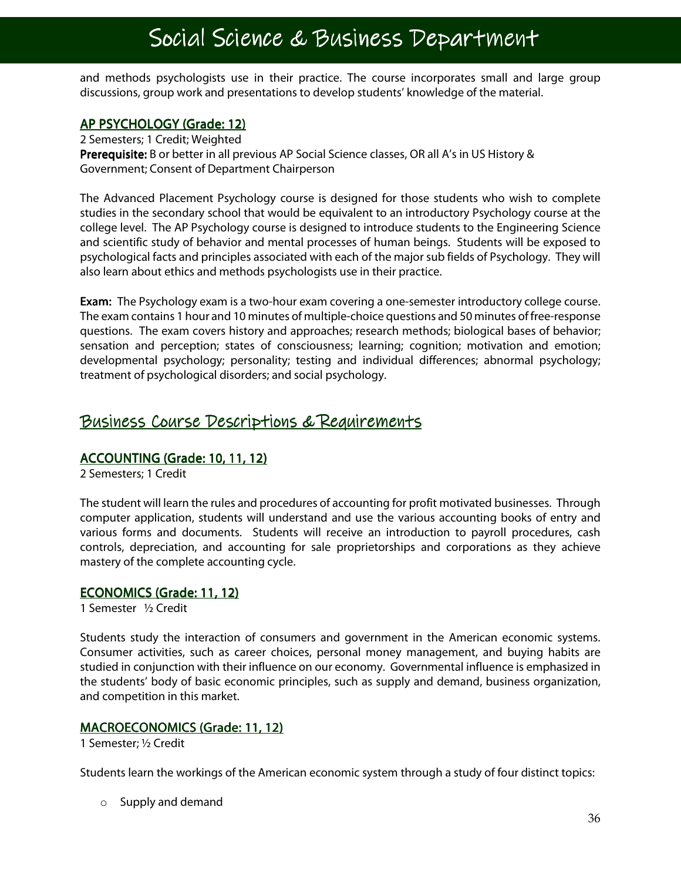# Social Science & Business Department

and methods psychologists use in their practice. The course incorporates small and large group discussions, group work and presentations to develop students' knowledge of the material.

### AP PSYCHOLOGY (Grade: 12)

2 Semesters; 1 Credit; Weighted
**Prerequisite:** B or better in all previous AP Social Science classes, OR all A's in US History & Government; Consent of Department Chairperson

The Advanced Placement Psychology course is designed for those students who wish to complete studies in the secondary school that would be equivalent to an introductory Psychology course at the college level. The AP Psychology course is designed to introduce students to the Engineering Science and scientific study of behavior and mental processes of human beings. Students will be exposed to psychological facts and principles associated with each of the major sub fields of Psychology. They will also learn about ethics and methods psychologists use in their practice.

**Exam:** The Psychology exam is a two-hour exam covering a one-semester introductory college course. The exam contains 1 hour and 10 minutes of multiple-choice questions and 50 minutes of free-response questions. The exam covers history and approaches; research methods; biological bases of behavior; sensation and perception; states of consciousness; learning; cognition; motivation and emotion; developmental psychology; personality; testing and individual differences; abnormal psychology; treatment of psychological disorders; and social psychology.

## Business Course Descriptions & Requirements

### ACCOUNTING (Grade: 10, 11, 12)

2 Semesters; 1 Credit

The student will learn the rules and procedures of accounting for profit motivated businesses. Through computer application, students will understand and use the various accounting books of entry and various forms and documents. Students will receive an introduction to payroll procedures, cash controls, depreciation, and accounting for sale proprietorships and corporations as they achieve mastery of the complete accounting cycle.

### ECONOMICS (Grade: 11, 12)

1 Semester ½ Credit

Students study the interaction of consumers and government in the American economic systems. Consumer activities, such as career choices, personal money management, and buying habits are studied in conjunction with their influence on our economy. Governmental influence is emphasized in the students' body of basic economic principles, such as supply and demand, business organization, and competition in this market.

### MACROECONOMICS (Grade: 11, 12)

1 Semester; ½ Credit

Students learn the workings of the American economic system through a study of four distinct topics:

- Supply and demand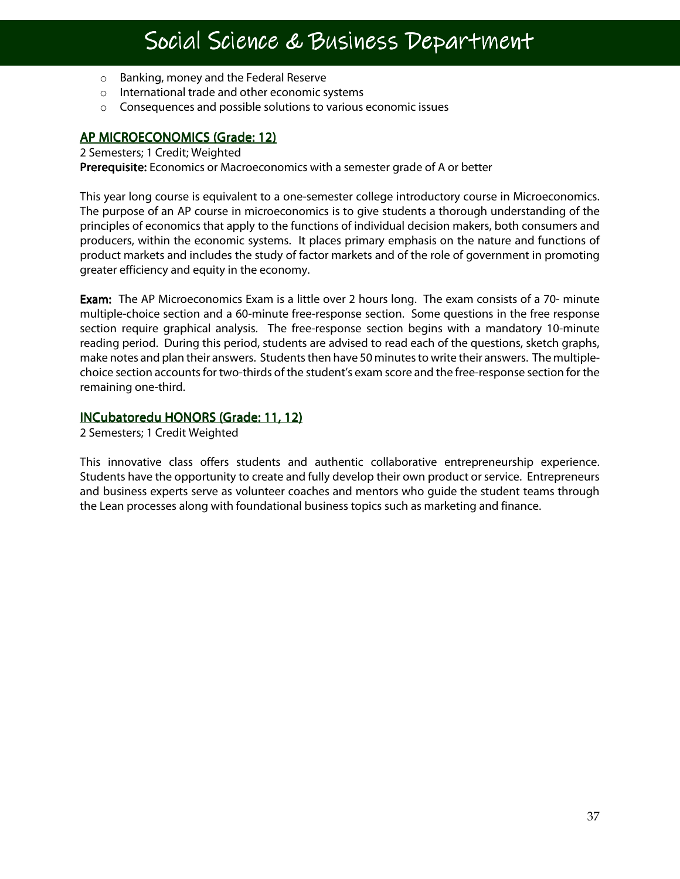- Banking, money and the Federal Reserve
- International trade and other economic systems
- Consequences and possible solutions to various economic issues

## AP MICROECONOMICS (Grade: 12)

2 Semesters; 1 Credit; Weighted
**Prerequisite:** Economics or Macroeconomics with a semester grade of A or better

This year long course is equivalent to a one-semester college introductory course in Microeconomics. The purpose of an AP course in microeconomics is to give students a thorough understanding of the principles of economics that apply to the functions of individual decision makers, both consumers and producers, within the economic systems. It places primary emphasis on the nature and functions of product markets and includes the study of factor markets and of the role of government in promoting greater efficiency and equity in the economy.

**Exam:** The AP Microeconomics Exam is a little over 2 hours long. The exam consists of a 70- minute multiple-choice section and a 60-minute free-response section. Some questions in the free response section require graphical analysis. The free-response section begins with a mandatory 10-minute reading period. During this period, students are advised to read each of the questions, sketch graphs, make notes and plan their answers. Students then have 50 minutes to write their answers. The multiple-choice section accounts for two-thirds of the student's exam score and the free-response section for the remaining one-third.

## INCubatoredu HONORS (Grade: 11, 12)

2 Semesters; 1 Credit Weighted

This innovative class offers students and authentic collaborative entrepreneurship experience. Students have the opportunity to create and fully develop their own product or service. Entrepreneurs and business experts serve as volunteer coaches and mentors who guide the student teams through the Lean processes along with foundational business topics such as marketing and finance.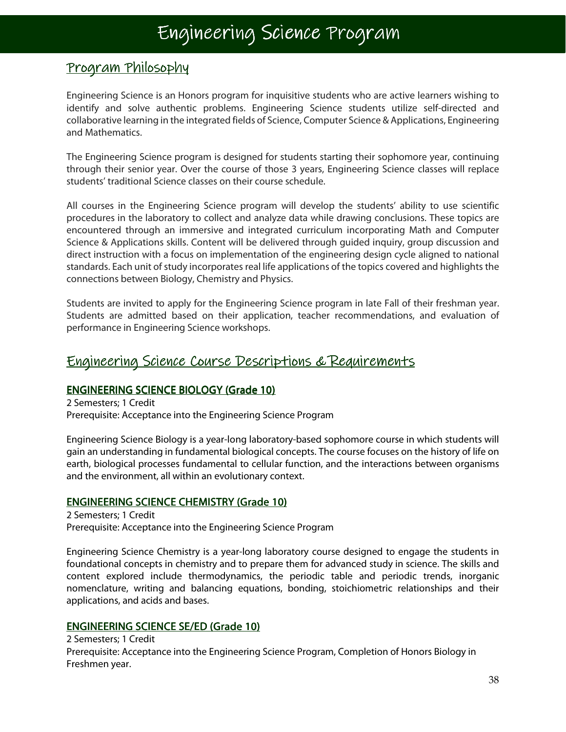# Engineering Science Program

## Program Philosophy

Engineering Science is an Honors program for inquisitive students who are active learners wishing to identify and solve authentic problems. Engineering Science students utilize self-directed and collaborative learning in the integrated fields of Science, Computer Science & Applications, Engineering and Mathematics.

The Engineering Science program is designed for students starting their sophomore year, continuing through their senior year. Over the course of those 3 years, Engineering Science classes will replace students' traditional Science classes on their course schedule.

All courses in the Engineering Science program will develop the students' ability to use scientific procedures in the laboratory to collect and analyze data while drawing conclusions. These topics are encountered through an immersive and integrated curriculum incorporating Math and Computer Science & Applications skills. Content will be delivered through guided inquiry, group discussion and direct instruction with a focus on implementation of the engineering design cycle aligned to national standards. Each unit of study incorporates real life applications of the topics covered and highlights the connections between Biology, Chemistry and Physics.

Students are invited to apply for the Engineering Science program in late Fall of their freshman year. Students are admitted based on their application, teacher recommendations, and evaluation of performance in Engineering Science workshops.

## Engineering Science Course Descriptions & Requirements

### ENGINEERING SCIENCE BIOLOGY (Grade 10)

2 Semesters; 1 Credit
Prerequisite: Acceptance into the Engineering Science Program

Engineering Science Biology is a year-long laboratory-based sophomore course in which students will gain an understanding in fundamental biological concepts. The course focuses on the history of life on earth, biological processes fundamental to cellular function, and the interactions between organisms and the environment, all within an evolutionary context.

### ENGINEERING SCIENCE CHEMISTRY (Grade 10)

2 Semesters; 1 Credit
Prerequisite: Acceptance into the Engineering Science Program

Engineering Science Chemistry is a year-long laboratory course designed to engage the students in foundational concepts in chemistry and to prepare them for advanced study in science. The skills and content explored include thermodynamics, the periodic table and periodic trends, inorganic nomenclature, writing and balancing equations, bonding, stoichiometric relationships and their applications, and acids and bases.

### ENGINEERING SCIENCE SE/ED (Grade 10)

2 Semesters; 1 Credit
Prerequisite: Acceptance into the Engineering Science Program, Completion of Honors Biology in Freshmen year.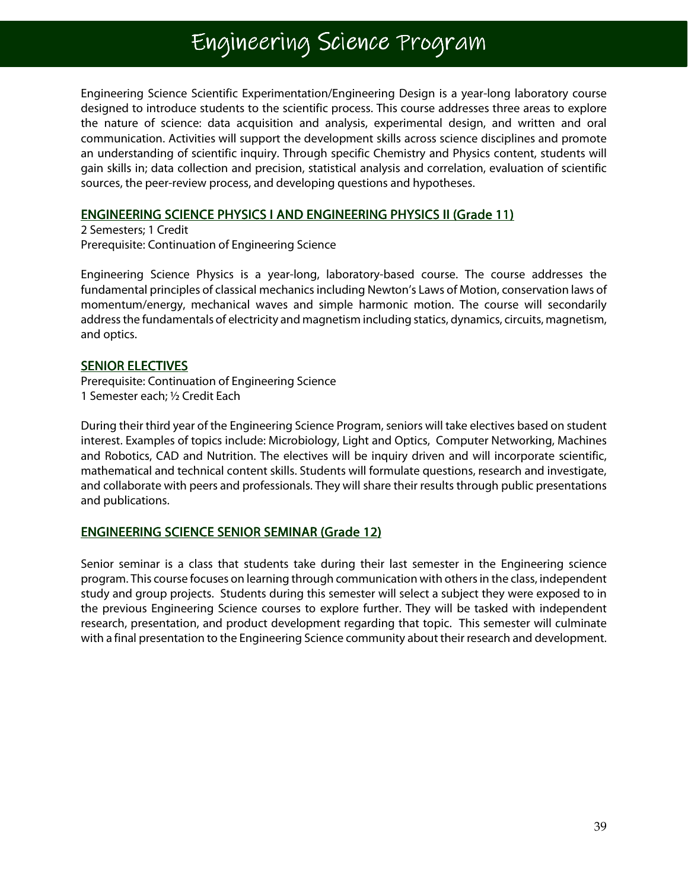# Engineering Science Program

Engineering Science Scientific Experimentation/Engineering Design is a year-long laboratory course designed to introduce students to the scientific process. This course addresses three areas to explore the nature of science: data acquisition and analysis, experimental design, and written and oral communication. Activities will support the development skills across science disciplines and promote an understanding of scientific inquiry. Through specific Chemistry and Physics content, students will gain skills in; data collection and precision, statistical analysis and correlation, evaluation of scientific sources, the peer-review process, and developing questions and hypotheses.

## ENGINEERING SCIENCE PHYSICS I AND ENGINEERING PHYSICS II (Grade 11)

2 Semesters; 1 Credit
Prerequisite: Continuation of Engineering Science

Engineering Science Physics is a year-long, laboratory-based course. The course addresses the fundamental principles of classical mechanics including Newton's Laws of Motion, conservation laws of momentum/energy, mechanical waves and simple harmonic motion. The course will secondarily address the fundamentals of electricity and magnetism including statics, dynamics, circuits, magnetism, and optics.

## SENIOR ELECTIVES

Prerequisite: Continuation of Engineering Science
1 Semester each; ½ Credit Each

During their third year of the Engineering Science Program, seniors will take electives based on student interest. Examples of topics include: Microbiology, Light and Optics, Computer Networking, Machines and Robotics, CAD and Nutrition. The electives will be inquiry driven and will incorporate scientific, mathematical and technical content skills. Students will formulate questions, research and investigate, and collaborate with peers and professionals. They will share their results through public presentations and publications.

## ENGINEERING SCIENCE SENIOR SEMINAR (Grade 12)

Senior seminar is a class that students take during their last semester in the Engineering science program. This course focuses on learning through communication with others in the class, independent study and group projects. Students during this semester will select a subject they were exposed to in the previous Engineering Science courses to explore further. They will be tasked with independent research, presentation, and product development regarding that topic. This semester will culminate with a final presentation to the Engineering Science community about their research and development.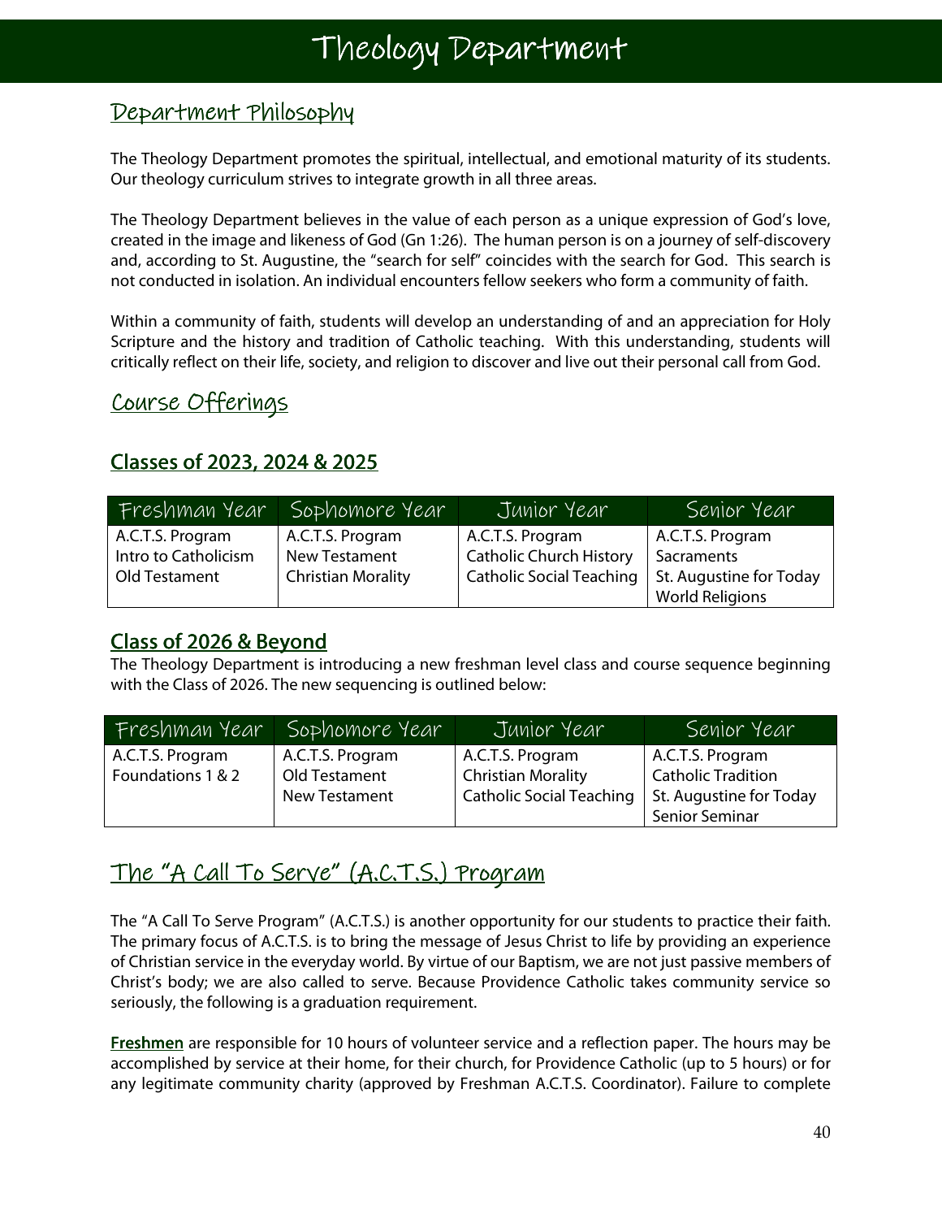# Theology Department

## Department Philosophy

The Theology Department promotes the spiritual, intellectual, and emotional maturity of its students. Our theology curriculum strives to integrate growth in all three areas.

The Theology Department believes in the value of each person as a unique expression of God's love, created in the image and likeness of God (Gn 1:26). The human person is on a journey of self-discovery and, according to St. Augustine, the "search for self" coincides with the search for God. This search is not conducted in isolation. An individual encounters fellow seekers who form a community of faith.

Within a community of faith, students will develop an understanding of and an appreciation for Holy Scripture and the history and tradition of Catholic teaching. With this understanding, students will critically reflect on their life, society, and religion to discover and live out their personal call from God.

## Course Offerings

### Classes of 2023, 2024 & 2025

| Freshman Year | Sophomore Year | Junior Year | Senior Year |
| --- | --- | --- | --- |
| A.C.T.S. Program<br>Intro to Catholicism<br>Old Testament | A.C.T.S. Program<br>New Testament<br>Christian Morality | A.C.T.S. Program<br>Catholic Church History<br>Catholic Social Teaching | A.C.T.S. Program<br>Sacraments<br>St. Augustine for Today<br>World Religions |

### Class of 2026 & Beyond

The Theology Department is introducing a new freshman level class and course sequence beginning with the Class of 2026. The new sequencing is outlined below:

| Freshman Year | Sophomore Year | Junior Year | Senior Year |
| --- | --- | --- | --- |
| A.C.T.S. Program<br>Foundations 1 & 2 | A.C.T.S. Program<br>Old Testament<br>New Testament | A.C.T.S. Program<br>Christian Morality<br>Catholic Social Teaching | A.C.T.S. Program<br>Catholic Tradition<br>St. Augustine for Today<br>Senior Seminar |

## The "A Call To Serve" (A.C.T.S.) Program

The "A Call To Serve Program" (A.C.T.S.) is another opportunity for our students to practice their faith. The primary focus of A.C.T.S. is to bring the message of Jesus Christ to life by providing an experience of Christian service in the everyday world. By virtue of our Baptism, we are not just passive members of Christ's body; we are also called to serve. Because Providence Catholic takes community service so seriously, the following is a graduation requirement.

**Freshmen** are responsible for 10 hours of volunteer service and a reflection paper. The hours may be accomplished by service at their home, for their church, for Providence Catholic (up to 5 hours) or for any legitimate community charity (approved by Freshman A.C.T.S. Coordinator). Failure to complete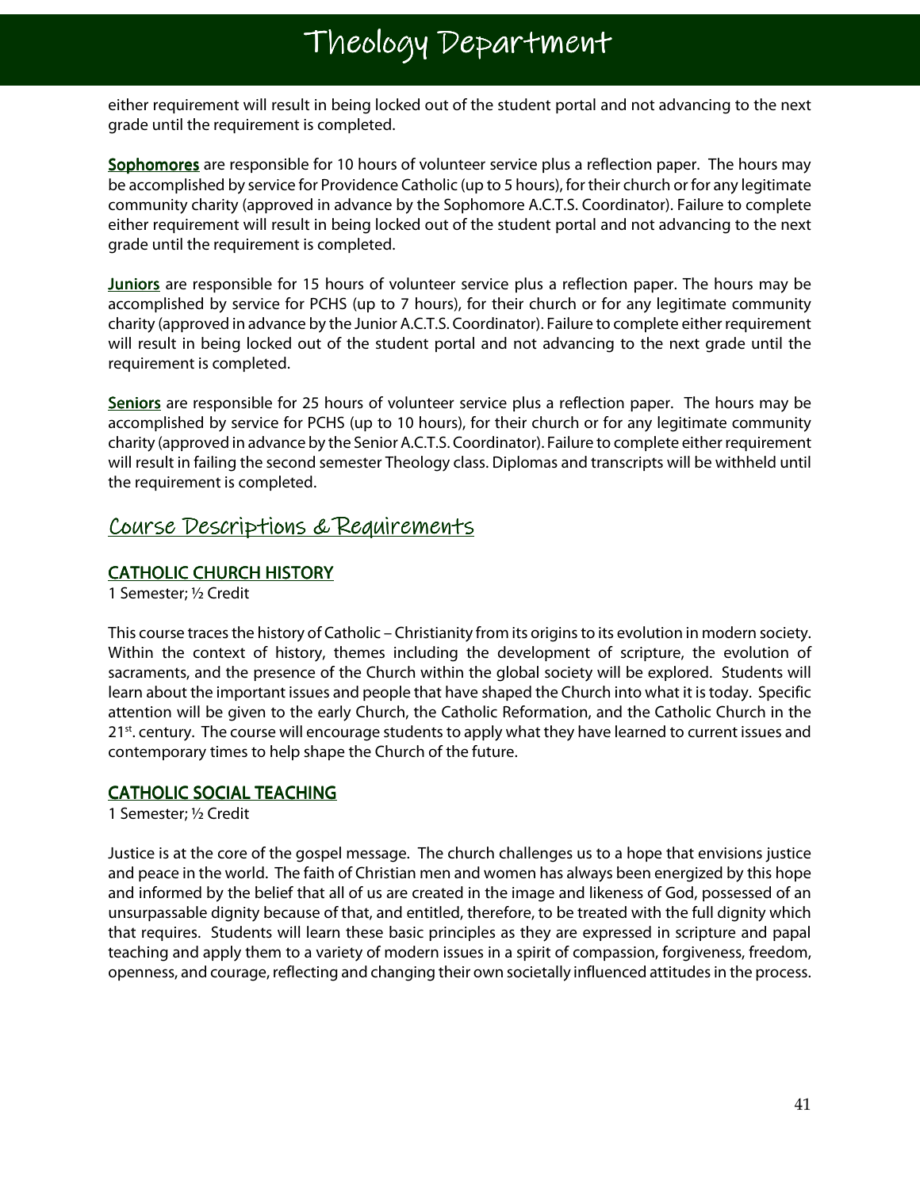either requirement will result in being locked out of the student portal and not advancing to the next grade until the requirement is completed.

**Sophomores** are responsible for 10 hours of volunteer service plus a reflection paper. The hours may be accomplished by service for Providence Catholic (up to 5 hours), for their church or for any legitimate community charity (approved in advance by the Sophomore A.C.T.S. Coordinator). Failure to complete either requirement will result in being locked out of the student portal and not advancing to the next grade until the requirement is completed.

**Juniors** are responsible for 15 hours of volunteer service plus a reflection paper. The hours may be accomplished by service for PCHS (up to 7 hours), for their church or for any legitimate community charity (approved in advance by the Junior A.C.T.S. Coordinator). Failure to complete either requirement will result in being locked out of the student portal and not advancing to the next grade until the requirement is completed.

**Seniors** are responsible for 25 hours of volunteer service plus a reflection paper. The hours may be accomplished by service for PCHS (up to 10 hours), for their church or for any legitimate community charity (approved in advance by the Senior A.C.T.S. Coordinator). Failure to complete either requirement will result in failing the second semester Theology class. Diplomas and transcripts will be withheld until the requirement is completed.

## Course Descriptions & Requirements

### CATHOLIC CHURCH HISTORY

1 Semester; ½ Credit

This course traces the history of Catholic – Christianity from its origins to its evolution in modern society. Within the context of history, themes including the development of scripture, the evolution of sacraments, and the presence of the Church within the global society will be explored. Students will learn about the important issues and people that have shaped the Church into what it is today. Specific attention will be given to the early Church, the Catholic Reformation, and the Catholic Church in the 21st. century. The course will encourage students to apply what they have learned to current issues and contemporary times to help shape the Church of the future.

### CATHOLIC SOCIAL TEACHING

1 Semester; ½ Credit

Justice is at the core of the gospel message. The church challenges us to a hope that envisions justice and peace in the world. The faith of Christian men and women has always been energized by this hope and informed by the belief that all of us are created in the image and likeness of God, possessed of an unsurpassable dignity because of that, and entitled, therefore, to be treated with the full dignity which that requires. Students will learn these basic principles as they are expressed in scripture and papal teaching and apply them to a variety of modern issues in a spirit of compassion, forgiveness, freedom, openness, and courage, reflecting and changing their own societally influenced attitudes in the process.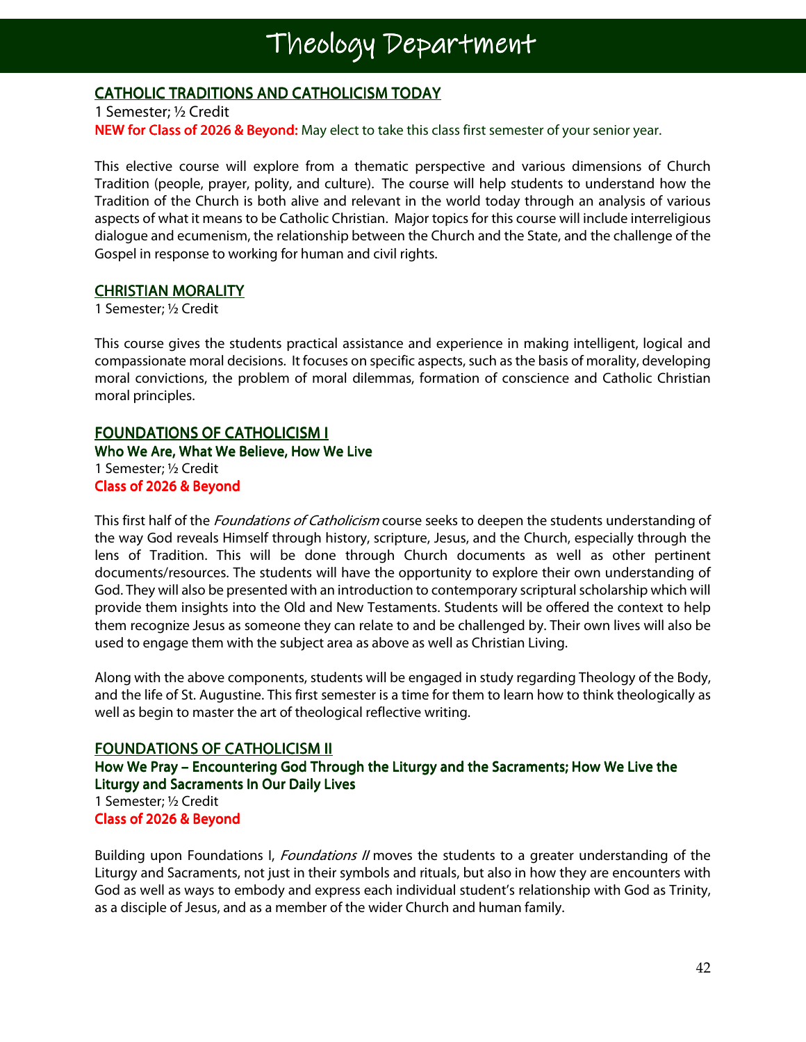# Theology Department

## CATHOLIC TRADITIONS AND CATHOLICISM TODAY

1 Semester; ½ Credit

**NEW for Class of 2026 & Beyond:** May elect to take this class first semester of your senior year.

This elective course will explore from a thematic perspective and various dimensions of Church Tradition (people, prayer, polity, and culture). The course will help students to understand how the Tradition of the Church is both alive and relevant in the world today through an analysis of various aspects of what it means to be Catholic Christian. Major topics for this course will include interreligious dialogue and ecumenism, the relationship between the Church and the State, and the challenge of the Gospel in response to working for human and civil rights.

## CHRISTIAN MORALITY

1 Semester; ½ Credit

This course gives the students practical assistance and experience in making intelligent, logical and compassionate moral decisions. It focuses on specific aspects, such as the basis of morality, developing moral convictions, the problem of moral dilemmas, formation of conscience and Catholic Christian moral principles.

## FOUNDATIONS OF CATHOLICISM I

### Who We Are, What We Believe, How We Live

1 Semester; ½ Credit

**Class of 2026 & Beyond**

This first half of the *Foundations of Catholicism* course seeks to deepen the students understanding of the way God reveals Himself through history, scripture, Jesus, and the Church, especially through the lens of Tradition. This will be done through Church documents as well as other pertinent documents/resources. The students will have the opportunity to explore their own understanding of God. They will also be presented with an introduction to contemporary scriptural scholarship which will provide them insights into the Old and New Testaments. Students will be offered the context to help them recognize Jesus as someone they can relate to and be challenged by. Their own lives will also be used to engage them with the subject area as above as well as Christian Living.

Along with the above components, students will be engaged in study regarding Theology of the Body, and the life of St. Augustine. This first semester is a time for them to learn how to think theologically as well as begin to master the art of theological reflective writing.

## FOUNDATIONS OF CATHOLICISM II

### How We Pray – Encountering God Through the Liturgy and the Sacraments; How We Live the Liturgy and Sacraments In Our Daily Lives

1 Semester; ½ Credit

**Class of 2026 & Beyond**

Building upon Foundations I, *Foundations II* moves the students to a greater understanding of the Liturgy and Sacraments, not just in their symbols and rituals, but also in how they are encounters with God as well as ways to embody and express each individual student's relationship with God as Trinity, as a disciple of Jesus, and as a member of the wider Church and human family.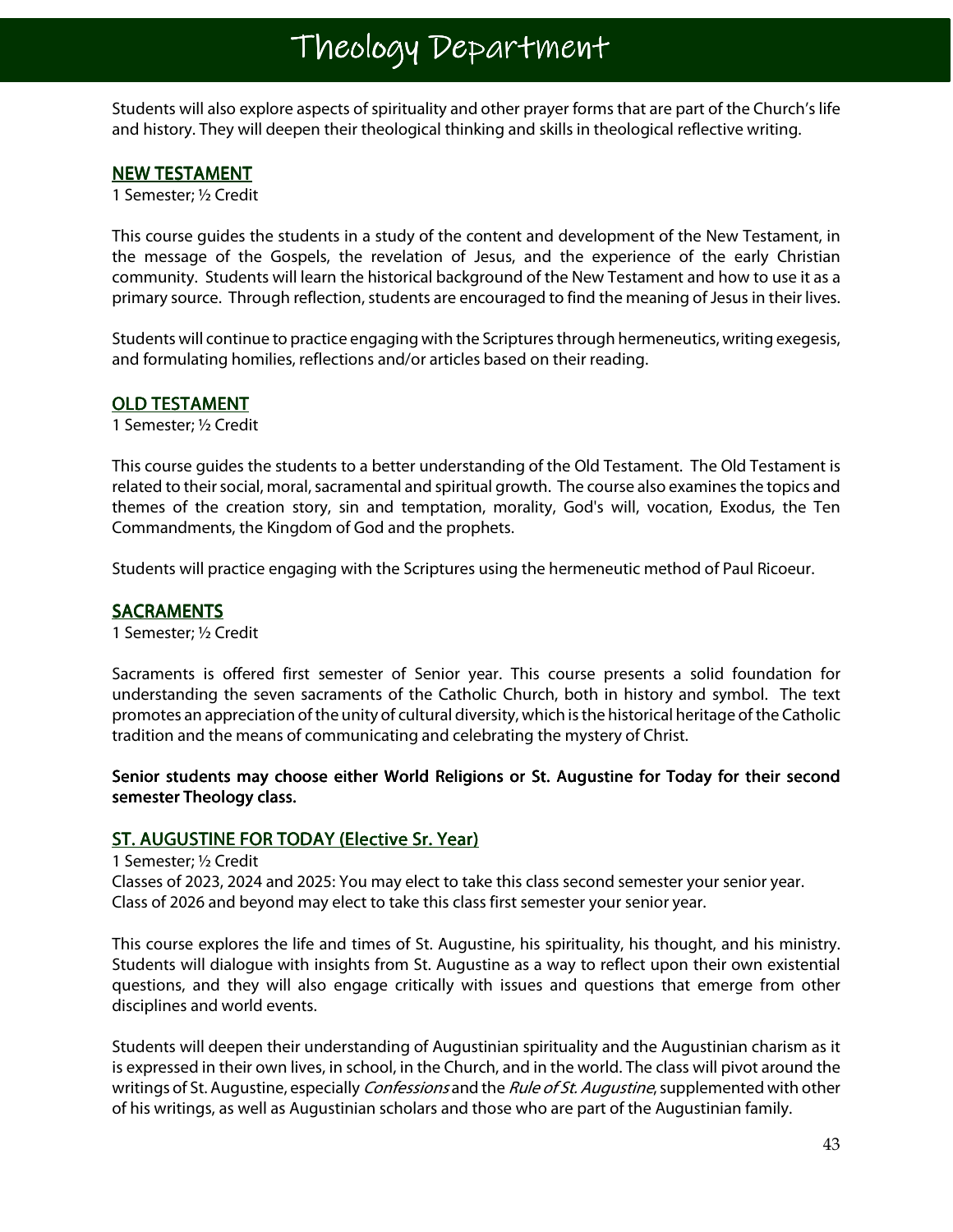Students will also explore aspects of spirituality and other prayer forms that are part of the Church's life and history. They will deepen their theological thinking and skills in theological reflective writing.

## NEW TESTAMENT

1 Semester; ½ Credit

This course guides the students in a study of the content and development of the New Testament, in the message of the Gospels, the revelation of Jesus, and the experience of the early Christian community. Students will learn the historical background of the New Testament and how to use it as a primary source. Through reflection, students are encouraged to find the meaning of Jesus in their lives.

Students will continue to practice engaging with the Scriptures through hermeneutics, writing exegesis, and formulating homilies, reflections and/or articles based on their reading.

## OLD TESTAMENT

1 Semester; ½ Credit

This course guides the students to a better understanding of the Old Testament. The Old Testament is related to their social, moral, sacramental and spiritual growth. The course also examines the topics and themes of the creation story, sin and temptation, morality, God's will, vocation, Exodus, the Ten Commandments, the Kingdom of God and the prophets.

Students will practice engaging with the Scriptures using the hermeneutic method of Paul Ricoeur.

## SACRAMENTS

1 Semester; ½ Credit

Sacraments is offered first semester of Senior year. This course presents a solid foundation for understanding the seven sacraments of the Catholic Church, both in history and symbol. The text promotes an appreciation of the unity of cultural diversity, which is the historical heritage of the Catholic tradition and the means of communicating and celebrating the mystery of Christ.

**Senior students may choose either World Religions or St. Augustine for Today for their second semester Theology class.**

## ST. AUGUSTINE FOR TODAY (Elective Sr. Year)

1 Semester; ½ Credit
Classes of 2023, 2024 and 2025: You may elect to take this class second semester your senior year.
Class of 2026 and beyond may elect to take this class first semester your senior year.

This course explores the life and times of St. Augustine, his spirituality, his thought, and his ministry. Students will dialogue with insights from St. Augustine as a way to reflect upon their own existential questions, and they will also engage critically with issues and questions that emerge from other disciplines and world events.

Students will deepen their understanding of Augustinian spirituality and the Augustinian charism as it is expressed in their own lives, in school, in the Church, and in the world. The class will pivot around the writings of St. Augustine, especially *Confessions* and the *Rule of St. Augustine*, supplemented with other of his writings, as well as Augustinian scholars and those who are part of the Augustinian family.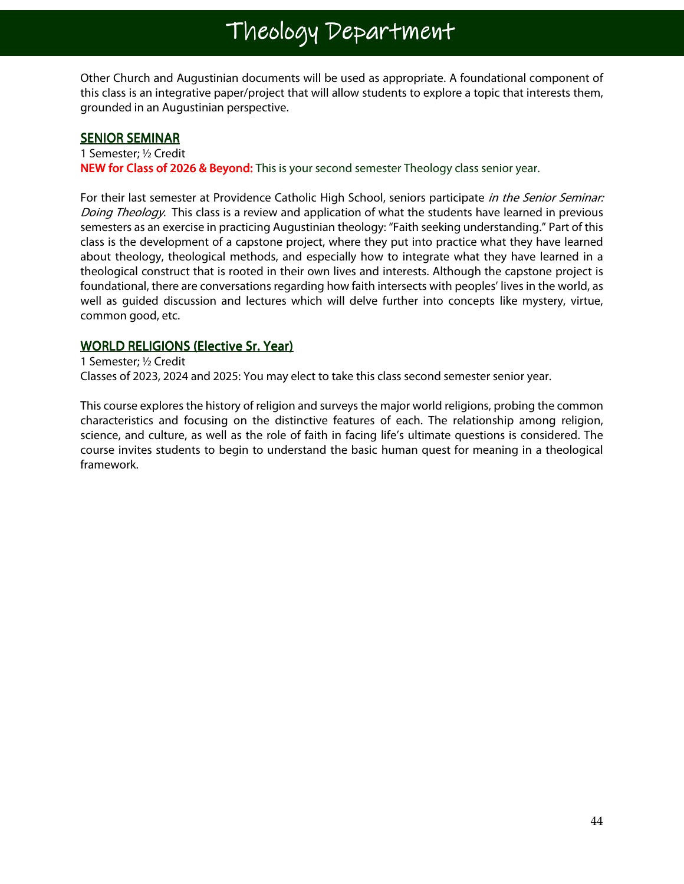Other Church and Augustinian documents will be used as appropriate. A foundational component of this class is an integrative paper/project that will allow students to explore a topic that interests them, grounded in an Augustinian perspective.

## SENIOR SEMINAR

1 Semester; ½ Credit

**NEW for Class of 2026 & Beyond:** This is your second semester Theology class senior year.

For their last semester at Providence Catholic High School, seniors participate *in the Senior Seminar: Doing Theology*. This class is a review and application of what the students have learned in previous semesters as an exercise in practicing Augustinian theology: "Faith seeking understanding." Part of this class is the development of a capstone project, where they put into practice what they have learned about theology, theological methods, and especially how to integrate what they have learned in a theological construct that is rooted in their own lives and interests. Although the capstone project is foundational, there are conversations regarding how faith intersects with peoples' lives in the world, as well as guided discussion and lectures which will delve further into concepts like mystery, virtue, common good, etc.

## WORLD RELIGIONS (Elective Sr. Year)

1 Semester; ½ Credit

Classes of 2023, 2024 and 2025: You may elect to take this class second semester senior year.

This course explores the history of religion and surveys the major world religions, probing the common characteristics and focusing on the distinctive features of each. The relationship among religion, science, and culture, as well as the role of faith in facing life's ultimate questions is considered. The course invites students to begin to understand the basic human quest for meaning in a theological framework.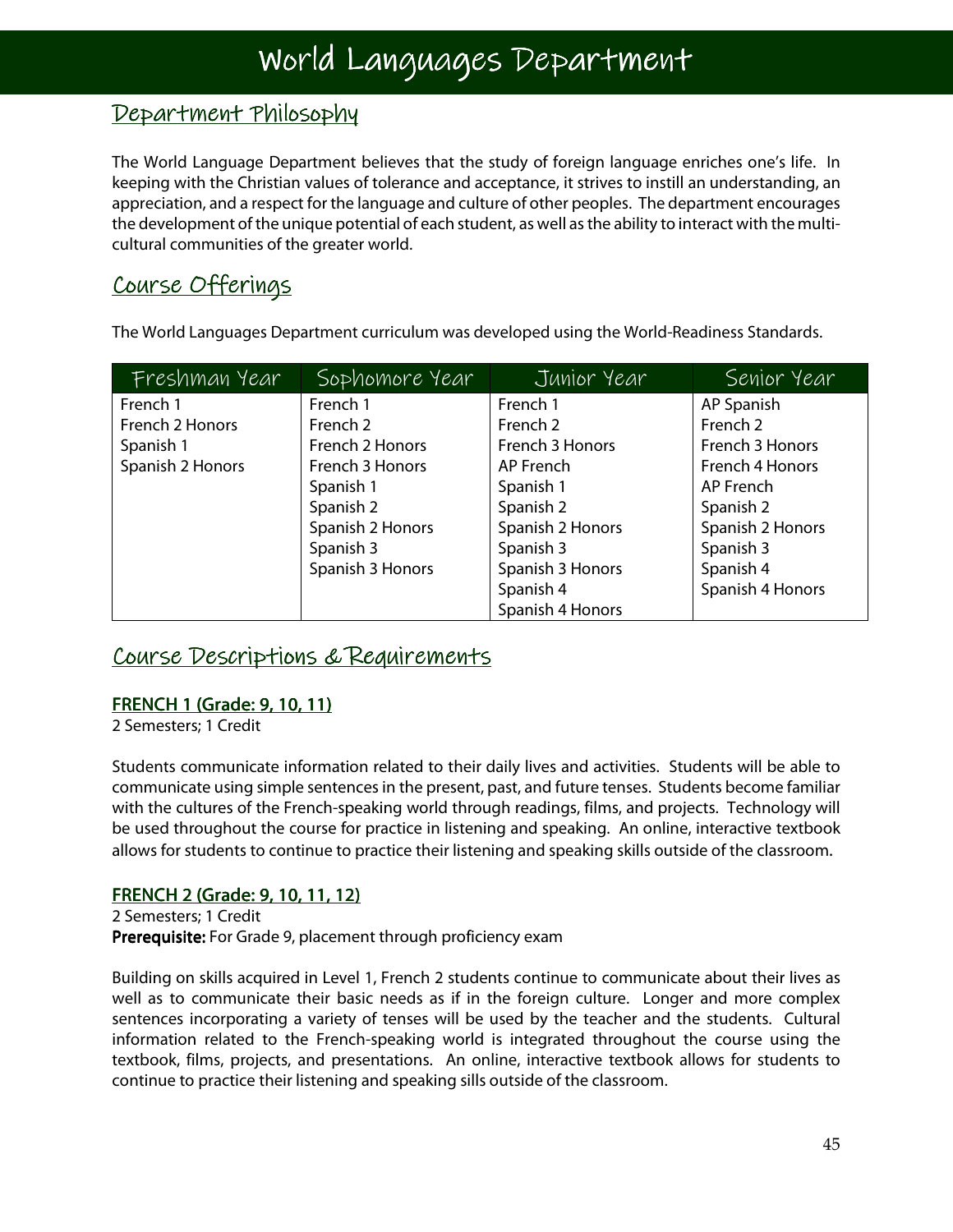# World Languages Department

## Department Philosophy

The World Language Department believes that the study of foreign language enriches one's life. In keeping with the Christian values of tolerance and acceptance, it strives to instill an understanding, an appreciation, and a respect for the language and culture of other peoples. The department encourages the development of the unique potential of each student, as well as the ability to interact with the multi-cultural communities of the greater world.

## Course Offerings

The World Languages Department curriculum was developed using the World-Readiness Standards.

| Freshman Year | Sophomore Year | Junior Year | Senior Year |
|---|---|---|---|
| French 1 | French 1 | French 1 | AP Spanish |
| French 2 Honors | French 2 | French 2 | French 2 |
| Spanish 1 | French 2 Honors | French 3 Honors | French 3 Honors |
| Spanish 2 Honors | French 3 Honors | AP French | French 4 Honors |
| | Spanish 1 | Spanish 1 | AP French |
| | Spanish 2 | Spanish 2 | Spanish 2 |
| | Spanish 2 Honors | Spanish 2 Honors | Spanish 2 Honors |
| | Spanish 3 | Spanish 3 | Spanish 3 |
| | Spanish 3 Honors | Spanish 3 Honors | Spanish 4 |
| | | Spanish 4 | Spanish 4 Honors |
| | | Spanish 4 Honors | |

## Course Descriptions & Requirements

### FRENCH 1 (Grade: 9, 10, 11)

2 Semesters; 1 Credit

Students communicate information related to their daily lives and activities. Students will be able to communicate using simple sentences in the present, past, and future tenses. Students become familiar with the cultures of the French-speaking world through readings, films, and projects. Technology will be used throughout the course for practice in listening and speaking. An online, interactive textbook allows for students to continue to practice their listening and speaking skills outside of the classroom.

### FRENCH 2 (Grade: 9, 10, 11, 12)

2 Semesters; 1 Credit
**Prerequisite:** For Grade 9, placement through proficiency exam

Building on skills acquired in Level 1, French 2 students continue to communicate about their lives as well as to communicate their basic needs as if in the foreign culture. Longer and more complex sentences incorporating a variety of tenses will be used by the teacher and the students. Cultural information related to the French-speaking world is integrated throughout the course using the textbook, films, projects, and presentations. An online, interactive textbook allows for students to continue to practice their listening and speaking sills outside of the classroom.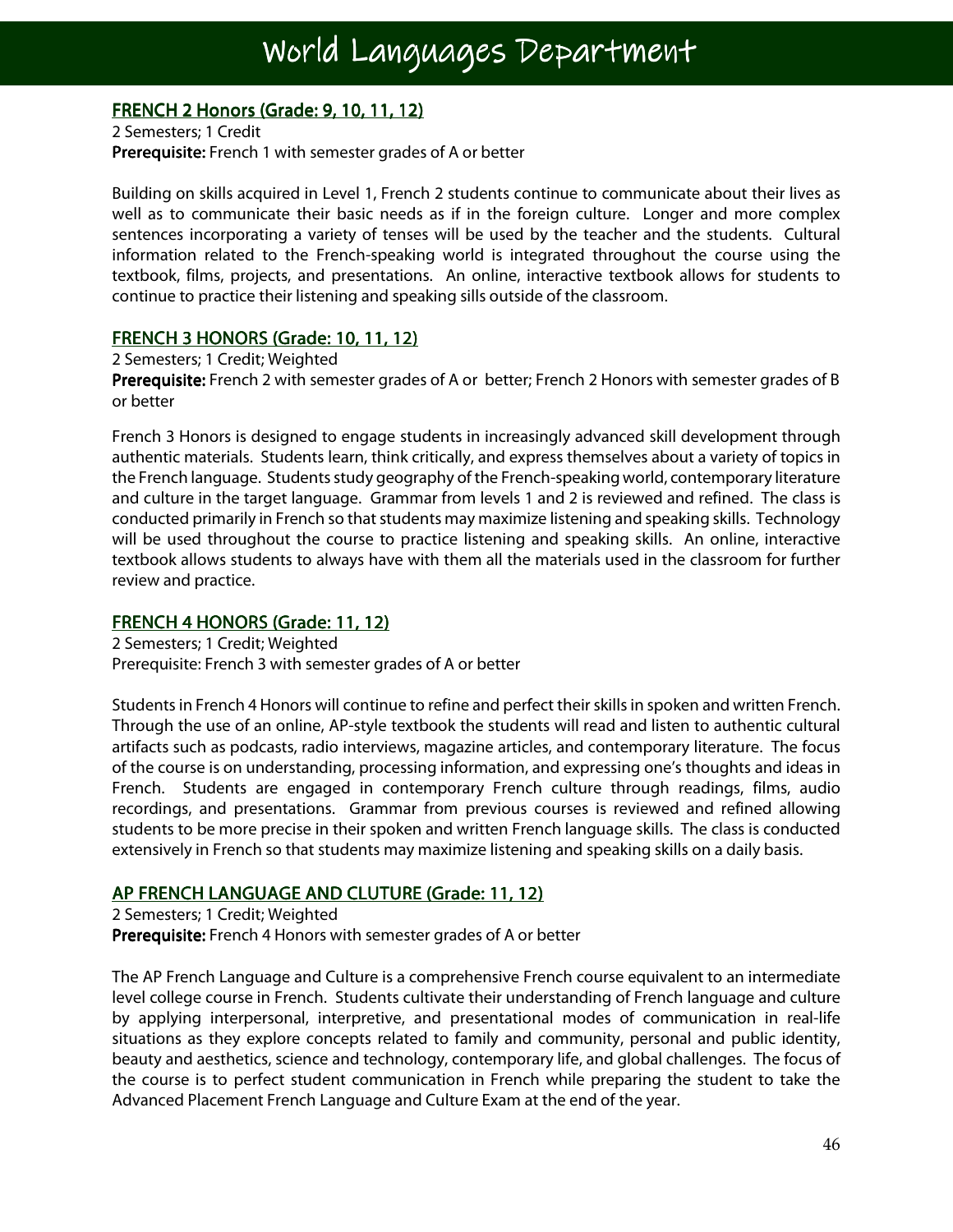# World Languages Department

## FRENCH 2 Honors (Grade: 9, 10, 11, 12)

2 Semesters; 1 Credit
**Prerequisite:** French 1 with semester grades of A or better

Building on skills acquired in Level 1, French 2 students continue to communicate about their lives as well as to communicate their basic needs as if in the foreign culture. Longer and more complex sentences incorporating a variety of tenses will be used by the teacher and the students. Cultural information related to the French-speaking world is integrated throughout the course using the textbook, films, projects, and presentations. An online, interactive textbook allows for students to continue to practice their listening and speaking sills outside of the classroom.

## FRENCH 3 HONORS (Grade: 10, 11, 12)

2 Semesters; 1 Credit; Weighted
**Prerequisite:** French 2 with semester grades of A or better; French 2 Honors with semester grades of B or better

French 3 Honors is designed to engage students in increasingly advanced skill development through authentic materials. Students learn, think critically, and express themselves about a variety of topics in the French language. Students study geography of the French-speaking world, contemporary literature and culture in the target language. Grammar from levels 1 and 2 is reviewed and refined. The class is conducted primarily in French so that students may maximize listening and speaking skills. Technology will be used throughout the course to practice listening and speaking skills. An online, interactive textbook allows students to always have with them all the materials used in the classroom for further review and practice.

## FRENCH 4 HONORS (Grade: 11, 12)

2 Semesters; 1 Credit; Weighted
Prerequisite: French 3 with semester grades of A or better

Students in French 4 Honors will continue to refine and perfect their skills in spoken and written French. Through the use of an online, AP-style textbook the students will read and listen to authentic cultural artifacts such as podcasts, radio interviews, magazine articles, and contemporary literature. The focus of the course is on understanding, processing information, and expressing one's thoughts and ideas in French. Students are engaged in contemporary French culture through readings, films, audio recordings, and presentations. Grammar from previous courses is reviewed and refined allowing students to be more precise in their spoken and written French language skills. The class is conducted extensively in French so that students may maximize listening and speaking skills on a daily basis.

## AP FRENCH LANGUAGE AND CLUTURE (Grade: 11, 12)

2 Semesters; 1 Credit; Weighted
**Prerequisite:** French 4 Honors with semester grades of A or better

The AP French Language and Culture is a comprehensive French course equivalent to an intermediate level college course in French. Students cultivate their understanding of French language and culture by applying interpersonal, interpretive, and presentational modes of communication in real-life situations as they explore concepts related to family and community, personal and public identity, beauty and aesthetics, science and technology, contemporary life, and global challenges. The focus of the course is to perfect student communication in French while preparing the student to take the Advanced Placement French Language and Culture Exam at the end of the year.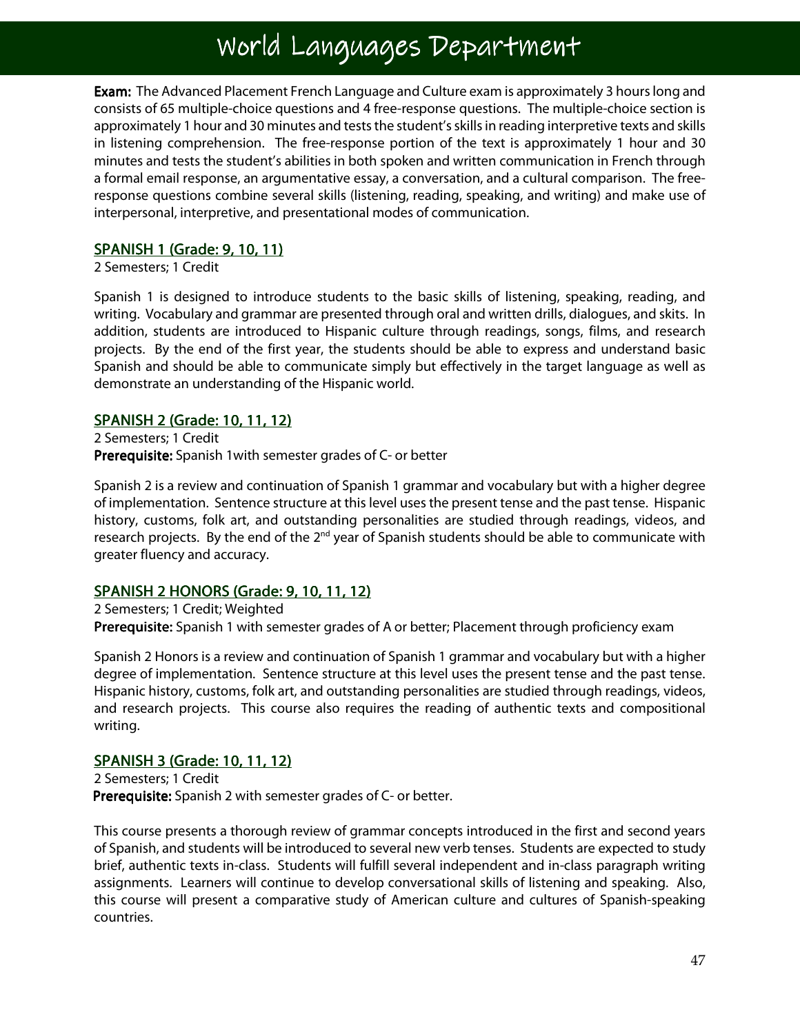# World Languages Department

**Exam:** The Advanced Placement French Language and Culture exam is approximately 3 hours long and consists of 65 multiple-choice questions and 4 free-response questions. The multiple-choice section is approximately 1 hour and 30 minutes and tests the student's skills in reading interpretive texts and skills in listening comprehension. The free-response portion of the text is approximately 1 hour and 30 minutes and tests the student's abilities in both spoken and written communication in French through a formal email response, an argumentative essay, a conversation, and a cultural comparison. The free-response questions combine several skills (listening, reading, speaking, and writing) and make use of interpersonal, interpretive, and presentational modes of communication.

## SPANISH 1 (Grade: 9, 10, 11)

2 Semesters; 1 Credit

Spanish 1 is designed to introduce students to the basic skills of listening, speaking, reading, and writing. Vocabulary and grammar are presented through oral and written drills, dialogues, and skits. In addition, students are introduced to Hispanic culture through readings, songs, films, and research projects. By the end of the first year, the students should be able to express and understand basic Spanish and should be able to communicate simply but effectively in the target language as well as demonstrate an understanding of the Hispanic world.

## SPANISH 2 (Grade: 10, 11, 12)

2 Semesters; 1 Credit
**Prerequisite:** Spanish 1with semester grades of C- or better

Spanish 2 is a review and continuation of Spanish 1 grammar and vocabulary but with a higher degree of implementation. Sentence structure at this level uses the present tense and the past tense. Hispanic history, customs, folk art, and outstanding personalities are studied through readings, videos, and research projects. By the end of the 2nd year of Spanish students should be able to communicate with greater fluency and accuracy.

## SPANISH 2 HONORS (Grade: 9, 10, 11, 12)

2 Semesters; 1 Credit; Weighted
**Prerequisite:** Spanish 1 with semester grades of A or better; Placement through proficiency exam

Spanish 2 Honors is a review and continuation of Spanish 1 grammar and vocabulary but with a higher degree of implementation. Sentence structure at this level uses the present tense and the past tense. Hispanic history, customs, folk art, and outstanding personalities are studied through readings, videos, and research projects. This course also requires the reading of authentic texts and compositional writing.

## SPANISH 3 (Grade: 10, 11, 12)

2 Semesters; 1 Credit
**Prerequisite:** Spanish 2 with semester grades of C- or better.

This course presents a thorough review of grammar concepts introduced in the first and second years of Spanish, and students will be introduced to several new verb tenses. Students are expected to study brief, authentic texts in-class. Students will fulfill several independent and in-class paragraph writing assignments. Learners will continue to develop conversational skills of listening and speaking. Also, this course will present a comparative study of American culture and cultures of Spanish-speaking countries.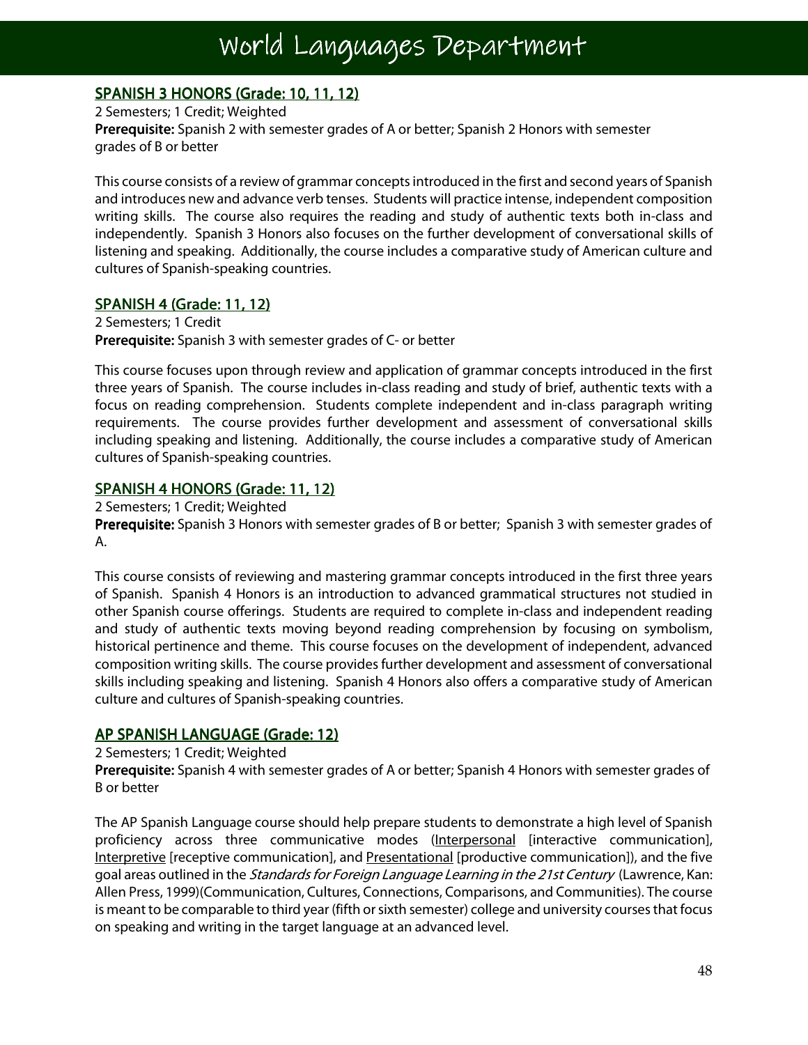# World Languages Department

## SPANISH 3 HONORS (Grade: 10, 11, 12)

2 Semesters; 1 Credit; Weighted

**Prerequisite:** Spanish 2 with semester grades of A or better; Spanish 2 Honors with semester grades of B or better

This course consists of a review of grammar concepts introduced in the first and second years of Spanish and introduces new and advance verb tenses. Students will practice intense, independent composition writing skills. The course also requires the reading and study of authentic texts both in-class and independently. Spanish 3 Honors also focuses on the further development of conversational skills of listening and speaking. Additionally, the course includes a comparative study of American culture and cultures of Spanish-speaking countries.

## SPANISH 4 (Grade: 11, 12)

2 Semesters; 1 Credit

**Prerequisite:** Spanish 3 with semester grades of C- or better

This course focuses upon through review and application of grammar concepts introduced in the first three years of Spanish. The course includes in-class reading and study of brief, authentic texts with a focus on reading comprehension. Students complete independent and in-class paragraph writing requirements. The course provides further development and assessment of conversational skills including speaking and listening. Additionally, the course includes a comparative study of American cultures of Spanish-speaking countries.

## SPANISH 4 HONORS (Grade: 11, 12)

2 Semesters; 1 Credit; Weighted

**Prerequisite:** Spanish 3 Honors with semester grades of B or better; Spanish 3 with semester grades of A.

This course consists of reviewing and mastering grammar concepts introduced in the first three years of Spanish. Spanish 4 Honors is an introduction to advanced grammatical structures not studied in other Spanish course offerings. Students are required to complete in-class and independent reading and study of authentic texts moving beyond reading comprehension by focusing on symbolism, historical pertinence and theme. This course focuses on the development of independent, advanced composition writing skills. The course provides further development and assessment of conversational skills including speaking and listening. Spanish 4 Honors also offers a comparative study of American culture and cultures of Spanish-speaking countries.

## AP SPANISH LANGUAGE (Grade: 12)

2 Semesters; 1 Credit; Weighted

**Prerequisite:** Spanish 4 with semester grades of A or better; Spanish 4 Honors with semester grades of B or better

The AP Spanish Language course should help prepare students to demonstrate a high level of Spanish proficiency across three communicative modes (Interpersonal [interactive communication], Interpretive [receptive communication], and Presentational [productive communication]), and the five goal areas outlined in the *Standards for Foreign Language Learning in the 21st Century* (Lawrence, Kan: Allen Press, 1999)(Communication, Cultures, Connections, Comparisons, and Communities). The course is meant to be comparable to third year (fifth or sixth semester) college and university courses that focus on speaking and writing in the target language at an advanced level.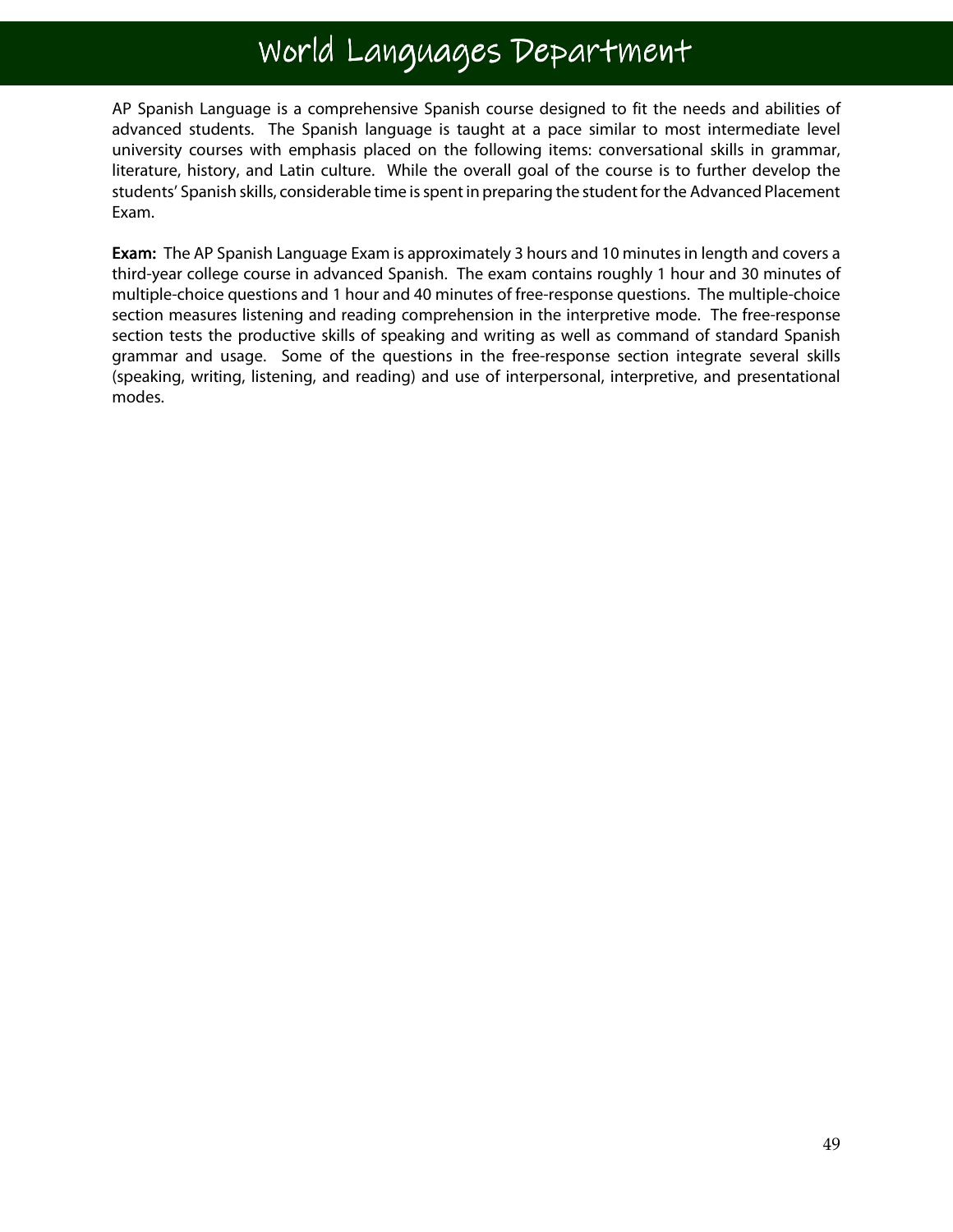# World Languages Department

AP Spanish Language is a comprehensive Spanish course designed to fit the needs and abilities of advanced students. The Spanish language is taught at a pace similar to most intermediate level university courses with emphasis placed on the following items: conversational skills in grammar, literature, history, and Latin culture. While the overall goal of the course is to further develop the students' Spanish skills, considerable time is spent in preparing the student for the Advanced Placement Exam.

**Exam:** The AP Spanish Language Exam is approximately 3 hours and 10 minutes in length and covers a third-year college course in advanced Spanish. The exam contains roughly 1 hour and 30 minutes of multiple-choice questions and 1 hour and 40 minutes of free-response questions. The multiple-choice section measures listening and reading comprehension in the interpretive mode. The free-response section tests the productive skills of speaking and writing as well as command of standard Spanish grammar and usage. Some of the questions in the free-response section integrate several skills (speaking, writing, listening, and reading) and use of interpersonal, interpretive, and presentational modes.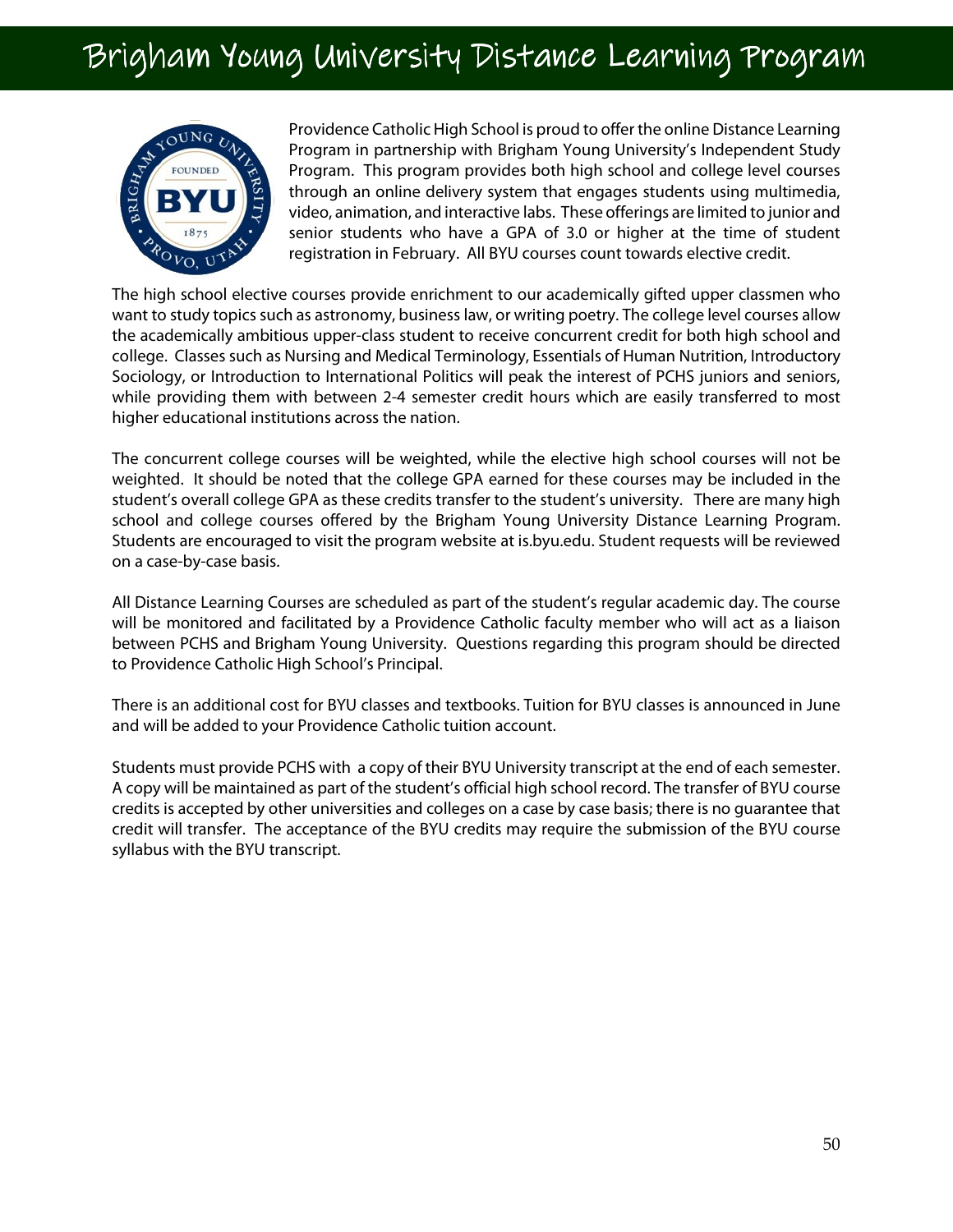# Brigham Young University Distance Learning Program

Providence Catholic High School is proud to offer the online Distance Learning Program in partnership with Brigham Young University's Independent Study Program. This program provides both high school and college level courses through an online delivery system that engages students using multimedia, video, animation, and interactive labs. These offerings are limited to junior and senior students who have a GPA of 3.0 or higher at the time of student registration in February. All BYU courses count towards elective credit.

The high school elective courses provide enrichment to our academically gifted upper classmen who want to study topics such as astronomy, business law, or writing poetry. The college level courses allow the academically ambitious upper-class student to receive concurrent credit for both high school and college. Classes such as Nursing and Medical Terminology, Essentials of Human Nutrition, Introductory Sociology, or Introduction to International Politics will peak the interest of PCHS juniors and seniors, while providing them with between 2-4 semester credit hours which are easily transferred to most higher educational institutions across the nation.

The concurrent college courses will be weighted, while the elective high school courses will not be weighted. It should be noted that the college GPA earned for these courses may be included in the student's overall college GPA as these credits transfer to the student's university. There are many high school and college courses offered by the Brigham Young University Distance Learning Program. Students are encouraged to visit the program website at is.byu.edu. Student requests will be reviewed on a case-by-case basis.

All Distance Learning Courses are scheduled as part of the student's regular academic day. The course will be monitored and facilitated by a Providence Catholic faculty member who will act as a liaison between PCHS and Brigham Young University. Questions regarding this program should be directed to Providence Catholic High School's Principal.

There is an additional cost for BYU classes and textbooks. Tuition for BYU classes is announced in June and will be added to your Providence Catholic tuition account.

Students must provide PCHS with a copy of their BYU University transcript at the end of each semester. A copy will be maintained as part of the student's official high school record. The transfer of BYU course credits is accepted by other universities and colleges on a case by case basis; there is no guarantee that credit will transfer. The acceptance of the BYU credits may require the submission of the BYU course syllabus with the BYU transcript.